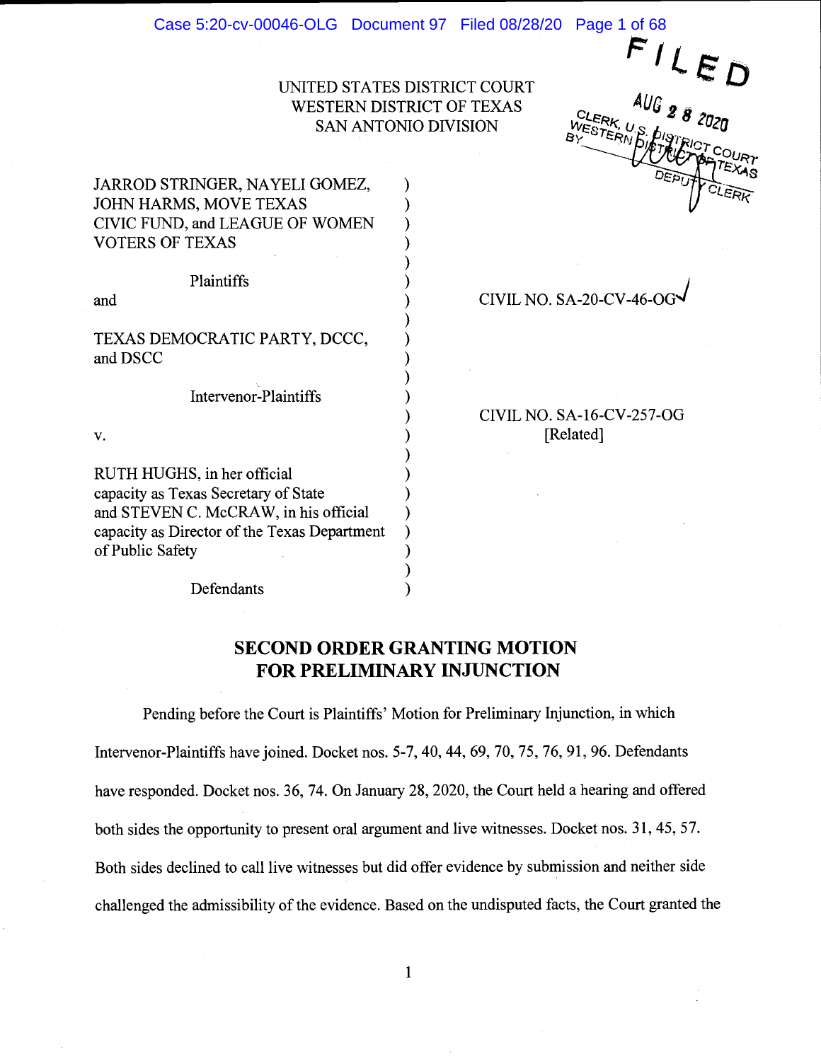UNITED STATES DISTRICT COURT
WESTERN DISTRICT OF TEXAS
SAN ANTONIO DIVISION

FILED
AUG 28 2020
CLERK, U.S. DISTRICT COURT
WESTERN DISTRICT OF TEXAS
BY ______ DEPUTY CLERK

| | | |
|---|---|---|
| JARROD STRINGER, NAYELI GOMEZ, JOHN HARMS, MOVE TEXAS CIVIC FUND, and LEAGUE OF WOMEN VOTERS OF TEXAS | ) | |
| Plaintiffs | ) | |
| and | ) | CIVIL NO. SA-20-CV-46-OG |
| TEXAS DEMOCRATIC PARTY, DCCC, and DSCC | ) | |
| Intervenor-Plaintiffs | ) | CIVIL NO. SA-16-CV-257-OG [Related] |
| v. | ) | |
| RUTH HUGHS, in her official capacity as Texas Secretary of State and STEVEN C. McCRAW, in his official capacity as Director of the Texas Department of Public Safety | ) | |
| Defendants | ) | |

## SECOND ORDER GRANTING MOTION FOR PRELIMINARY INJUNCTION

Pending before the Court is Plaintiffs' Motion for Preliminary Injunction, in which Intervenor-Plaintiffs have joined. Docket nos. 5-7, 40, 44, 69, 70, 75, 76, 91, 96. Defendants have responded. Docket nos. 36, 74. On January 28, 2020, the Court held a hearing and offered both sides the opportunity to present oral argument and live witnesses. Docket nos. 31, 45, 57. Both sides declined to call live witnesses but did offer evidence by submission and neither side challenged the admissibility of the evidence. Based on the undisputed facts, the Court granted the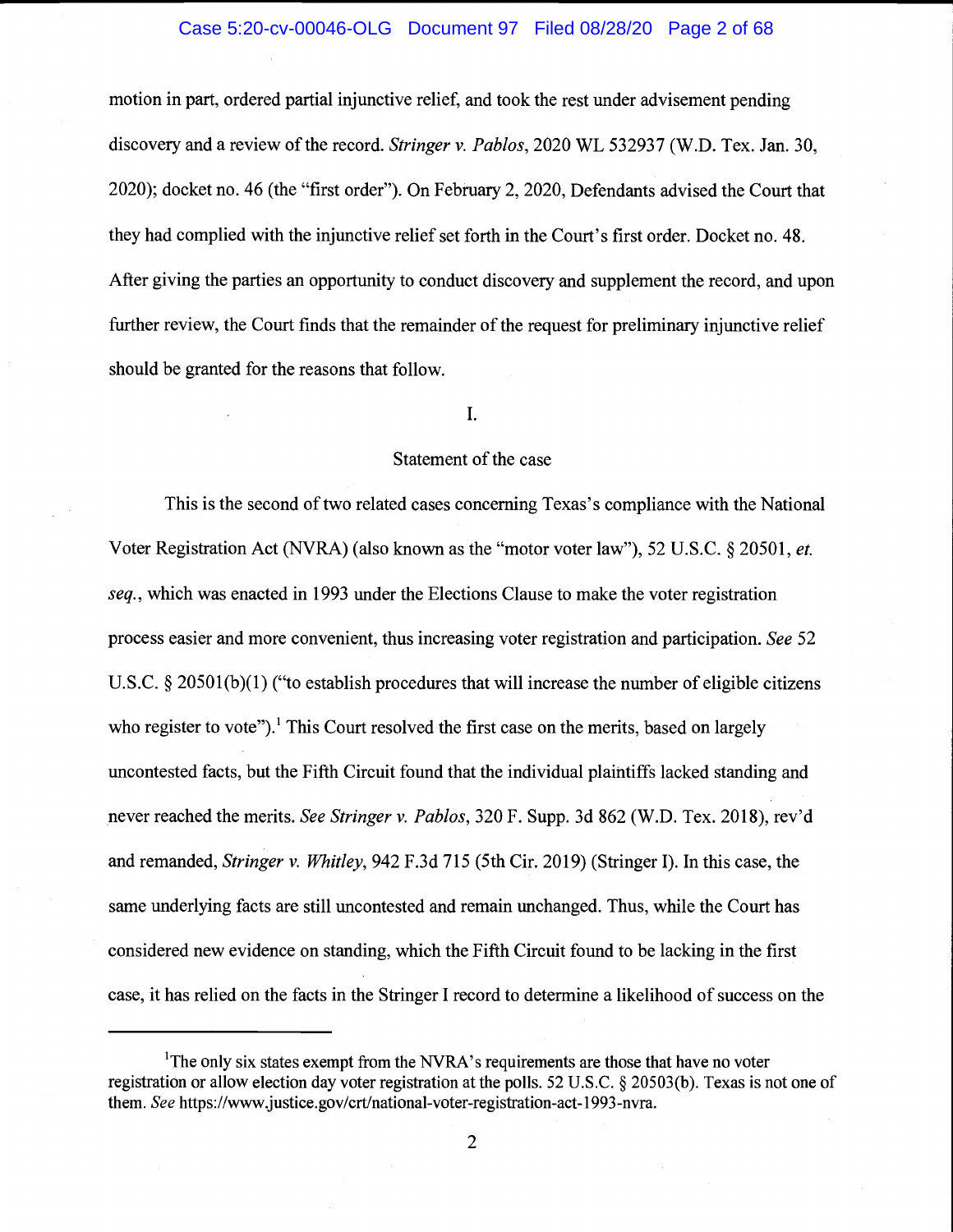motion in part, ordered partial injunctive relief, and took the rest under advisement pending discovery and a review of the record. *Stringer v. Pablos*, 2020 WL 532937 (W.D. Tex. Jan. 30, 2020); docket no. 46 (the "first order"). On February 2, 2020, Defendants advised the Court that they had complied with the injunctive relief set forth in the Court's first order. Docket no. 48. After giving the parties an opportunity to conduct discovery and supplement the record, and upon further review, the Court finds that the remainder of the request for preliminary injunctive relief should be granted for the reasons that follow.

## I.

## Statement of the case

This is the second of two related cases concerning Texas's compliance with the National Voter Registration Act (NVRA) (also known as the "motor voter law"), 52 U.S.C. § 20501, *et. seq.*, which was enacted in 1993 under the Elections Clause to make the voter registration process easier and more convenient, thus increasing voter registration and participation. *See* 52 U.S.C. § 20501(b)(1) ("to establish procedures that will increase the number of eligible citizens who register to vote").[1] This Court resolved the first case on the merits, based on largely uncontested facts, but the Fifth Circuit found that the individual plaintiffs lacked standing and never reached the merits. *See Stringer v. Pablos*, 320 F. Supp. 3d 862 (W.D. Tex. 2018), rev'd and remanded, *Stringer v. Whitley*, 942 F.3d 715 (5th Cir. 2019) (Stringer I). In this case, the same underlying facts are still uncontested and remain unchanged. Thus, while the Court has considered new evidence on standing, which the Fifth Circuit found to be lacking in the first case, it has relied on the facts in the Stringer I record to determine a likelihood of success on the

[1] The only six states exempt from the NVRA's requirements are those that have no voter registration or allow election day voter registration at the polls. 52 U.S.C. § 20503(b). Texas is not one of them. *See* https://www.justice.gov/crt/national-voter-registration-act-1993-nvra.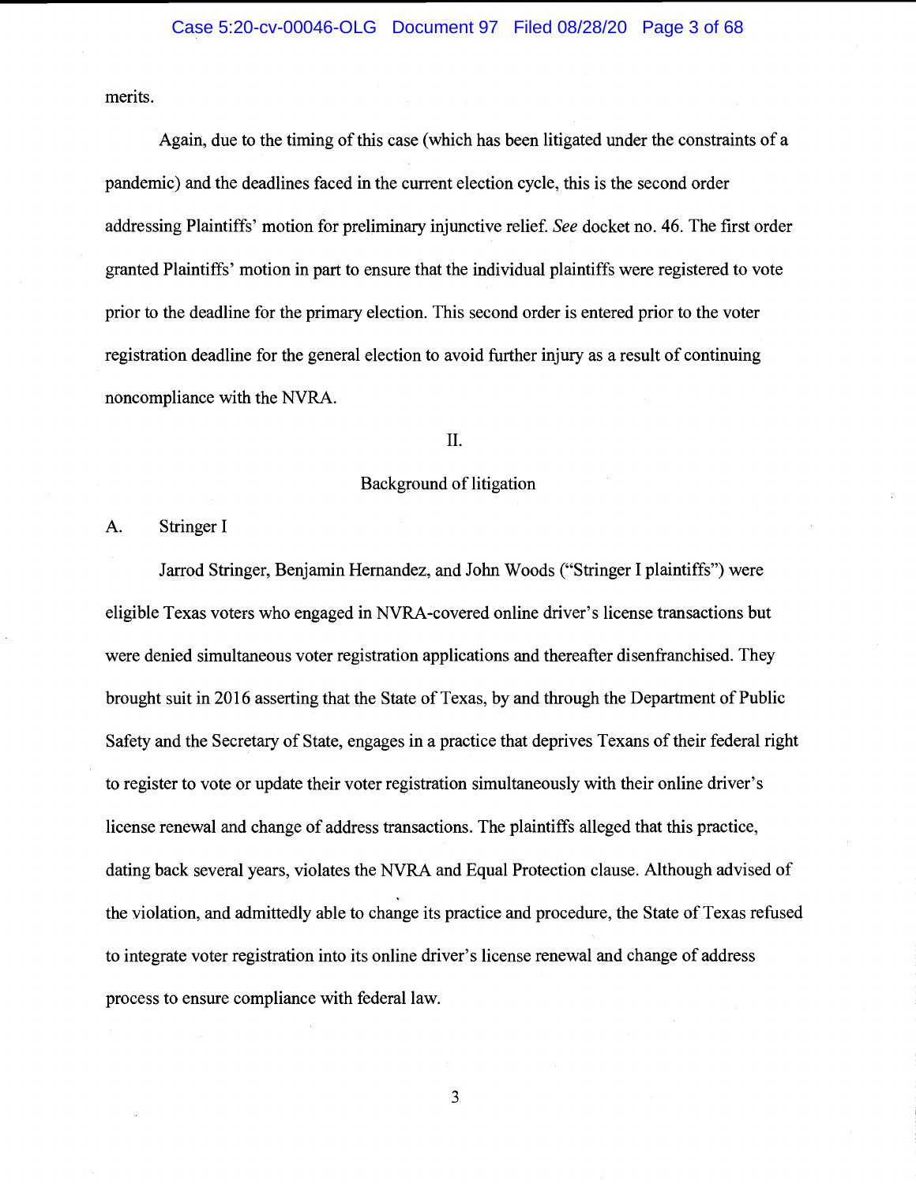merits.

Again, due to the timing of this case (which has been litigated under the constraints of a pandemic) and the deadlines faced in the current election cycle, this is the second order addressing Plaintiffs' motion for preliminary injunctive relief. *See* docket no. 46. The first order granted Plaintiffs' motion in part to ensure that the individual plaintiffs were registered to vote prior to the deadline for the primary election. This second order is entered prior to the voter registration deadline for the general election to avoid further injury as a result of continuing noncompliance with the NVRA.

## II.

## Background of litigation

### A. Stringer I

Jarrod Stringer, Benjamin Hernandez, and John Woods ("Stringer I plaintiffs") were eligible Texas voters who engaged in NVRA-covered online driver's license transactions but were denied simultaneous voter registration applications and thereafter disenfranchised. They brought suit in 2016 asserting that the State of Texas, by and through the Department of Public Safety and the Secretary of State, engages in a practice that deprives Texans of their federal right to register to vote or update their voter registration simultaneously with their online driver's license renewal and change of address transactions. The plaintiffs alleged that this practice, dating back several years, violates the NVRA and Equal Protection clause. Although advised of the violation, and admittedly able to change its practice and procedure, the State of Texas refused to integrate voter registration into its online driver's license renewal and change of address process to ensure compliance with federal law.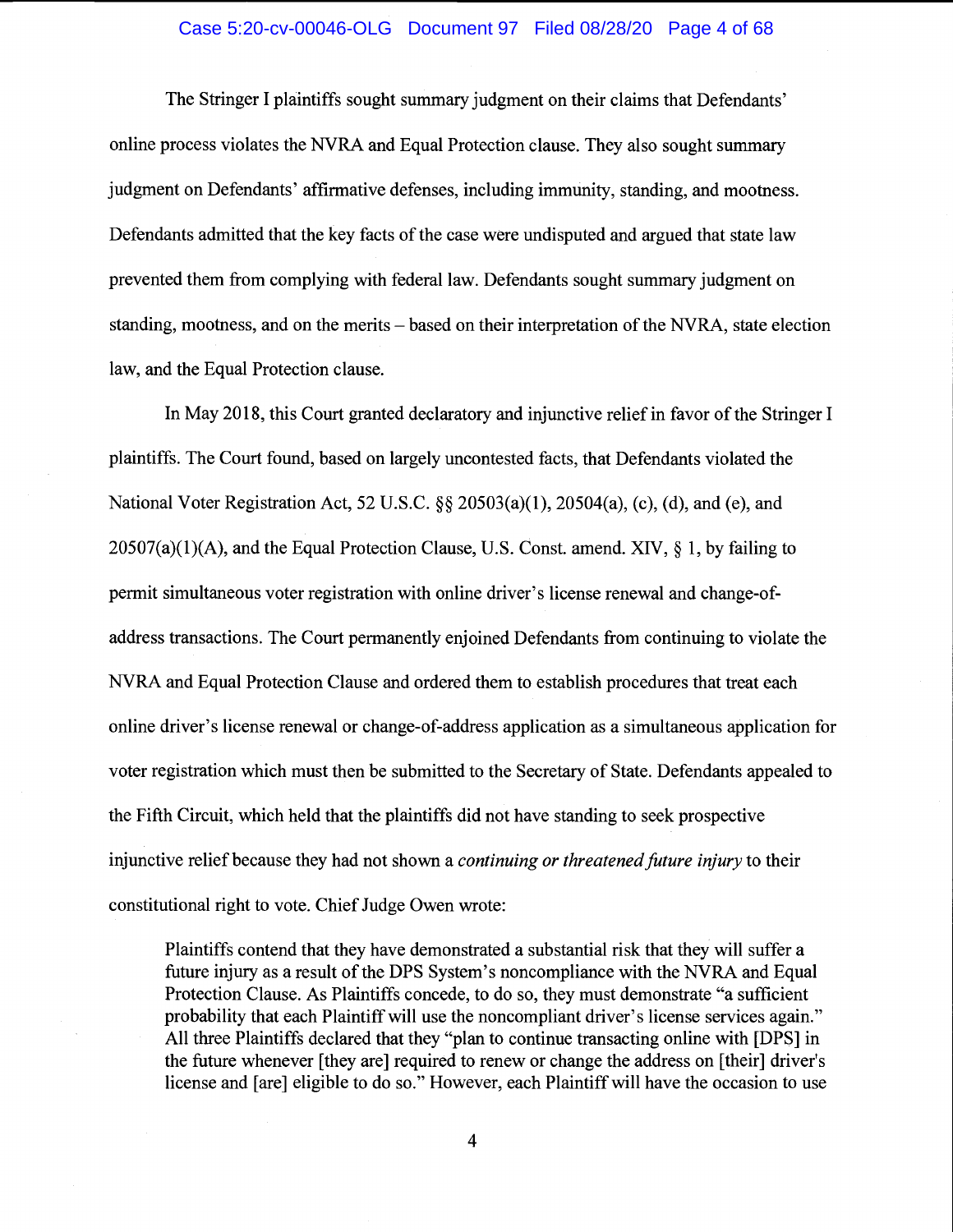The Stringer I plaintiffs sought summary judgment on their claims that Defendants' online process violates the NVRA and Equal Protection clause. They also sought summary judgment on Defendants' affirmative defenses, including immunity, standing, and mootness. Defendants admitted that the key facts of the case were undisputed and argued that state law prevented them from complying with federal law. Defendants sought summary judgment on standing, mootness, and on the merits – based on their interpretation of the NVRA, state election law, and the Equal Protection clause.

In May 2018, this Court granted declaratory and injunctive relief in favor of the Stringer I plaintiffs. The Court found, based on largely uncontested facts, that Defendants violated the National Voter Registration Act, 52 U.S.C. §§ 20503(a)(1), 20504(a), (c), (d), and (e), and 20507(a)(1)(A), and the Equal Protection Clause, U.S. Const. amend. XIV, § 1, by failing to permit simultaneous voter registration with online driver's license renewal and change-of-address transactions. The Court permanently enjoined Defendants from continuing to violate the NVRA and Equal Protection Clause and ordered them to establish procedures that treat each online driver's license renewal or change-of-address application as a simultaneous application for voter registration which must then be submitted to the Secretary of State. Defendants appealed to the Fifth Circuit, which held that the plaintiffs did not have standing to seek prospective injunctive relief because they had not shown a *continuing or threatened future injury* to their constitutional right to vote. Chief Judge Owen wrote:

> Plaintiffs contend that they have demonstrated a substantial risk that they will suffer a future injury as a result of the DPS System's noncompliance with the NVRA and Equal Protection Clause. As Plaintiffs concede, to do so, they must demonstrate "a sufficient probability that each Plaintiff will use the noncompliant driver's license services again." All three Plaintiffs declared that they "plan to continue transacting online with [DPS] in the future whenever [they are] required to renew or change the address on [their] driver's license and [are] eligible to do so." However, each Plaintiff will have the occasion to use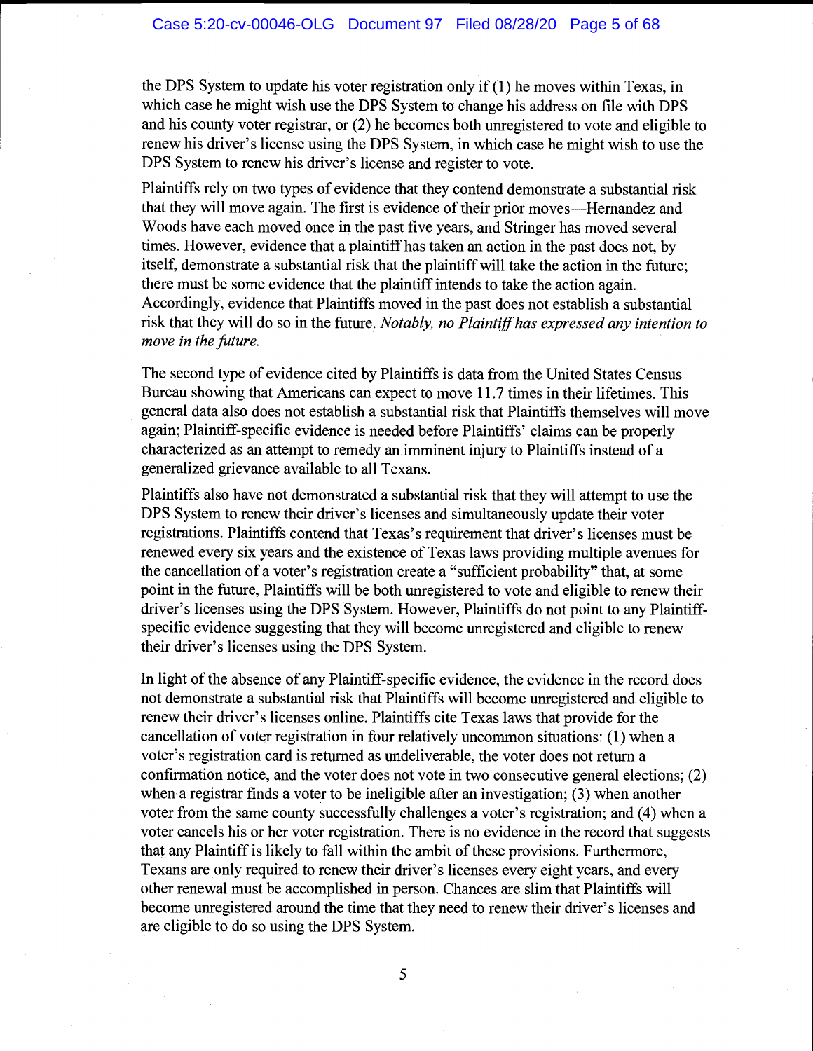the DPS System to update his voter registration only if (1) he moves within Texas, in which case he might wish use the DPS System to change his address on file with DPS and his county voter registrar, or (2) he becomes both unregistered to vote and eligible to renew his driver's license using the DPS System, in which case he might wish to use the DPS System to renew his driver's license and register to vote.

Plaintiffs rely on two types of evidence that they contend demonstrate a substantial risk that they will move again. The first is evidence of their prior moves—Hernandez and Woods have each moved once in the past five years, and Stringer has moved several times. However, evidence that a plaintiff has taken an action in the past does not, by itself, demonstrate a substantial risk that the plaintiff will take the action in the future; there must be some evidence that the plaintiff intends to take the action again. Accordingly, evidence that Plaintiffs moved in the past does not establish a substantial risk that they will do so in the future. *Notably, no Plaintiff has expressed any intention to move in the future.*

The second type of evidence cited by Plaintiffs is data from the United States Census Bureau showing that Americans can expect to move 11.7 times in their lifetimes. This general data also does not establish a substantial risk that Plaintiffs themselves will move again; Plaintiff-specific evidence is needed before Plaintiffs' claims can be properly characterized as an attempt to remedy an imminent injury to Plaintiffs instead of a generalized grievance available to all Texans.

Plaintiffs also have not demonstrated a substantial risk that they will attempt to use the DPS System to renew their driver's licenses and simultaneously update their voter registrations. Plaintiffs contend that Texas's requirement that driver's licenses must be renewed every six years and the existence of Texas laws providing multiple avenues for the cancellation of a voter's registration create a "sufficient probability" that, at some point in the future, Plaintiffs will be both unregistered to vote and eligible to renew their driver's licenses using the DPS System. However, Plaintiffs do not point to any Plaintiff-specific evidence suggesting that they will become unregistered and eligible to renew their driver's licenses using the DPS System.

In light of the absence of any Plaintiff-specific evidence, the evidence in the record does not demonstrate a substantial risk that Plaintiffs will become unregistered and eligible to renew their driver's licenses online. Plaintiffs cite Texas laws that provide for the cancellation of voter registration in four relatively uncommon situations: (1) when a voter's registration card is returned as undeliverable, the voter does not return a confirmation notice, and the voter does not vote in two consecutive general elections; (2) when a registrar finds a voter to be ineligible after an investigation; (3) when another voter from the same county successfully challenges a voter's registration; and (4) when a voter cancels his or her voter registration. There is no evidence in the record that suggests that any Plaintiff is likely to fall within the ambit of these provisions. Furthermore, Texans are only required to renew their driver's licenses every eight years, and every other renewal must be accomplished in person. Chances are slim that Plaintiffs will become unregistered around the time that they need to renew their driver's licenses and are eligible to do so using the DPS System.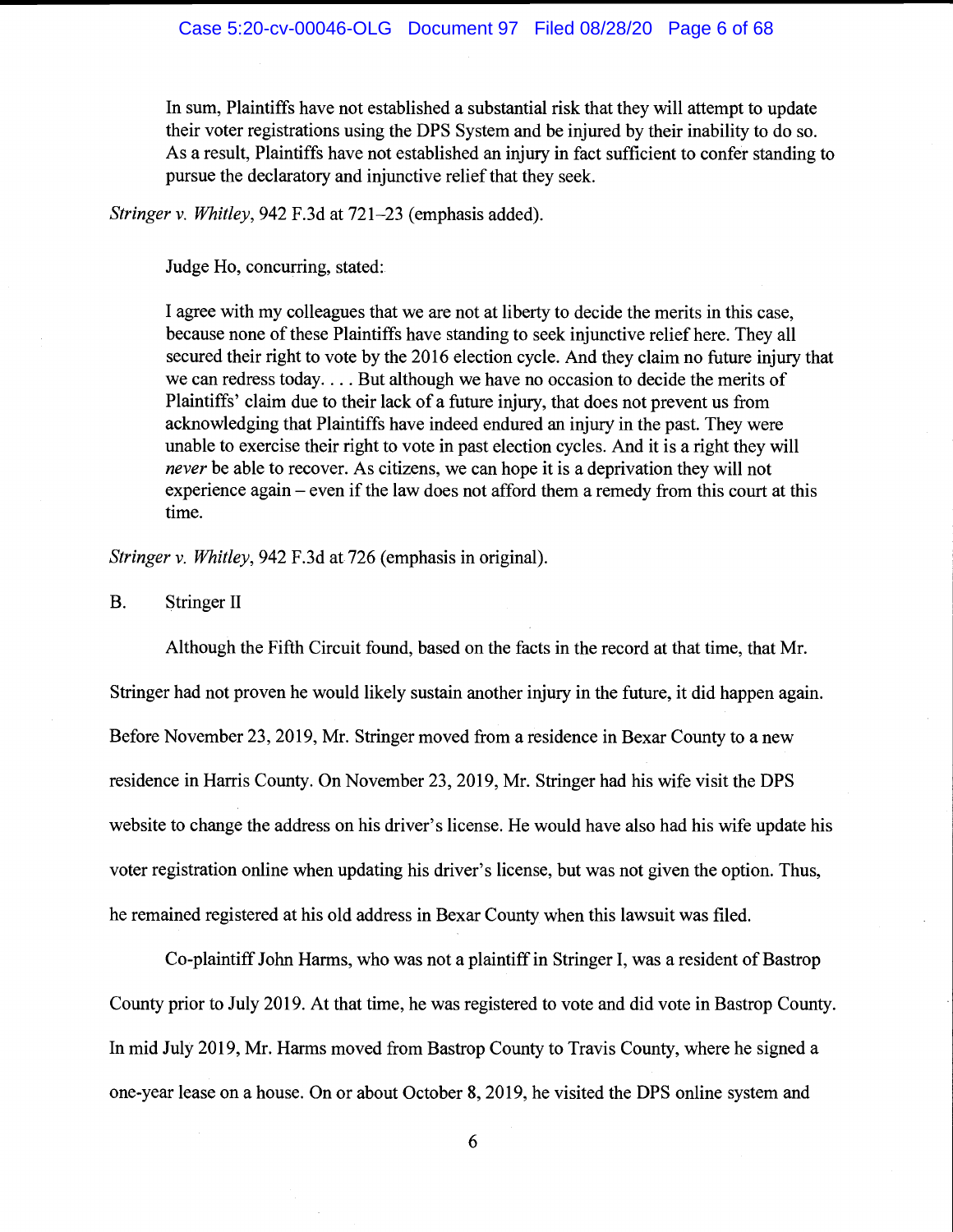> In sum, Plaintiffs have not established a substantial risk that they will attempt to update their voter registrations using the DPS System and be injured by their inability to do so. As a result, Plaintiffs have not established an injury in fact sufficient to confer standing to pursue the declaratory and injunctive relief that they seek.

*Stringer v. Whitley*, 942 F.3d at 721–23 (emphasis added).

Judge Ho, concurring, stated:

> I agree with my colleagues that we are not at liberty to decide the merits in this case, because none of these Plaintiffs have standing to seek injunctive relief here. They all secured their right to vote by the 2016 election cycle. And they claim no future injury that we can redress today. . . . But although we have no occasion to decide the merits of Plaintiffs' claim due to their lack of a future injury, that does not prevent us from acknowledging that Plaintiffs have indeed endured an injury in the past. They were unable to exercise their right to vote in past election cycles. And it is a right they will *never* be able to recover. As citizens, we can hope it is a deprivation they will not experience again – even if the law does not afford them a remedy from this court at this time.

*Stringer v. Whitley*, 942 F.3d at 726 (emphasis in original).

## B. Stringer II

Although the Fifth Circuit found, based on the facts in the record at that time, that Mr. Stringer had not proven he would likely sustain another injury in the future, it did happen again. Before November 23, 2019, Mr. Stringer moved from a residence in Bexar County to a new residence in Harris County. On November 23, 2019, Mr. Stringer had his wife visit the DPS website to change the address on his driver's license. He would have also had his wife update his voter registration online when updating his driver's license, but was not given the option. Thus, he remained registered at his old address in Bexar County when this lawsuit was filed.

Co-plaintiff John Harms, who was not a plaintiff in Stringer I, was a resident of Bastrop County prior to July 2019. At that time, he was registered to vote and did vote in Bastrop County. In mid July 2019, Mr. Harms moved from Bastrop County to Travis County, where he signed a one-year lease on a house. On or about October 8, 2019, he visited the DPS online system and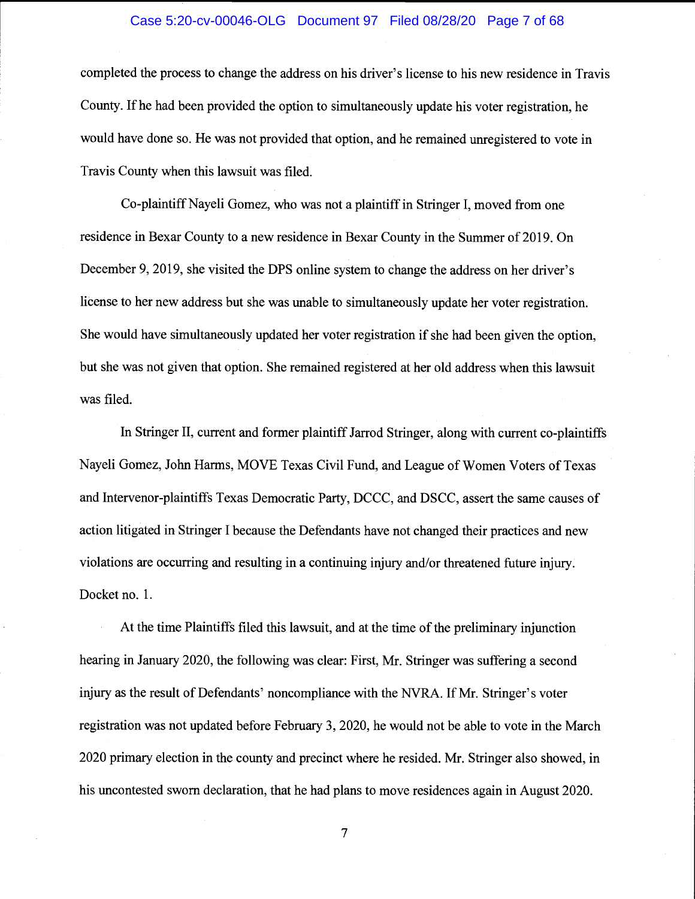completed the process to change the address on his driver's license to his new residence in Travis County. If he had been provided the option to simultaneously update his voter registration, he would have done so. He was not provided that option, and he remained unregistered to vote in Travis County when this lawsuit was filed.

Co-plaintiff Nayeli Gomez, who was not a plaintiff in Stringer I, moved from one residence in Bexar County to a new residence in Bexar County in the Summer of 2019. On December 9, 2019, she visited the DPS online system to change the address on her driver's license to her new address but she was unable to simultaneously update her voter registration. She would have simultaneously updated her voter registration if she had been given the option, but she was not given that option. She remained registered at her old address when this lawsuit was filed.

In Stringer II, current and former plaintiff Jarrod Stringer, along with current co-plaintiffs Nayeli Gomez, John Harms, MOVE Texas Civil Fund, and League of Women Voters of Texas and Intervenor-plaintiffs Texas Democratic Party, DCCC, and DSCC, assert the same causes of action litigated in Stringer I because the Defendants have not changed their practices and new violations are occurring and resulting in a continuing injury and/or threatened future injury. Docket no. 1.

At the time Plaintiffs filed this lawsuit, and at the time of the preliminary injunction hearing in January 2020, the following was clear: First, Mr. Stringer was suffering a second injury as the result of Defendants' noncompliance with the NVRA. If Mr. Stringer's voter registration was not updated before February 3, 2020, he would not be able to vote in the March 2020 primary election in the county and precinct where he resided. Mr. Stringer also showed, in his uncontested sworn declaration, that he had plans to move residences again in August 2020.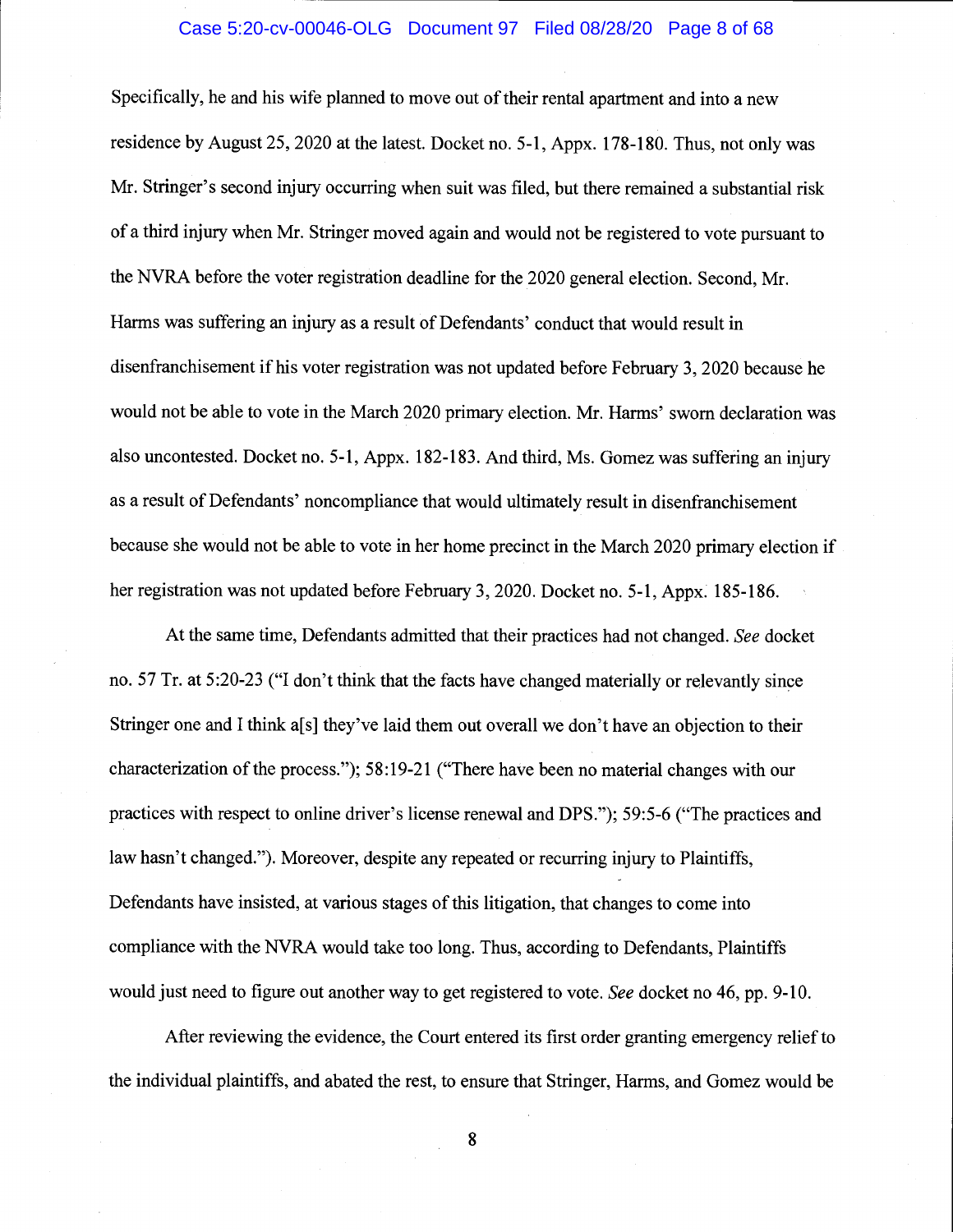Specifically, he and his wife planned to move out of their rental apartment and into a new residence by August 25, 2020 at the latest. Docket no. 5-1, Appx. 178-180. Thus, not only was Mr. Stringer's second injury occurring when suit was filed, but there remained a substantial risk of a third injury when Mr. Stringer moved again and would not be registered to vote pursuant to the NVRA before the voter registration deadline for the 2020 general election. Second, Mr. Harms was suffering an injury as a result of Defendants' conduct that would result in disenfranchisement if his voter registration was not updated before February 3, 2020 because he would not be able to vote in the March 2020 primary election. Mr. Harms' sworn declaration was also uncontested. Docket no. 5-1, Appx. 182-183. And third, Ms. Gomez was suffering an injury as a result of Defendants' noncompliance that would ultimately result in disenfranchisement because she would not be able to vote in her home precinct in the March 2020 primary election if her registration was not updated before February 3, 2020. Docket no. 5-1, Appx. 185-186.

At the same time, Defendants admitted that their practices had not changed. *See* docket no. 57 Tr. at 5:20-23 ("I don't think that the facts have changed materially or relevantly since Stringer one and I think a[s] they've laid them out overall we don't have an objection to their characterization of the process."); 58:19-21 ("There have been no material changes with our practices with respect to online driver's license renewal and DPS."); 59:5-6 ("The practices and law hasn't changed."). Moreover, despite any repeated or recurring injury to Plaintiffs, Defendants have insisted, at various stages of this litigation, that changes to come into compliance with the NVRA would take too long. Thus, according to Defendants, Plaintiffs would just need to figure out another way to get registered to vote. *See* docket no 46, pp. 9-10.

After reviewing the evidence, the Court entered its first order granting emergency relief to the individual plaintiffs, and abated the rest, to ensure that Stringer, Harms, and Gomez would be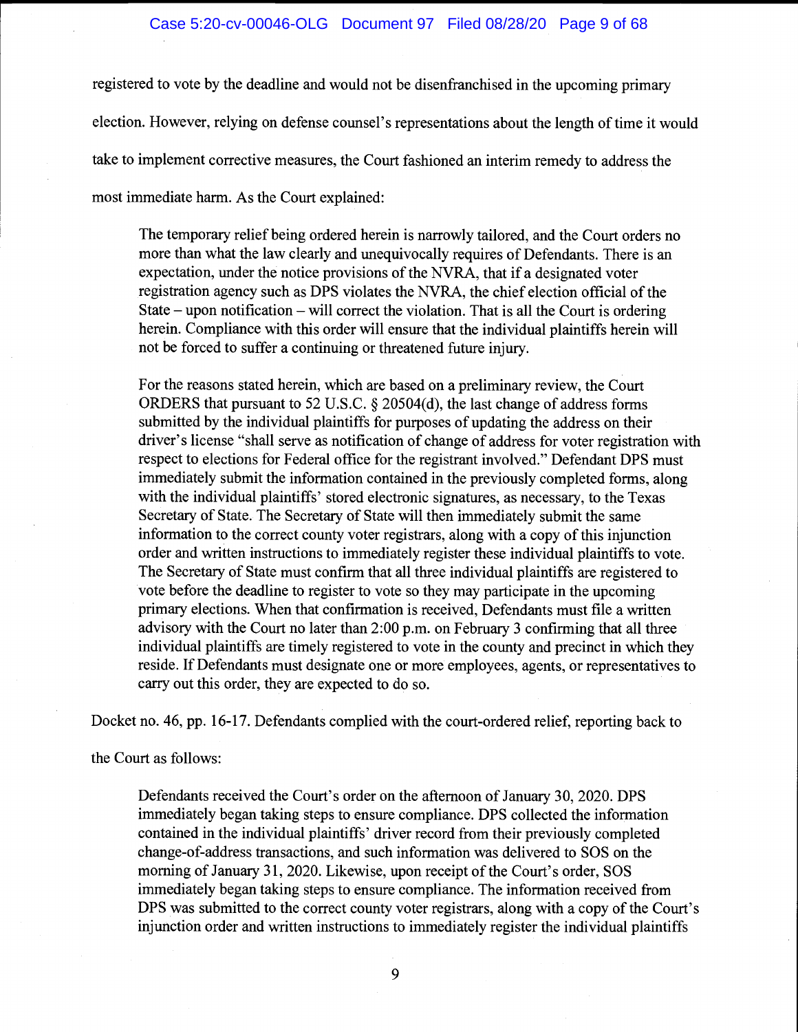registered to vote by the deadline and would not be disenfranchised in the upcoming primary election. However, relying on defense counsel's representations about the length of time it would take to implement corrective measures, the Court fashioned an interim remedy to address the most immediate harm. As the Court explained:

> The temporary relief being ordered herein is narrowly tailored, and the Court orders no more than what the law clearly and unequivocally requires of Defendants. There is an expectation, under the notice provisions of the NVRA, that if a designated voter registration agency such as DPS violates the NVRA, the chief election official of the State – upon notification – will correct the violation. That is all the Court is ordering herein. Compliance with this order will ensure that the individual plaintiffs herein will not be forced to suffer a continuing or threatened future injury.
>
> For the reasons stated herein, which are based on a preliminary review, the Court ORDERS that pursuant to 52 U.S.C. § 20504(d), the last change of address forms submitted by the individual plaintiffs for purposes of updating the address on their driver's license "shall serve as notification of change of address for voter registration with respect to elections for Federal office for the registrant involved." Defendant DPS must immediately submit the information contained in the previously completed forms, along with the individual plaintiffs' stored electronic signatures, as necessary, to the Texas Secretary of State. The Secretary of State will then immediately submit the same information to the correct county voter registrars, along with a copy of this injunction order and written instructions to immediately register these individual plaintiffs to vote. The Secretary of State must confirm that all three individual plaintiffs are registered to vote before the deadline to register to vote so they may participate in the upcoming primary elections. When that confirmation is received, Defendants must file a written advisory with the Court no later than 2:00 p.m. on February 3 confirming that all three individual plaintiffs are timely registered to vote in the county and precinct in which they reside. If Defendants must designate one or more employees, agents, or representatives to carry out this order, they are expected to do so.

Docket no. 46, pp. 16-17. Defendants complied with the court-ordered relief, reporting back to the Court as follows:

> Defendants received the Court's order on the afternoon of January 30, 2020. DPS immediately began taking steps to ensure compliance. DPS collected the information contained in the individual plaintiffs' driver record from their previously completed change-of-address transactions, and such information was delivered to SOS on the morning of January 31, 2020. Likewise, upon receipt of the Court's order, SOS immediately began taking steps to ensure compliance. The information received from DPS was submitted to the correct county voter registrars, along with a copy of the Court's injunction order and written instructions to immediately register the individual plaintiffs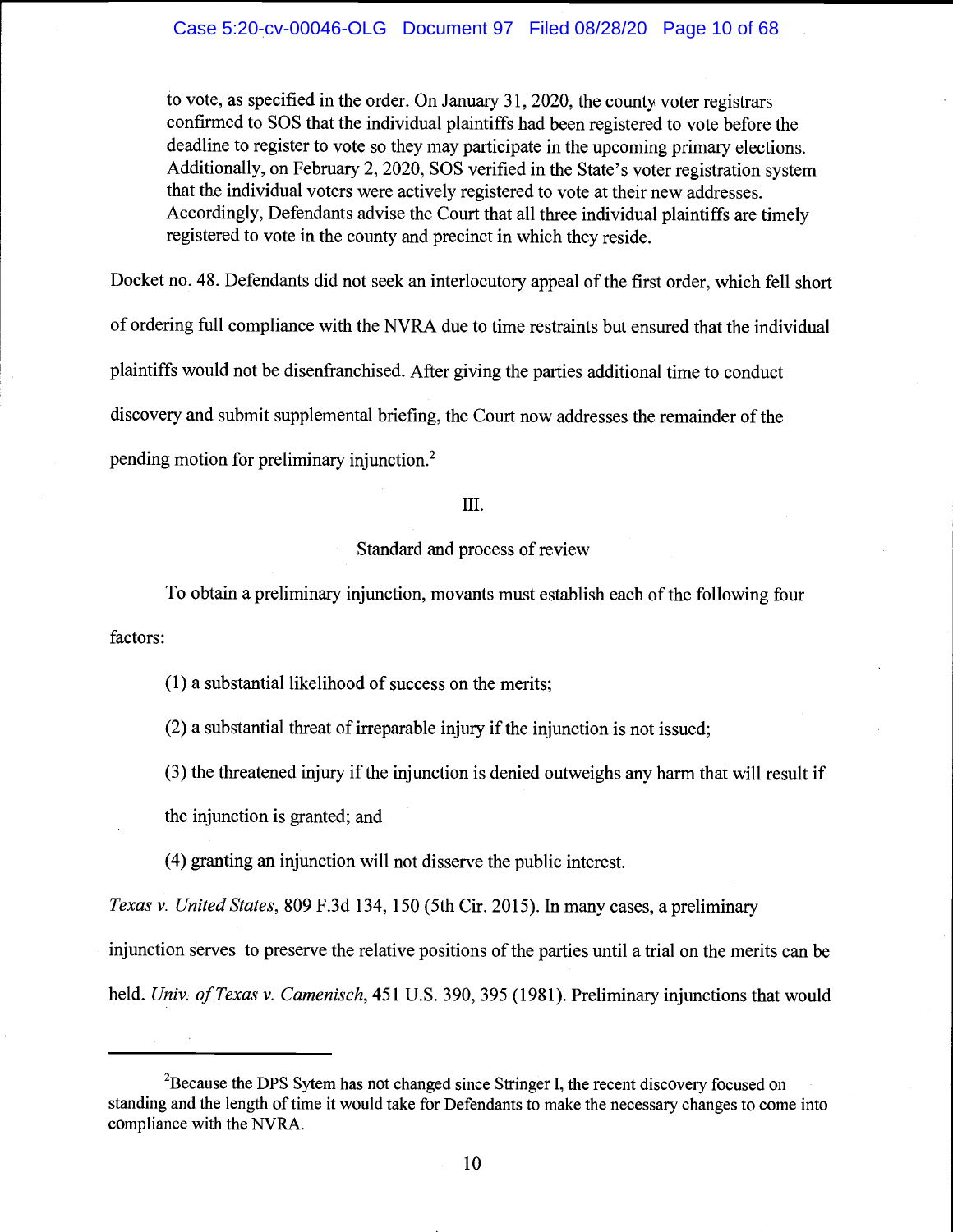> to vote, as specified in the order. On January 31, 2020, the county voter registrars confirmed to SOS that the individual plaintiffs had been registered to vote before the deadline to register to vote so they may participate in the upcoming primary elections. Additionally, on February 2, 2020, SOS verified in the State's voter registration system that the individual voters were actively registered to vote at their new addresses. Accordingly, Defendants advise the Court that all three individual plaintiffs are timely registered to vote in the county and precinct in which they reside.

Docket no. 48. Defendants did not seek an interlocutory appeal of the first order, which fell short of ordering full compliance with the NVRA due to time restraints but ensured that the individual plaintiffs would not be disenfranchised. After giving the parties additional time to conduct discovery and submit supplemental briefing, the Court now addresses the remainder of the pending motion for preliminary injunction.[2]

## III.

## Standard and process of review

To obtain a preliminary injunction, movants must establish each of the following four factors:

(1) a substantial likelihood of success on the merits;

(2) a substantial threat of irreparable injury if the injunction is not issued;

(3) the threatened injury if the injunction is denied outweighs any harm that will result if the injunction is granted; and

(4) granting an injunction will not disserve the public interest.

*Texas v. United States*, 809 F.3d 134, 150 (5th Cir. 2015). In many cases, a preliminary injunction serves to preserve the relative positions of the parties until a trial on the merits can be held. *Univ. of Texas v. Camenisch*, 451 U.S. 390, 395 (1981). Preliminary injunctions that would

---

[2] Because the DPS Sytem has not changed since Stringer I, the recent discovery focused on standing and the length of time it would take for Defendants to make the necessary changes to come into compliance with the NVRA.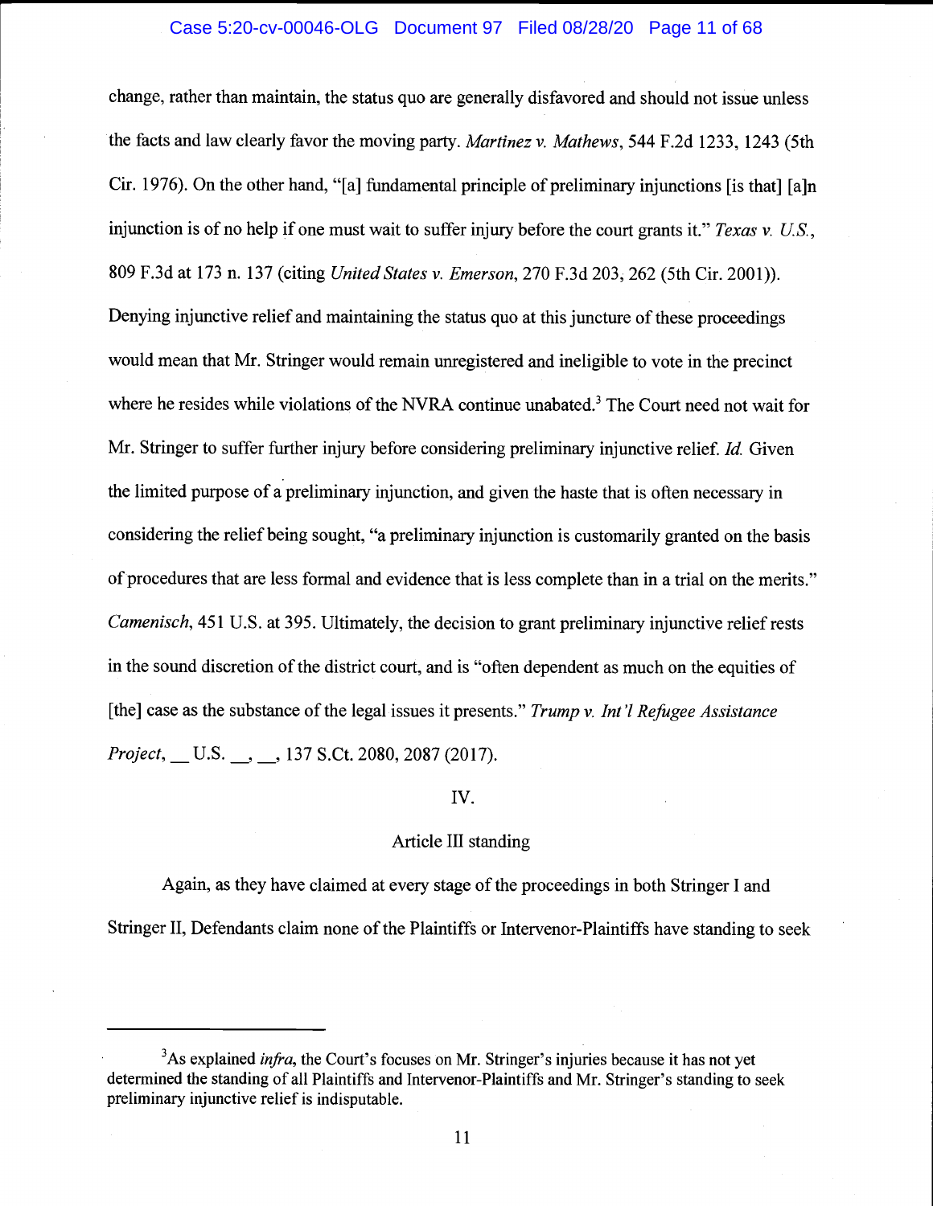change, rather than maintain, the status quo are generally disfavored and should not issue unless the facts and law clearly favor the moving party. *Martinez v. Mathews*, 544 F.2d 1233, 1243 (5th Cir. 1976). On the other hand, "[a] fundamental principle of preliminary injunctions [is that] [a]n injunction is of no help if one must wait to suffer injury before the court grants it." *Texas v. U.S.*, 809 F.3d at 173 n. 137 (citing *United States v. Emerson*, 270 F.3d 203, 262 (5th Cir. 2001)). Denying injunctive relief and maintaining the status quo at this juncture of these proceedings would mean that Mr. Stringer would remain unregistered and ineligible to vote in the precinct where he resides while violations of the NVRA continue unabated.[3] The Court need not wait for Mr. Stringer to suffer further injury before considering preliminary injunctive relief. *Id.* Given the limited purpose of a preliminary injunction, and given the haste that is often necessary in considering the relief being sought, "a preliminary injunction is customarily granted on the basis of procedures that are less formal and evidence that is less complete than in a trial on the merits." *Camenisch*, 451 U.S. at 395. Ultimately, the decision to grant preliminary injunctive relief rests in the sound discretion of the district court, and is "often dependent as much on the equities of [the] case as the substance of the legal issues it presents." *Trump v. Int'l Refugee Assistance Project*, __ U.S. __, __, 137 S.Ct. 2080, 2087 (2017).

## IV.

## Article III standing

Again, as they have claimed at every stage of the proceedings in both Stringer I and Stringer II, Defendants claim none of the Plaintiffs or Intervenor-Plaintiffs have standing to seek

---

[3] As explained *infra*, the Court's focuses on Mr. Stringer's injuries because it has not yet determined the standing of all Plaintiffs and Intervenor-Plaintiffs and Mr. Stringer's standing to seek preliminary injunctive relief is indisputable.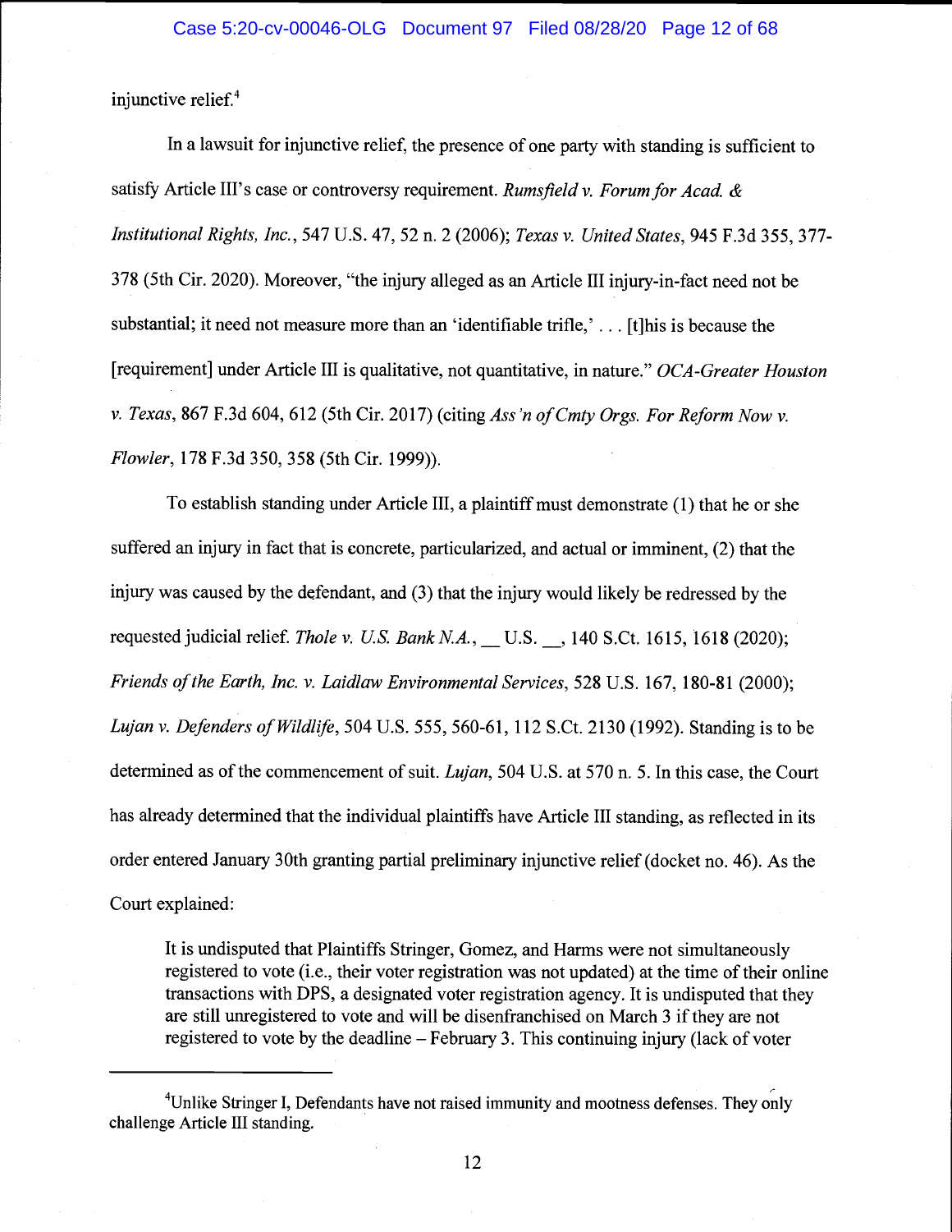injunctive relief.[4]

In a lawsuit for injunctive relief, the presence of one party with standing is sufficient to satisfy Article III's case or controversy requirement. *Rumsfield v. Forum for Acad. & Institutional Rights, Inc.*, 547 U.S. 47, 52 n. 2 (2006); *Texas v. United States*, 945 F.3d 355, 377-378 (5th Cir. 2020). Moreover, "the injury alleged as an Article III injury-in-fact need not be substantial; it need not measure more than an 'identifiable trifle,' . . . [t]his is because the [requirement] under Article III is qualitative, not quantitative, in nature." *OCA-Greater Houston v. Texas*, 867 F.3d 604, 612 (5th Cir. 2017) (citing *Ass'n of Cmty Orgs. For Reform Now v. Flowler*, 178 F.3d 350, 358 (5th Cir. 1999)).

To establish standing under Article III, a plaintiff must demonstrate (1) that he or she suffered an injury in fact that is concrete, particularized, and actual or imminent, (2) that the injury was caused by the defendant, and (3) that the injury would likely be redressed by the requested judicial relief. *Thole v. U.S. Bank N.A.*, __ U.S. __, 140 S.Ct. 1615, 1618 (2020); *Friends of the Earth, Inc. v. Laidlaw Environmental Services*, 528 U.S. 167, 180-81 (2000); *Lujan v. Defenders of Wildlife*, 504 U.S. 555, 560-61, 112 S.Ct. 2130 (1992). Standing is to be determined as of the commencement of suit. *Lujan*, 504 U.S. at 570 n. 5. In this case, the Court has already determined that the individual plaintiffs have Article III standing, as reflected in its order entered January 30th granting partial preliminary injunctive relief (docket no. 46). As the Court explained:

> It is undisputed that Plaintiffs Stringer, Gomez, and Harms were not simultaneously registered to vote (i.e., their voter registration was not updated) at the time of their online transactions with DPS, a designated voter registration agency. It is undisputed that they are still unregistered to vote and will be disenfranchised on March 3 if they are not registered to vote by the deadline – February 3. This continuing injury (lack of voter

---

[4]Unlike Stringer I, Defendants have not raised immunity and mootness defenses. They only challenge Article III standing.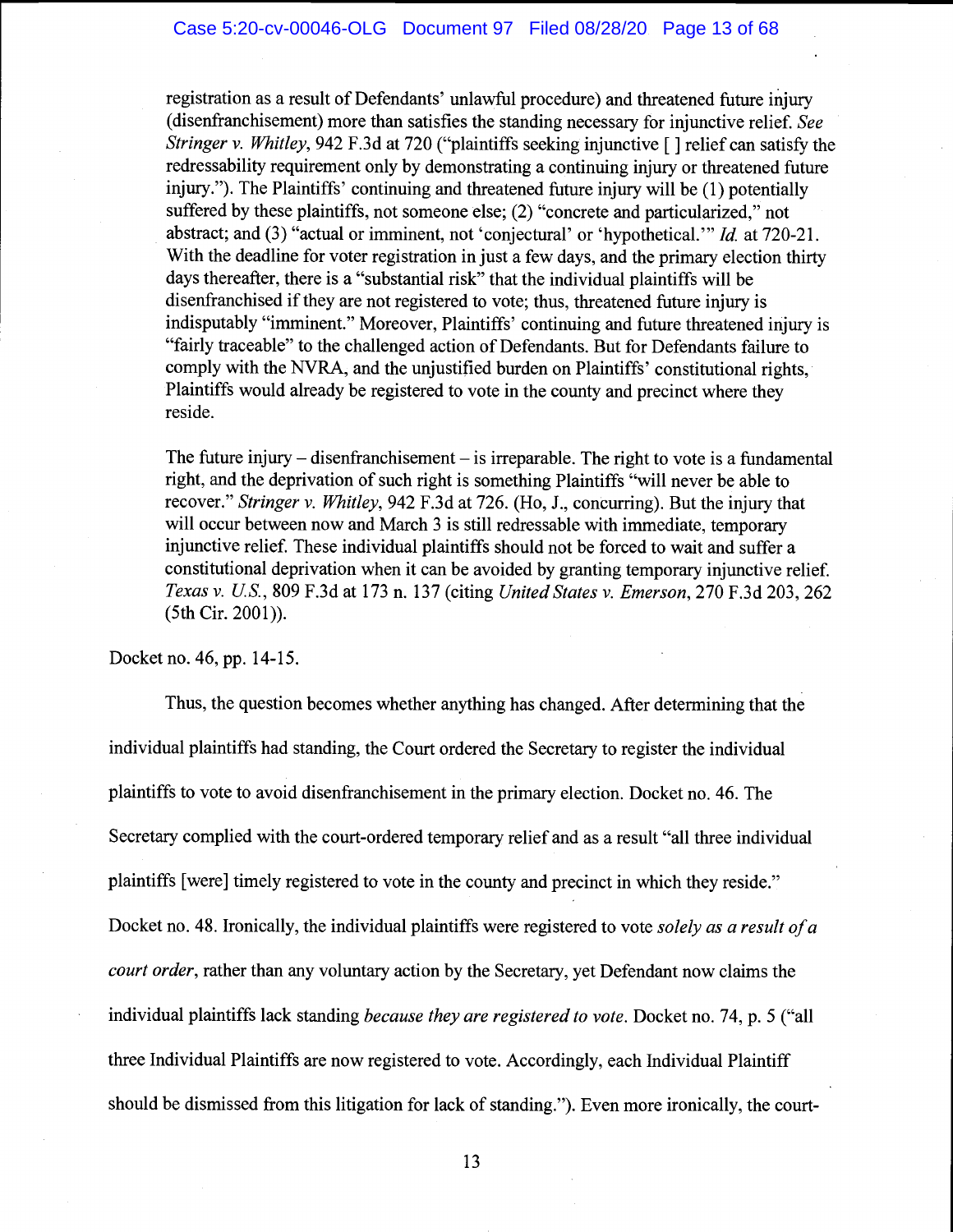> registration as a result of Defendants' unlawful procedure) and threatened future injury (disenfranchisement) more than satisfies the standing necessary for injunctive relief. *See Stringer v. Whitley*, 942 F.3d at 720 ("plaintiffs seeking injunctive [ ] relief can satisfy the redressability requirement only by demonstrating a continuing injury or threatened future injury."). The Plaintiffs' continuing and threatened future injury will be (1) potentially suffered by these plaintiffs, not someone else; (2) "concrete and particularized," not abstract; and (3) "actual or imminent, not 'conjectural' or 'hypothetical.'" *Id.* at 720-21. With the deadline for voter registration in just a few days, and the primary election thirty days thereafter, there is a "substantial risk" that the individual plaintiffs will be disenfranchised if they are not registered to vote; thus, threatened future injury is indisputably "imminent." Moreover, Plaintiffs' continuing and future threatened injury is "fairly traceable" to the challenged action of Defendants. But for Defendants failure to comply with the NVRA, and the unjustified burden on Plaintiffs' constitutional rights, Plaintiffs would already be registered to vote in the county and precinct where they reside.
>
> The future injury – disenfranchisement – is irreparable. The right to vote is a fundamental right, and the deprivation of such right is something Plaintiffs "will never be able to recover." *Stringer v. Whitley*, 942 F.3d at 726. (Ho, J., concurring). But the injury that will occur between now and March 3 is still redressable with immediate, temporary injunctive relief. These individual plaintiffs should not be forced to wait and suffer a constitutional deprivation when it can be avoided by granting temporary injunctive relief. *Texas v. U.S.*, 809 F.3d at 173 n. 137 (citing *United States v. Emerson*, 270 F.3d 203, 262 (5th Cir. 2001)).

Docket no. 46, pp. 14-15.

Thus, the question becomes whether anything has changed. After determining that the individual plaintiffs had standing, the Court ordered the Secretary to register the individual plaintiffs to vote to avoid disenfranchisement in the primary election. Docket no. 46. The Secretary complied with the court-ordered temporary relief and as a result "all three individual plaintiffs [were] timely registered to vote in the county and precinct in which they reside." Docket no. 48. Ironically, the individual plaintiffs were registered to vote *solely as a result of a court order*, rather than any voluntary action by the Secretary, yet Defendant now claims the individual plaintiffs lack standing *because they are registered to vote*. Docket no. 74, p. 5 ("all three Individual Plaintiffs are now registered to vote. Accordingly, each Individual Plaintiff should be dismissed from this litigation for lack of standing."). Even more ironically, the court-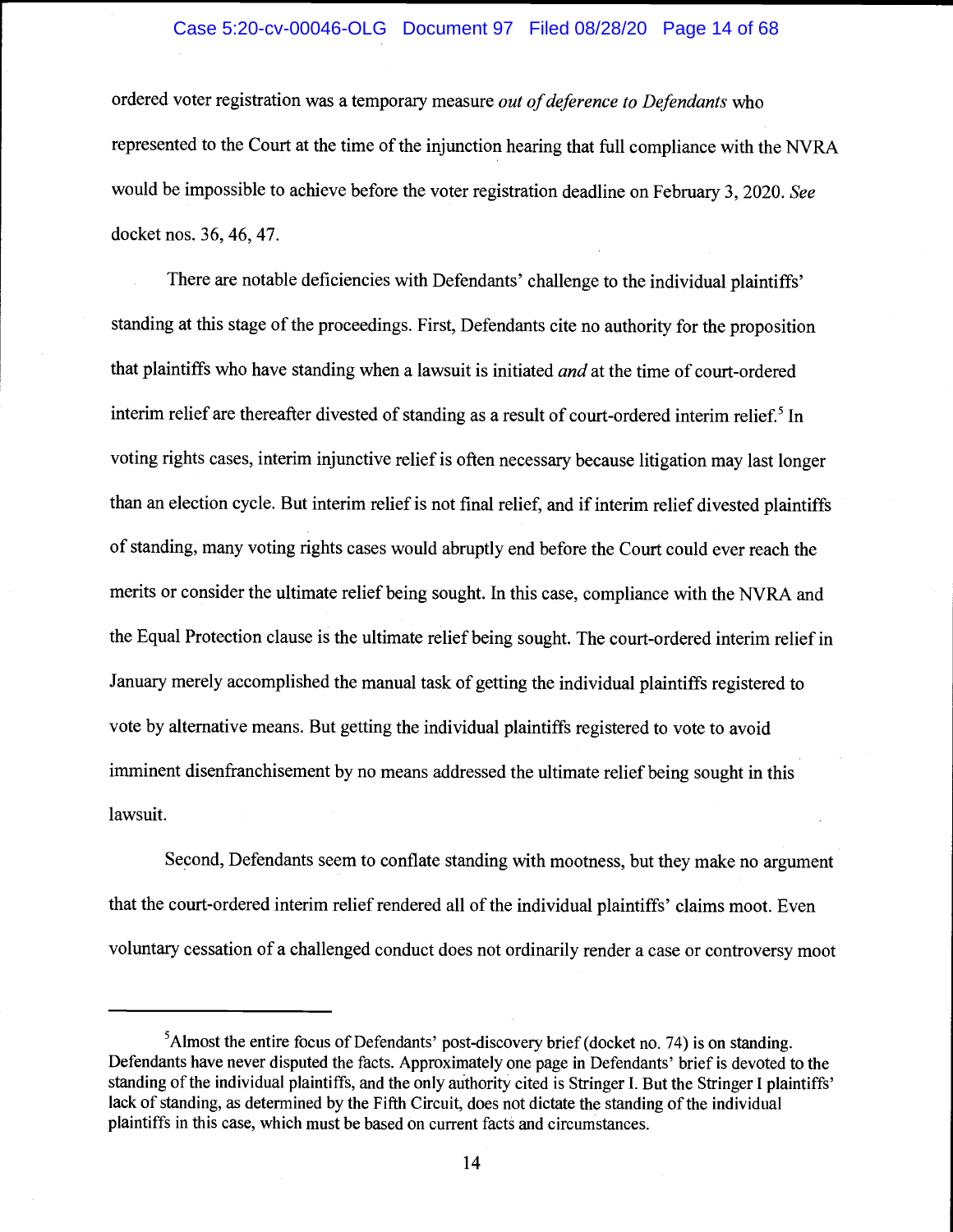ordered voter registration was a temporary measure *out of deference to Defendants* who represented to the Court at the time of the injunction hearing that full compliance with the NVRA would be impossible to achieve before the voter registration deadline on February 3, 2020. *See* docket nos. 36, 46, 47.

There are notable deficiencies with Defendants' challenge to the individual plaintiffs' standing at this stage of the proceedings. First, Defendants cite no authority for the proposition that plaintiffs who have standing when a lawsuit is initiated *and* at the time of court-ordered interim relief are thereafter divested of standing as a result of court-ordered interim relief.[5] In voting rights cases, interim injunctive relief is often necessary because litigation may last longer than an election cycle. But interim relief is not final relief, and if interim relief divested plaintiffs of standing, many voting rights cases would abruptly end before the Court could ever reach the merits or consider the ultimate relief being sought. In this case, compliance with the NVRA and the Equal Protection clause is the ultimate relief being sought. The court-ordered interim relief in January merely accomplished the manual task of getting the individual plaintiffs registered to vote by alternative means. But getting the individual plaintiffs registered to vote to avoid imminent disenfranchisement by no means addressed the ultimate relief being sought in this lawsuit.

Second, Defendants seem to conflate standing with mootness, but they make no argument that the court-ordered interim relief rendered all of the individual plaintiffs' claims moot. Even voluntary cessation of a challenged conduct does not ordinarily render a case or controversy moot

---

[5] Almost the entire focus of Defendants' post-discovery brief (docket no. 74) is on standing. Defendants have never disputed the facts. Approximately one page in Defendants' brief is devoted to the standing of the individual plaintiffs, and the only authority cited is Stringer I. But the Stringer I plaintiffs' lack of standing, as determined by the Fifth Circuit, does not dictate the standing of the individual plaintiffs in this case, which must be based on current facts and circumstances.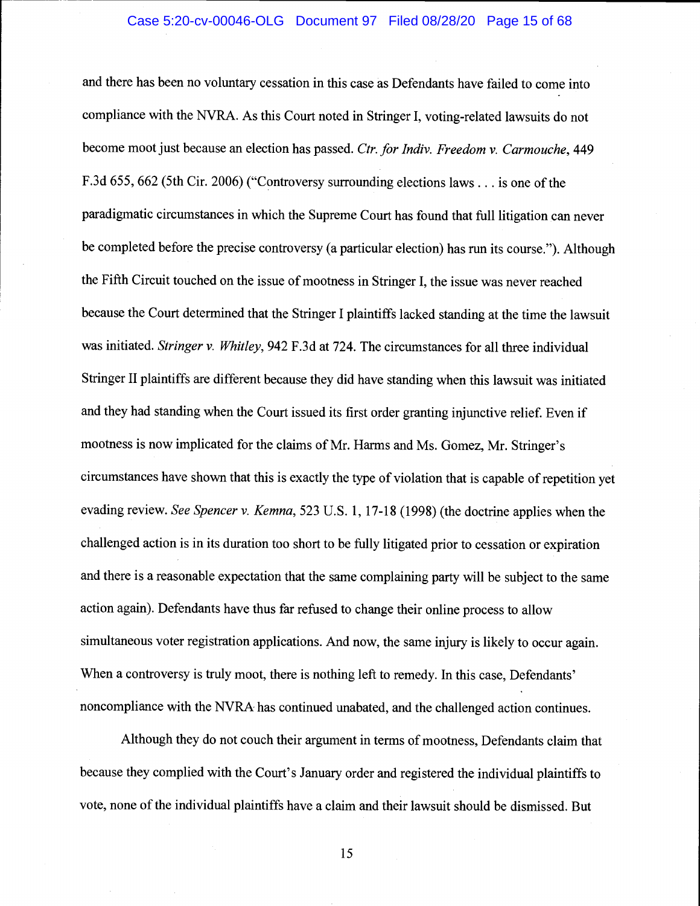and there has been no voluntary cessation in this case as Defendants have failed to come into compliance with the NVRA. As this Court noted in Stringer I, voting-related lawsuits do not become moot just because an election has passed. *Ctr. for Indiv. Freedom v. Carmouche*, 449 F.3d 655, 662 (5th Cir. 2006) ("Controversy surrounding elections laws . . . is one of the paradigmatic circumstances in which the Supreme Court has found that full litigation can never be completed before the precise controversy (a particular election) has run its course."). Although the Fifth Circuit touched on the issue of mootness in Stringer I, the issue was never reached because the Court determined that the Stringer I plaintiffs lacked standing at the time the lawsuit was initiated. *Stringer v. Whitley*, 942 F.3d at 724. The circumstances for all three individual Stringer II plaintiffs are different because they did have standing when this lawsuit was initiated and they had standing when the Court issued its first order granting injunctive relief. Even if mootness is now implicated for the claims of Mr. Harms and Ms. Gomez, Mr. Stringer's circumstances have shown that this is exactly the type of violation that is capable of repetition yet evading review. *See Spencer v. Kemna*, 523 U.S. 1, 17-18 (1998) (the doctrine applies when the challenged action is in its duration too short to be fully litigated prior to cessation or expiration and there is a reasonable expectation that the same complaining party will be subject to the same action again). Defendants have thus far refused to change their online process to allow simultaneous voter registration applications. And now, the same injury is likely to occur again. When a controversy is truly moot, there is nothing left to remedy. In this case, Defendants' noncompliance with the NVRA has continued unabated, and the challenged action continues.

Although they do not couch their argument in terms of mootness, Defendants claim that because they complied with the Court's January order and registered the individual plaintiffs to vote, none of the individual plaintiffs have a claim and their lawsuit should be dismissed. But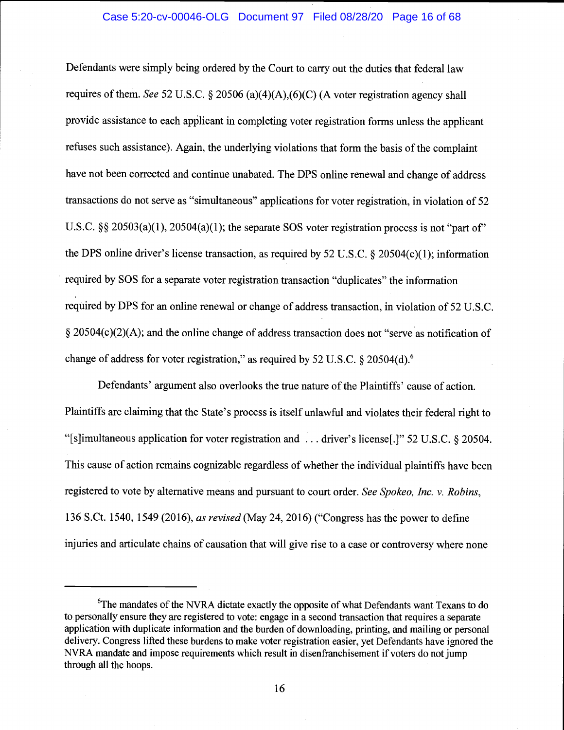Defendants were simply being ordered by the Court to carry out the duties that federal law requires of them. *See* 52 U.S.C. § 20506 (a)(4)(A),(6)(C) (A voter registration agency shall provide assistance to each applicant in completing voter registration forms unless the applicant refuses such assistance). Again, the underlying violations that form the basis of the complaint have not been corrected and continue unabated. The DPS online renewal and change of address transactions do not serve as "simultaneous" applications for voter registration, in violation of 52 U.S.C. §§ 20503(a)(1), 20504(a)(1); the separate SOS voter registration process is not "part of" the DPS online driver's license transaction, as required by 52 U.S.C. § 20504(c)(1); information required by SOS for a separate voter registration transaction "duplicates" the information required by DPS for an online renewal or change of address transaction, in violation of 52 U.S.C. § 20504(c)(2)(A); and the online change of address transaction does not "serve as notification of change of address for voter registration," as required by 52 U.S.C. § 20504(d).[6]

Defendants' argument also overlooks the true nature of the Plaintiffs' cause of action. Plaintiffs are claiming that the State's process is itself unlawful and violates their federal right to "[s]imultaneous application for voter registration and . . . driver's license[.]" 52 U.S.C. § 20504. This cause of action remains cognizable regardless of whether the individual plaintiffs have been registered to vote by alternative means and pursuant to court order. *See Spokeo, Inc. v. Robins*, 136 S.Ct. 1540, 1549 (2016), *as revised* (May 24, 2016) ("Congress has the power to define injuries and articulate chains of causation that will give rise to a case or controversy where none

---

[6]The mandates of the NVRA dictate exactly the opposite of what Defendants want Texans to do to personally ensure they are registered to vote: engage in a second transaction that requires a separate application with duplicate information and the burden of downloading, printing, and mailing or personal delivery. Congress lifted these burdens to make voter registration easier, yet Defendants have ignored the NVRA mandate and impose requirements which result in disenfranchisement if voters do not jump through all the hoops.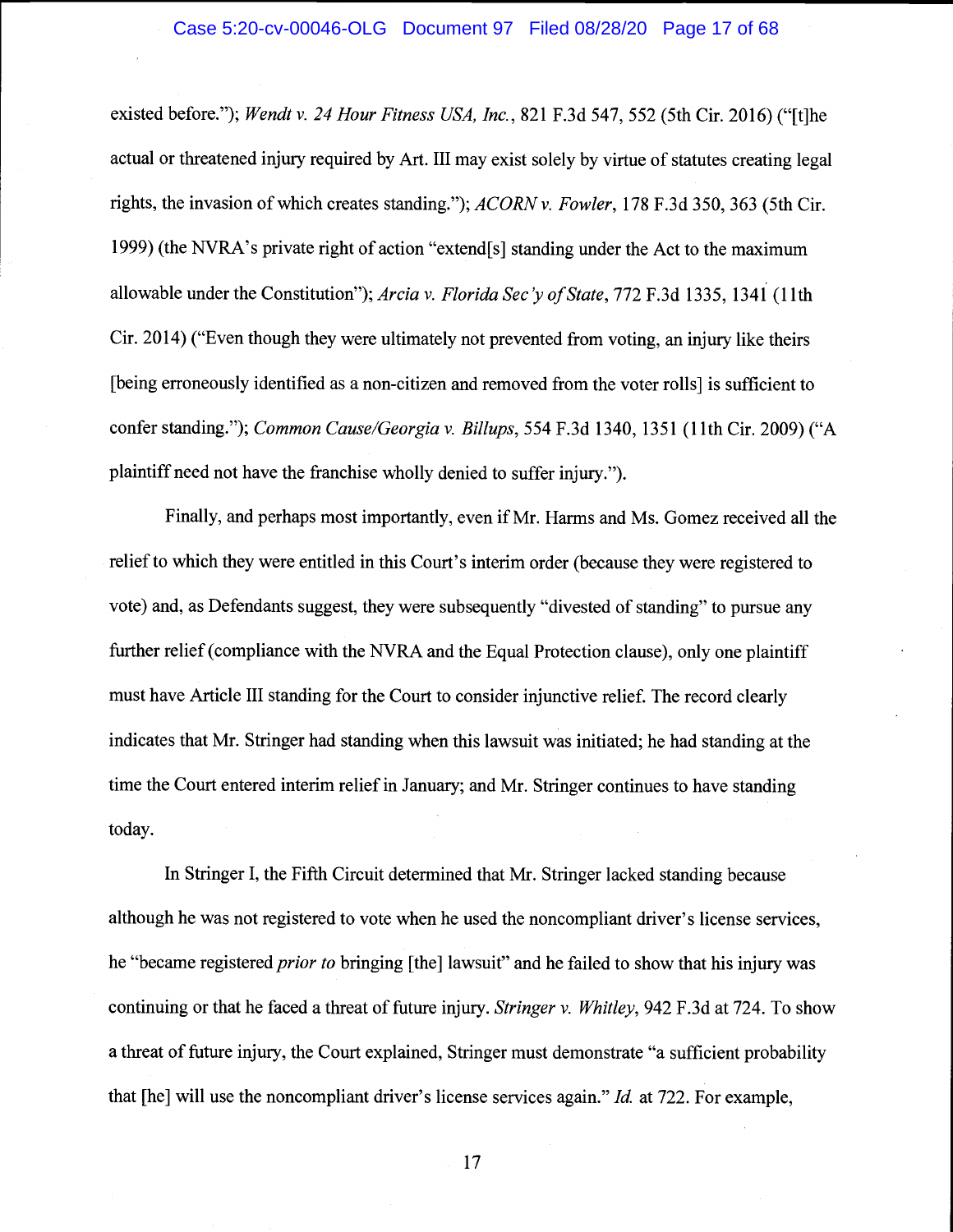existed before."); *Wendt v. 24 Hour Fitness USA, Inc.*, 821 F.3d 547, 552 (5th Cir. 2016) ("[t]he actual or threatened injury required by Art. III may exist solely by virtue of statutes creating legal rights, the invasion of which creates standing."); *ACORN v. Fowler*, 178 F.3d 350, 363 (5th Cir. 1999) (the NVRA's private right of action "extend[s] standing under the Act to the maximum allowable under the Constitution"); *Arcia v. Florida Sec'y of State*, 772 F.3d 1335, 1341 (11th Cir. 2014) ("Even though they were ultimately not prevented from voting, an injury like theirs [being erroneously identified as a non-citizen and removed from the voter rolls] is sufficient to confer standing."); *Common Cause/Georgia v. Billups*, 554 F.3d 1340, 1351 (11th Cir. 2009) ("A plaintiff need not have the franchise wholly denied to suffer injury.").

Finally, and perhaps most importantly, even if Mr. Harms and Ms. Gomez received all the relief to which they were entitled in this Court's interim order (because they were registered to vote) and, as Defendants suggest, they were subsequently "divested of standing" to pursue any further relief (compliance with the NVRA and the Equal Protection clause), only one plaintiff must have Article III standing for the Court to consider injunctive relief. The record clearly indicates that Mr. Stringer had standing when this lawsuit was initiated; he had standing at the time the Court entered interim relief in January; and Mr. Stringer continues to have standing today.

In Stringer I, the Fifth Circuit determined that Mr. Stringer lacked standing because although he was not registered to vote when he used the noncompliant driver's license services, he "became registered *prior to* bringing [the] lawsuit" and he failed to show that his injury was continuing or that he faced a threat of future injury. *Stringer v. Whitley*, 942 F.3d at 724. To show a threat of future injury, the Court explained, Stringer must demonstrate "a sufficient probability that [he] will use the noncompliant driver's license services again." *Id.* at 722. For example,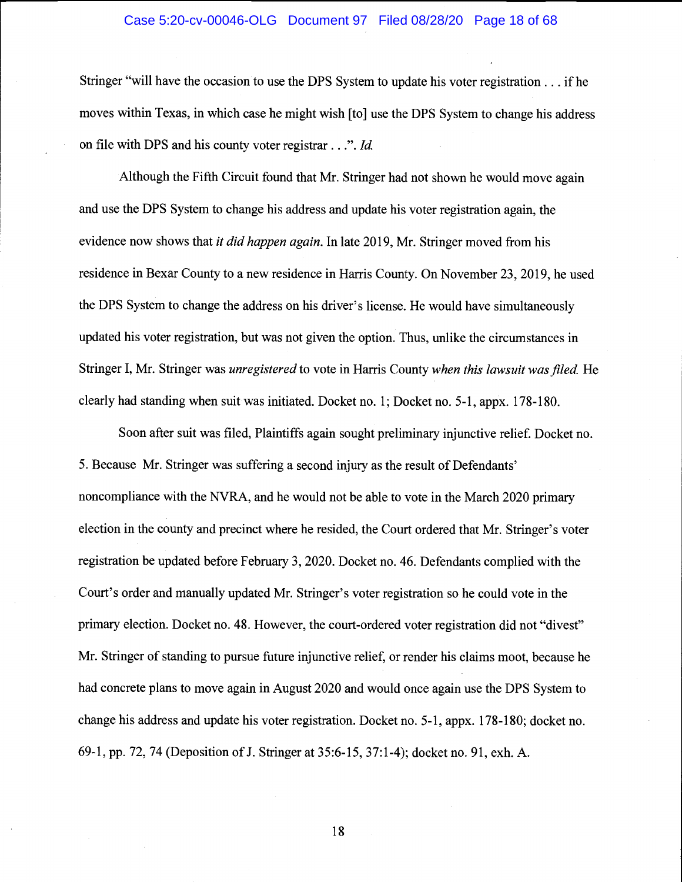Stringer "will have the occasion to use the DPS System to update his voter registration . . . if he moves within Texas, in which case he might wish [to] use the DPS System to change his address on file with DPS and his county voter registrar . . .". *Id.*

Although the Fifth Circuit found that Mr. Stringer had not shown he would move again and use the DPS System to change his address and update his voter registration again, the evidence now shows that *it did happen again.* In late 2019, Mr. Stringer moved from his residence in Bexar County to a new residence in Harris County. On November 23, 2019, he used the DPS System to change the address on his driver's license. He would have simultaneously updated his voter registration, but was not given the option. Thus, unlike the circumstances in Stringer I, Mr. Stringer was *unregistered* to vote in Harris County *when this lawsuit was filed.* He clearly had standing when suit was initiated. Docket no. 1; Docket no. 5-1, appx. 178-180.

Soon after suit was filed, Plaintiffs again sought preliminary injunctive relief. Docket no. 5. Because Mr. Stringer was suffering a second injury as the result of Defendants' noncompliance with the NVRA, and he would not be able to vote in the March 2020 primary election in the county and precinct where he resided, the Court ordered that Mr. Stringer's voter registration be updated before February 3, 2020. Docket no. 46. Defendants complied with the Court's order and manually updated Mr. Stringer's voter registration so he could vote in the primary election. Docket no. 48. However, the court-ordered voter registration did not "divest" Mr. Stringer of standing to pursue future injunctive relief, or render his claims moot, because he had concrete plans to move again in August 2020 and would once again use the DPS System to change his address and update his voter registration. Docket no. 5-1, appx. 178-180; docket no. 69-1, pp. 72, 74 (Deposition of J. Stringer at 35:6-15, 37:1-4); docket no. 91, exh. A.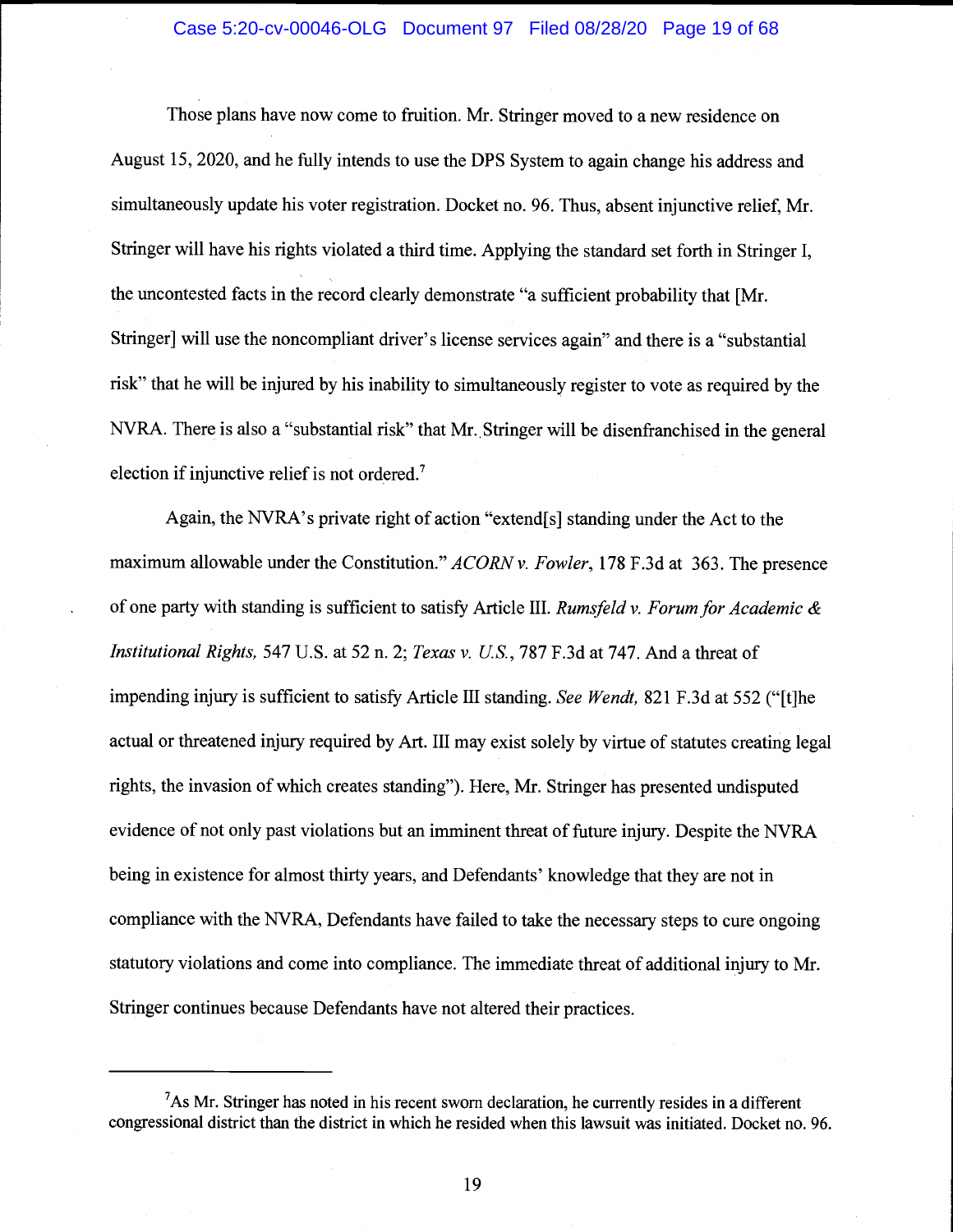Those plans have now come to fruition. Mr. Stringer moved to a new residence on August 15, 2020, and he fully intends to use the DPS System to again change his address and simultaneously update his voter registration. Docket no. 96. Thus, absent injunctive relief, Mr. Stringer will have his rights violated a third time. Applying the standard set forth in Stringer I, the uncontested facts in the record clearly demonstrate "a sufficient probability that [Mr. Stringer] will use the noncompliant driver's license services again" and there is a "substantial risk" that he will be injured by his inability to simultaneously register to vote as required by the NVRA. There is also a "substantial risk" that Mr. Stringer will be disenfranchised in the general election if injunctive relief is not ordered.[7]

Again, the NVRA's private right of action "extend[s] standing under the Act to the maximum allowable under the Constitution." *ACORN v. Fowler*, 178 F.3d at 363. The presence of one party with standing is sufficient to satisfy Article III. *Rumsfeld v. Forum for Academic & Institutional Rights,* 547 U.S. at 52 n. 2; *Texas v. U.S.*, 787 F.3d at 747. And a threat of impending injury is sufficient to satisfy Article III standing. *See Wendt,* 821 F.3d at 552 ("[t]he actual or threatened injury required by Art. III may exist solely by virtue of statutes creating legal rights, the invasion of which creates standing"). Here, Mr. Stringer has presented undisputed evidence of not only past violations but an imminent threat of future injury. Despite the NVRA being in existence for almost thirty years, and Defendants' knowledge that they are not in compliance with the NVRA, Defendants have failed to take the necessary steps to cure ongoing statutory violations and come into compliance. The immediate threat of additional injury to Mr. Stringer continues because Defendants have not altered their practices.

---

[7]As Mr. Stringer has noted in his recent sworn declaration, he currently resides in a different congressional district than the district in which he resided when this lawsuit was initiated. Docket no. 96.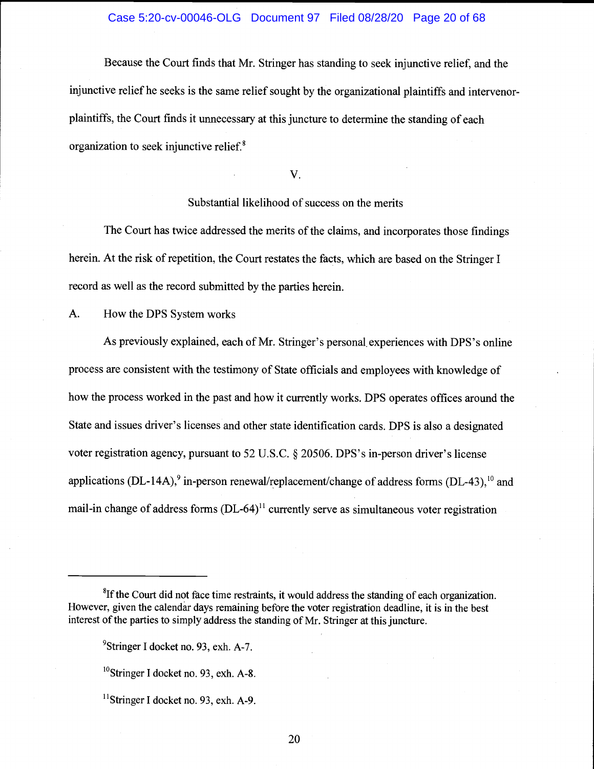Because the Court finds that Mr. Stringer has standing to seek injunctive relief, and the injunctive relief he seeks is the same relief sought by the organizational plaintiffs and intervenor-plaintiffs, the Court finds it unnecessary at this juncture to determine the standing of each organization to seek injunctive relief.[8]

## V.

## Substantial likelihood of success on the merits

The Court has twice addressed the merits of the claims, and incorporates those findings herein. At the risk of repetition, the Court restates the facts, which are based on the Stringer I record as well as the record submitted by the parties herein.

### A. How the DPS System works

As previously explained, each of Mr. Stringer's personal experiences with DPS's online process are consistent with the testimony of State officials and employees with knowledge of how the process worked in the past and how it currently works. DPS operates offices around the State and issues driver's licenses and other state identification cards. DPS is also a designated voter registration agency, pursuant to 52 U.S.C. § 20506. DPS's in-person driver's license applications (DL-14A),[9] in-person renewal/replacement/change of address forms (DL-43),[10] and mail-in change of address forms (DL-64)[11] currently serve as simultaneous voter registration

---

[8] If the Court did not face time restraints, it would address the standing of each organization. However, given the calendar days remaining before the voter registration deadline, it is in the best interest of the parties to simply address the standing of Mr. Stringer at this juncture.

[9] Stringer I docket no. 93, exh. A-7.

[10] Stringer I docket no. 93, exh. A-8.

[11] Stringer I docket no. 93, exh. A-9.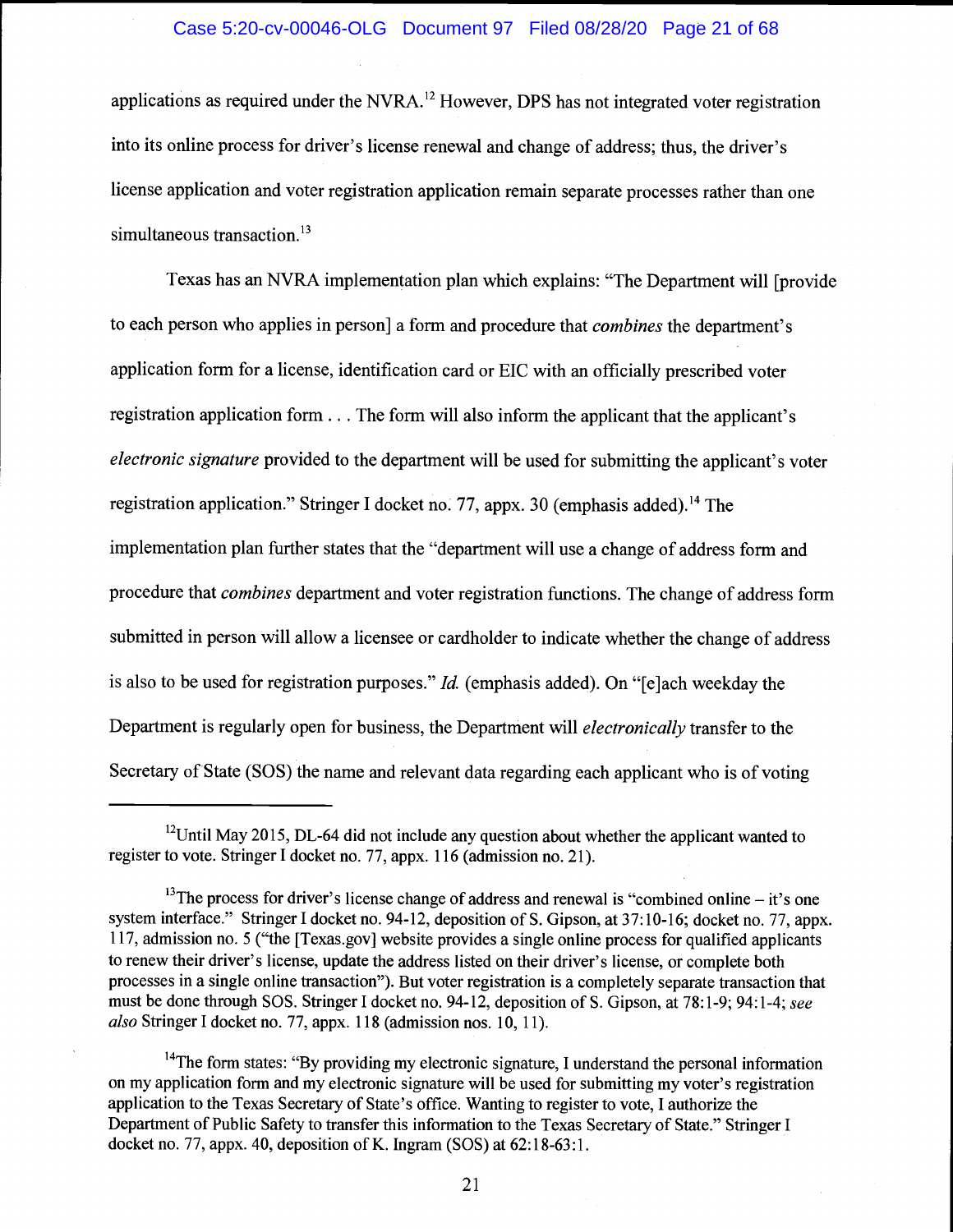applications as required under the NVRA.[12] However, DPS has not integrated voter registration into its online process for driver's license renewal and change of address; thus, the driver's license application and voter registration application remain separate processes rather than one simultaneous transaction.[13]

Texas has an NVRA implementation plan which explains: "The Department will [provide to each person who applies in person] a form and procedure that *combines* the department's application form for a license, identification card or EIC with an officially prescribed voter registration application form . . . The form will also inform the applicant that the applicant's *electronic signature* provided to the department will be used for submitting the applicant's voter registration application." Stringer I docket no. 77, appx. 30 (emphasis added).[14] The implementation plan further states that the "department will use a change of address form and procedure that *combines* department and voter registration functions. The change of address form submitted in person will allow a licensee or cardholder to indicate whether the change of address is also to be used for registration purposes." *Id.* (emphasis added). On "[e]ach weekday the Department is regularly open for business, the Department will *electronically* transfer to the Secretary of State (SOS) the name and relevant data regarding each applicant who is of voting

---

[12] Until May 2015, DL-64 did not include any question about whether the applicant wanted to register to vote. Stringer I docket no. 77, appx. 116 (admission no. 21).

[13] The process for driver's license change of address and renewal is "combined online – it's one system interface." Stringer I docket no. 94-12, deposition of S. Gipson, at 37:10-16; docket no. 77, appx. 117, admission no. 5 ("the [Texas.gov] website provides a single online process for qualified applicants to renew their driver's license, update the address listed on their driver's license, or complete both processes in a single online transaction"). But voter registration is a completely separate transaction that must be done through SOS. Stringer I docket no. 94-12, deposition of S. Gipson, at 78:1-9; 94:1-4; *see also* Stringer I docket no. 77, appx. 118 (admission nos. 10, 11).

[14] The form states: "By providing my electronic signature, I understand the personal information on my application form and my electronic signature will be used for submitting my voter's registration application to the Texas Secretary of State's office. Wanting to register to vote, I authorize the Department of Public Safety to transfer this information to the Texas Secretary of State." Stringer I docket no. 77, appx. 40, deposition of K. Ingram (SOS) at 62:18-63:1.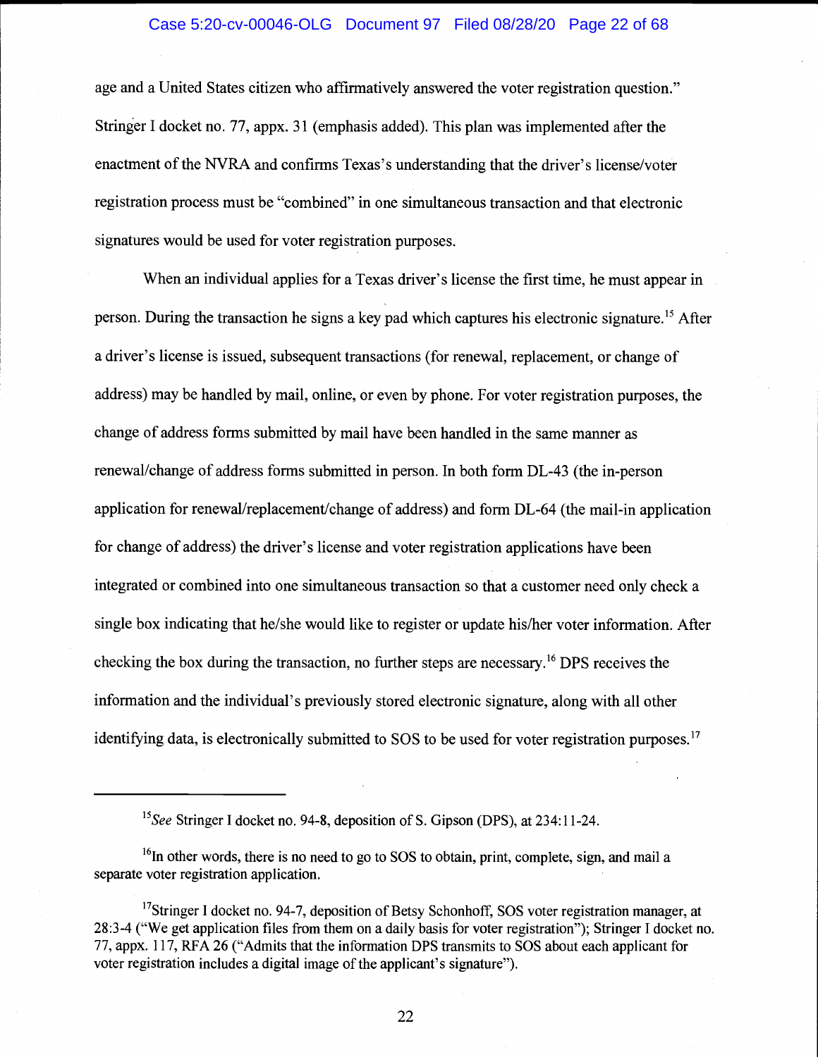age and a United States citizen who affirmatively answered the voter registration question." Stringer I docket no. 77, appx. 31 (emphasis added). This plan was implemented after the enactment of the NVRA and confirms Texas's understanding that the driver's license/voter registration process must be "combined" in one simultaneous transaction and that electronic signatures would be used for voter registration purposes.

When an individual applies for a Texas driver's license the first time, he must appear in person. During the transaction he signs a key pad which captures his electronic signature.[15] After a driver's license is issued, subsequent transactions (for renewal, replacement, or change of address) may be handled by mail, online, or even by phone. For voter registration purposes, the change of address forms submitted by mail have been handled in the same manner as renewal/change of address forms submitted in person. In both form DL-43 (the in-person application for renewal/replacement/change of address) and form DL-64 (the mail-in application for change of address) the driver's license and voter registration applications have been integrated or combined into one simultaneous transaction so that a customer need only check a single box indicating that he/she would like to register or update his/her voter information. After checking the box during the transaction, no further steps are necessary.[16] DPS receives the information and the individual's previously stored electronic signature, along with all other identifying data, is electronically submitted to SOS to be used for voter registration purposes.[17]

---

[15] *See* Stringer I docket no. 94-8, deposition of S. Gipson (DPS), at 234:11-24.

[16] In other words, there is no need to go to SOS to obtain, print, complete, sign, and mail a separate voter registration application.

[17] Stringer I docket no. 94-7, deposition of Betsy Schonhoff, SOS voter registration manager, at 28:3-4 ("We get application files from them on a daily basis for voter registration"); Stringer I docket no. 77, appx. 117, RFA 26 ("Admits that the information DPS transmits to SOS about each applicant for voter registration includes a digital image of the applicant's signature").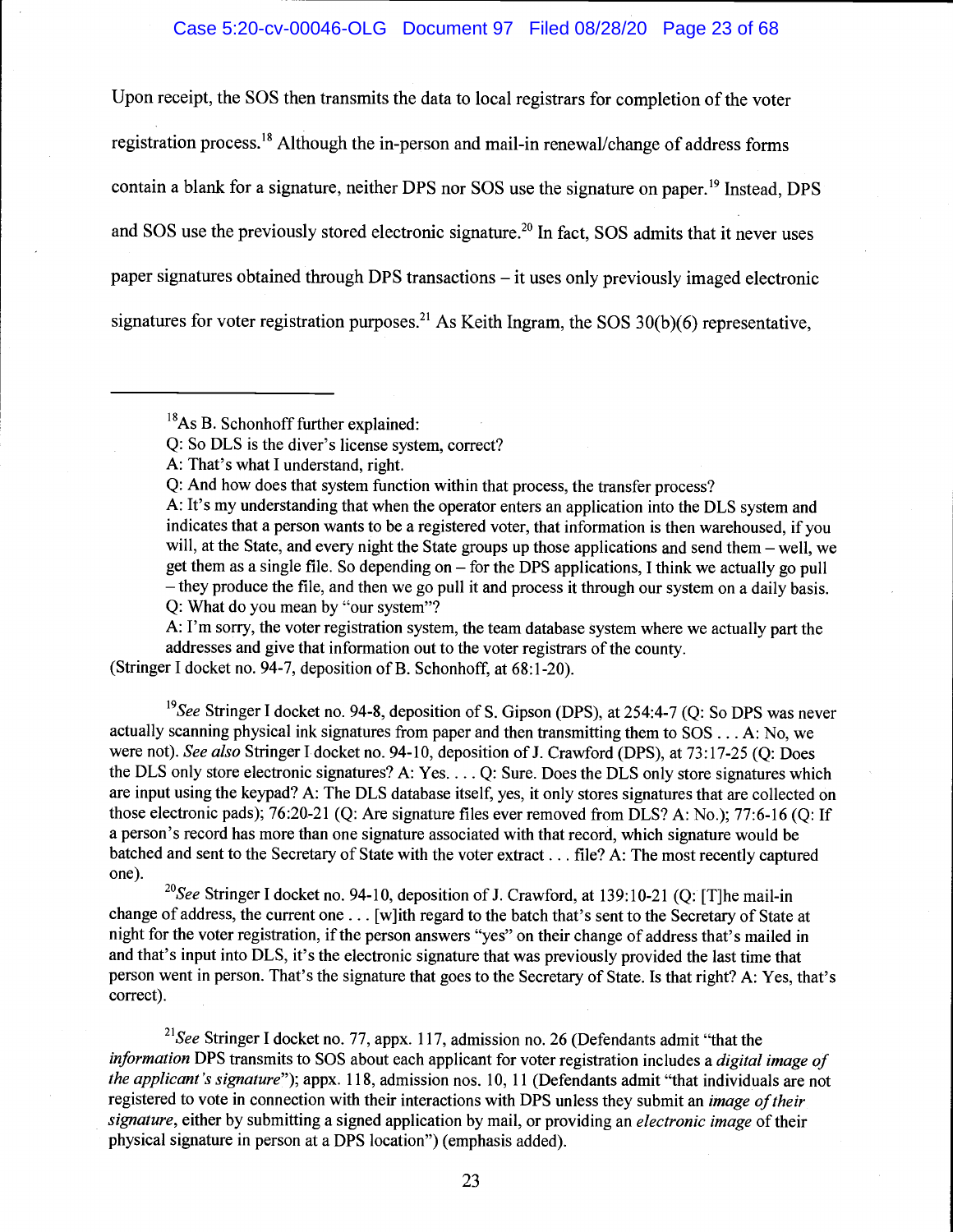Upon receipt, the SOS then transmits the data to local registrars for completion of the voter registration process.[18] Although the in-person and mail-in renewal/change of address forms contain a blank for a signature, neither DPS nor SOS use the signature on paper.[19] Instead, DPS and SOS use the previously stored electronic signature.[20] In fact, SOS admits that it never uses paper signatures obtained through DPS transactions – it uses only previously imaged electronic signatures for voter registration purposes.[21] As Keith Ingram, the SOS 30(b)(6) representative,

---

[18]As B. Schonhoff further explained:

Q: So DLS is the diver's license system, correct?

A: That's what I understand, right.

Q: And how does that system function within that process, the transfer process?

A: It's my understanding that when the operator enters an application into the DLS system and indicates that a person wants to be a registered voter, that information is then warehoused, if you will, at the State, and every night the State groups up those applications and send them – well, we get them as a single file. So depending on – for the DPS applications, I think we actually go pull – they produce the file, and then we go pull it and process it through our system on a daily basis.

Q: What do you mean by "our system"?

A: I'm sorry, the voter registration system, the team database system where we actually part the addresses and give that information out to the voter registrars of the county.

(Stringer I docket no. 94-7, deposition of B. Schonhoff, at 68:1-20).

[19]*See* Stringer I docket no. 94-8, deposition of S. Gipson (DPS), at 254:4-7 (Q: So DPS was never actually scanning physical ink signatures from paper and then transmitting them to SOS . . . A: No, we were not). *See also* Stringer I docket no. 94-10, deposition of J. Crawford (DPS), at 73:17-25 (Q: Does the DLS only store electronic signatures? A: Yes. . . . Q: Sure. Does the DLS only store signatures which are input using the keypad? A: The DLS database itself, yes, it only stores signatures that are collected on those electronic pads); 76:20-21 (Q: Are signature files ever removed from DLS? A: No.); 77:6-16 (Q: If a person's record has more than one signature associated with that record, which signature would be batched and sent to the Secretary of State with the voter extract . . . file? A: The most recently captured one).

[20]*See* Stringer I docket no. 94-10, deposition of J. Crawford, at 139:10-21 (Q: [T]he mail-in change of address, the current one . . . [w]ith regard to the batch that's sent to the Secretary of State at night for the voter registration, if the person answers "yes" on their change of address that's mailed in and that's input into DLS, it's the electronic signature that was previously provided the last time that person went in person. That's the signature that goes to the Secretary of State. Is that right? A: Yes, that's correct).

[21]*See* Stringer I docket no. 77, appx. 117, admission no. 26 (Defendants admit "that the *information* DPS transmits to SOS about each applicant for voter registration includes a *digital image of the applicant's signature*"); appx. 118, admission nos. 10, 11 (Defendants admit "that individuals are not registered to vote in connection with their interactions with DPS unless they submit an *image of their signature*, either by submitting a signed application by mail, or providing an *electronic image* of their physical signature in person at a DPS location") (emphasis added).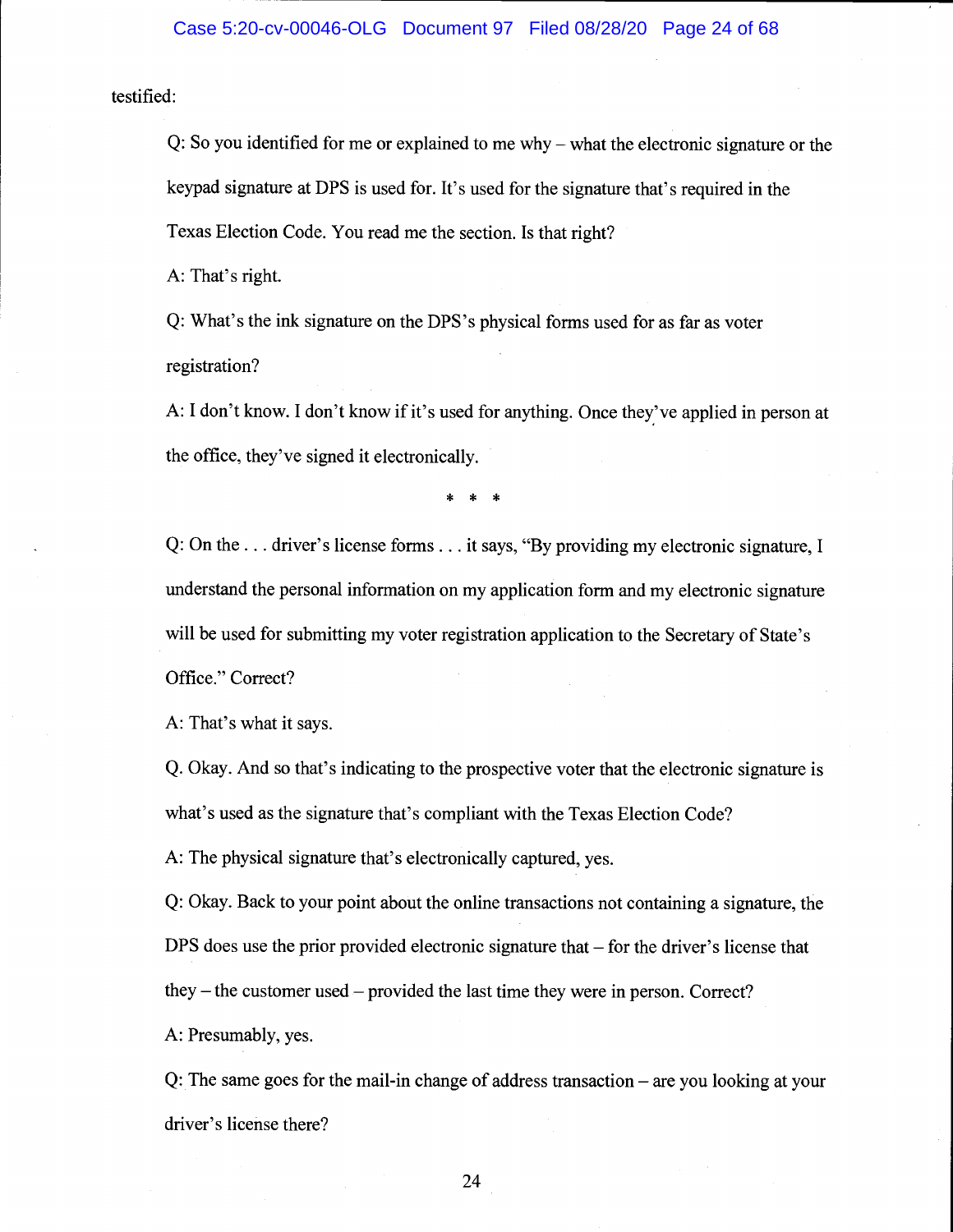testified:

> Q: So you identified for me or explained to me why – what the electronic signature or the keypad signature at DPS is used for. It's used for the signature that's required in the Texas Election Code. You read me the section. Is that right?
>
> A: That's right.
>
> Q: What's the ink signature on the DPS's physical forms used for as far as voter registration?
>
> A: I don't know. I don't know if it's used for anything. Once they've applied in person at the office, they've signed it electronically.
>
> \* \* \*
>
> Q: On the . . . driver's license forms . . . it says, "By providing my electronic signature, I understand the personal information on my application form and my electronic signature will be used for submitting my voter registration application to the Secretary of State's Office." Correct?
>
> A: That's what it says.
>
> Q. Okay. And so that's indicating to the prospective voter that the electronic signature is what's used as the signature that's compliant with the Texas Election Code?
>
> A: The physical signature that's electronically captured, yes.
>
> Q: Okay. Back to your point about the online transactions not containing a signature, the DPS does use the prior provided electronic signature that – for the driver's license that they – the customer used – provided the last time they were in person. Correct?
>
> A: Presumably, yes.
>
> Q: The same goes for the mail-in change of address transaction – are you looking at your driver's license there?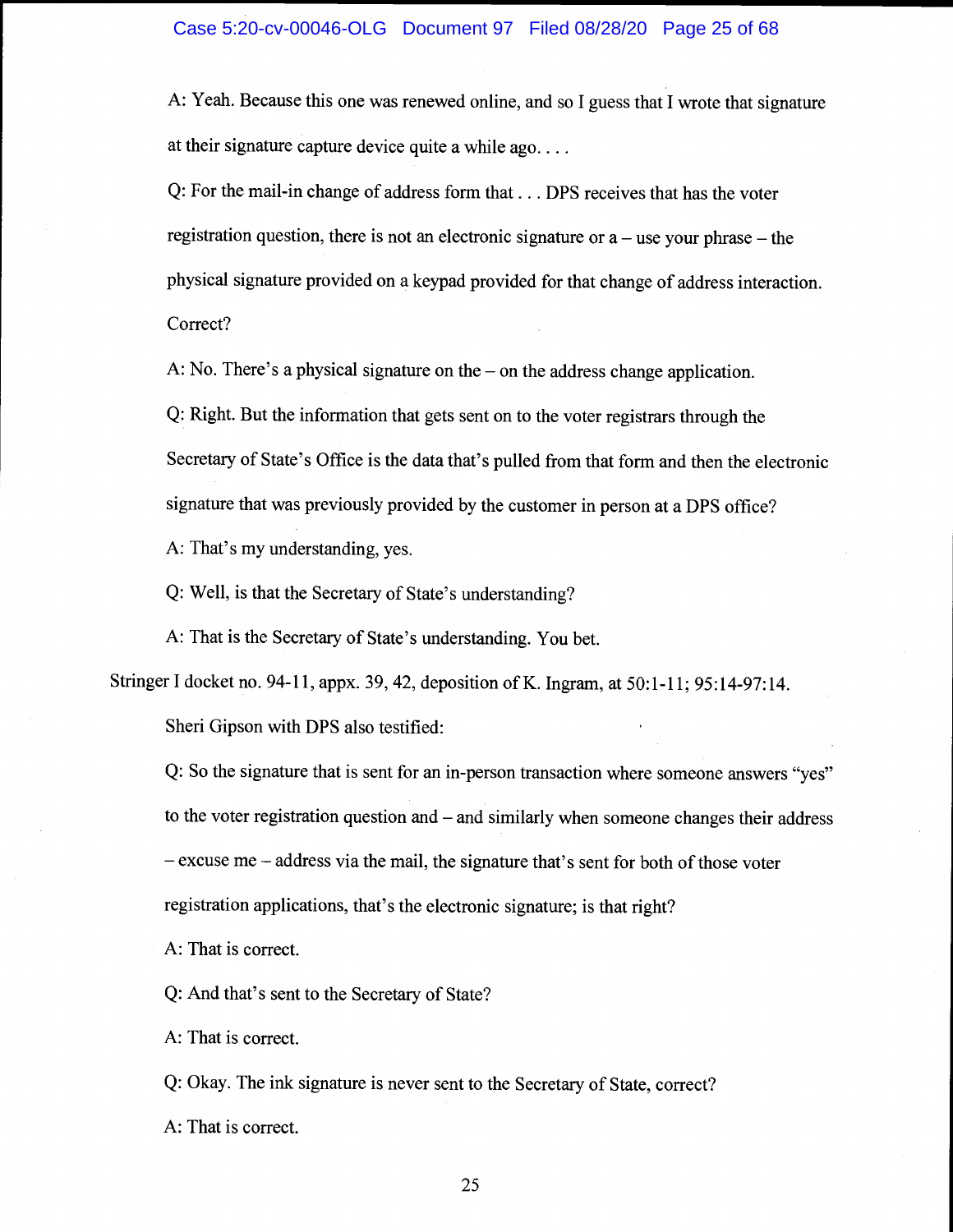A: Yeah. Because this one was renewed online, and so I guess that I wrote that signature at their signature capture device quite a while ago. . . .

Q: For the mail-in change of address form that . . . DPS receives that has the voter registration question, there is not an electronic signature or a – use your phrase – the physical signature provided on a keypad provided for that change of address interaction. Correct?

A: No. There's a physical signature on the – on the address change application.

Q: Right. But the information that gets sent on to the voter registrars through the Secretary of State's Office is the data that's pulled from that form and then the electronic signature that was previously provided by the customer in person at a DPS office?

A: That's my understanding, yes.

Q: Well, is that the Secretary of State's understanding?

A: That is the Secretary of State's understanding. You bet.

Stringer I docket no. 94-11, appx. 39, 42, deposition of K. Ingram, at 50:1-11; 95:14-97:14.

Sheri Gipson with DPS also testified:

Q: So the signature that is sent for an in-person transaction where someone answers "yes" to the voter registration question and – and similarly when someone changes their address – excuse me – address via the mail, the signature that's sent for both of those voter registration applications, that's the electronic signature; is that right?

A: That is correct.

Q: And that's sent to the Secretary of State?

A: That is correct.

Q: Okay. The ink signature is never sent to the Secretary of State, correct?

A: That is correct.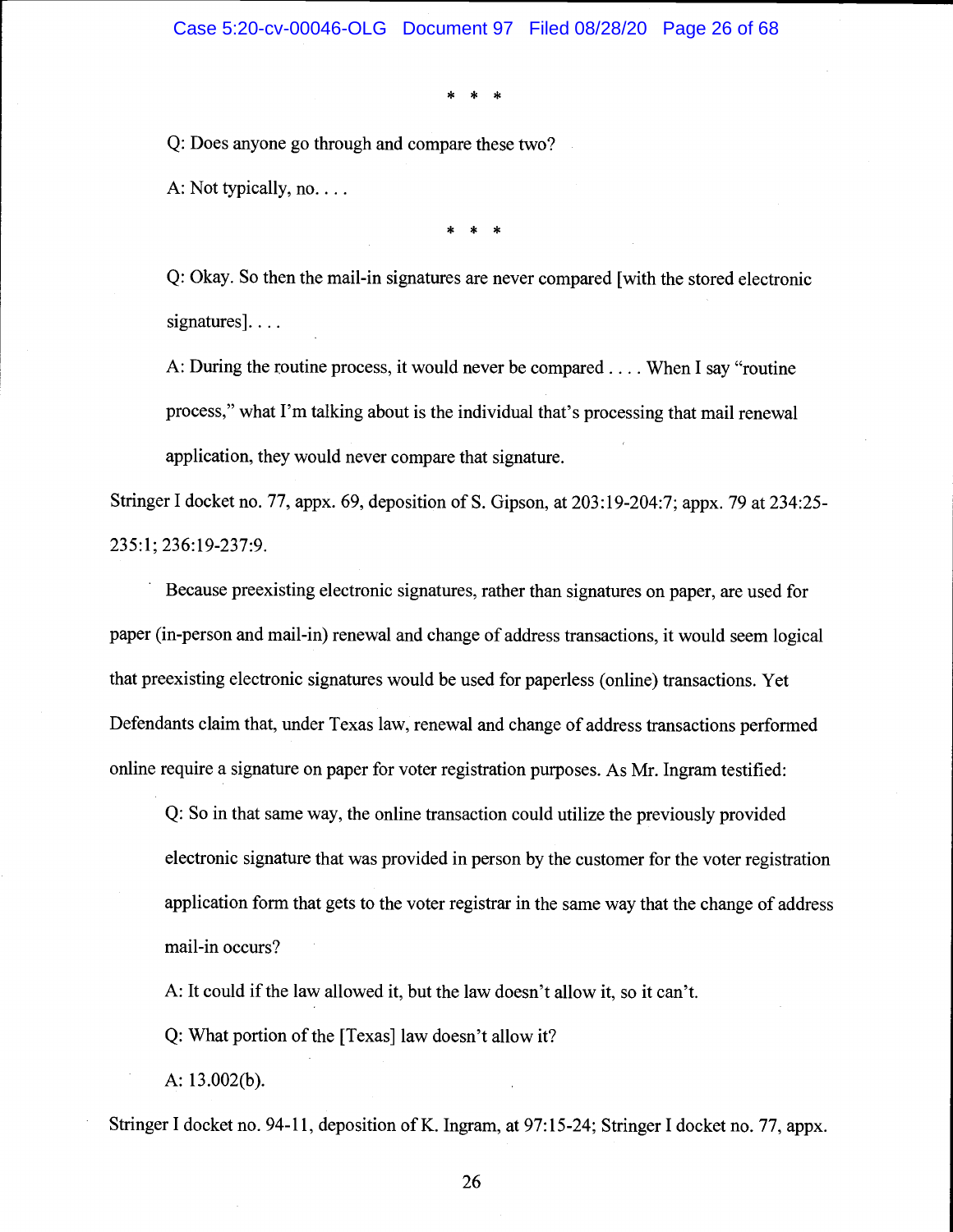\* \* \*

> Q: Does anyone go through and compare these two?
>
> A: Not typically, no. . . .

\* \* \*

> Q: Okay. So then the mail-in signatures are never compared [with the stored electronic signatures]. . . .
>
> A: During the routine process, it would never be compared . . . . When I say "routine process," what I'm talking about is the individual that's processing that mail renewal application, they would never compare that signature.

Stringer I docket no. 77, appx. 69, deposition of S. Gipson, at 203:19-204:7; appx. 79 at 234:25-235:1; 236:19-237:9.

Because preexisting electronic signatures, rather than signatures on paper, are used for paper (in-person and mail-in) renewal and change of address transactions, it would seem logical that preexisting electronic signatures would be used for paperless (online) transactions. Yet Defendants claim that, under Texas law, renewal and change of address transactions performed online require a signature on paper for voter registration purposes. As Mr. Ingram testified:

> Q: So in that same way, the online transaction could utilize the previously provided electronic signature that was provided in person by the customer for the voter registration application form that gets to the voter registrar in the same way that the change of address mail-in occurs?
>
> A: It could if the law allowed it, but the law doesn't allow it, so it can't.
>
> Q: What portion of the [Texas] law doesn't allow it?
>
> A: 13.002(b).

Stringer I docket no. 94-11, deposition of K. Ingram, at 97:15-24; Stringer I docket no. 77, appx.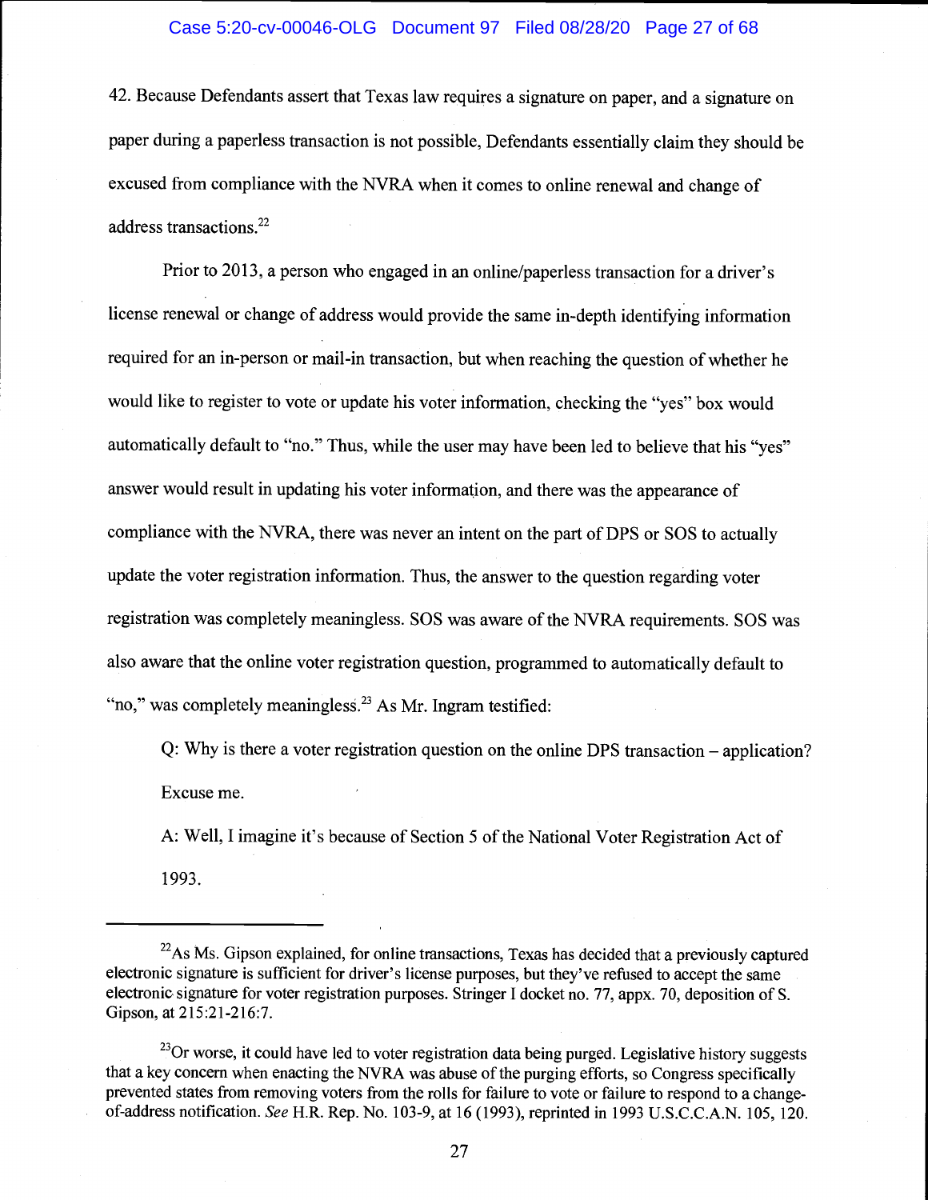42. Because Defendants assert that Texas law requires a signature on paper, and a signature on paper during a paperless transaction is not possible, Defendants essentially claim they should be excused from compliance with the NVRA when it comes to online renewal and change of address transactions.[22]

Prior to 2013, a person who engaged in an online/paperless transaction for a driver's license renewal or change of address would provide the same in-depth identifying information required for an in-person or mail-in transaction, but when reaching the question of whether he would like to register to vote or update his voter information, checking the "yes" box would automatically default to "no." Thus, while the user may have been led to believe that his "yes" answer would result in updating his voter information, and there was the appearance of compliance with the NVRA, there was never an intent on the part of DPS or SOS to actually update the voter registration information. Thus, the answer to the question regarding voter registration was completely meaningless. SOS was aware of the NVRA requirements. SOS was also aware that the online voter registration question, programmed to automatically default to "no," was completely meaningless.[23] As Mr. Ingram testified:

> Q: Why is there a voter registration question on the online DPS transaction – application? Excuse me.
>
> A: Well, I imagine it's because of Section 5 of the National Voter Registration Act of 1993.

---

[22] As Ms. Gipson explained, for online transactions, Texas has decided that a previously captured electronic signature is sufficient for driver's license purposes, but they've refused to accept the same electronic signature for voter registration purposes. Stringer I docket no. 77, appx. 70, deposition of S. Gipson, at 215:21-216:7.

[23] Or worse, it could have led to voter registration data being purged. Legislative history suggests that a key concern when enacting the NVRA was abuse of the purging efforts, so Congress specifically prevented states from removing voters from the rolls for failure to vote or failure to respond to a change-of-address notification. *See* H.R. Rep. No. 103-9, at 16 (1993), reprinted in 1993 U.S.C.C.A.N. 105, 120.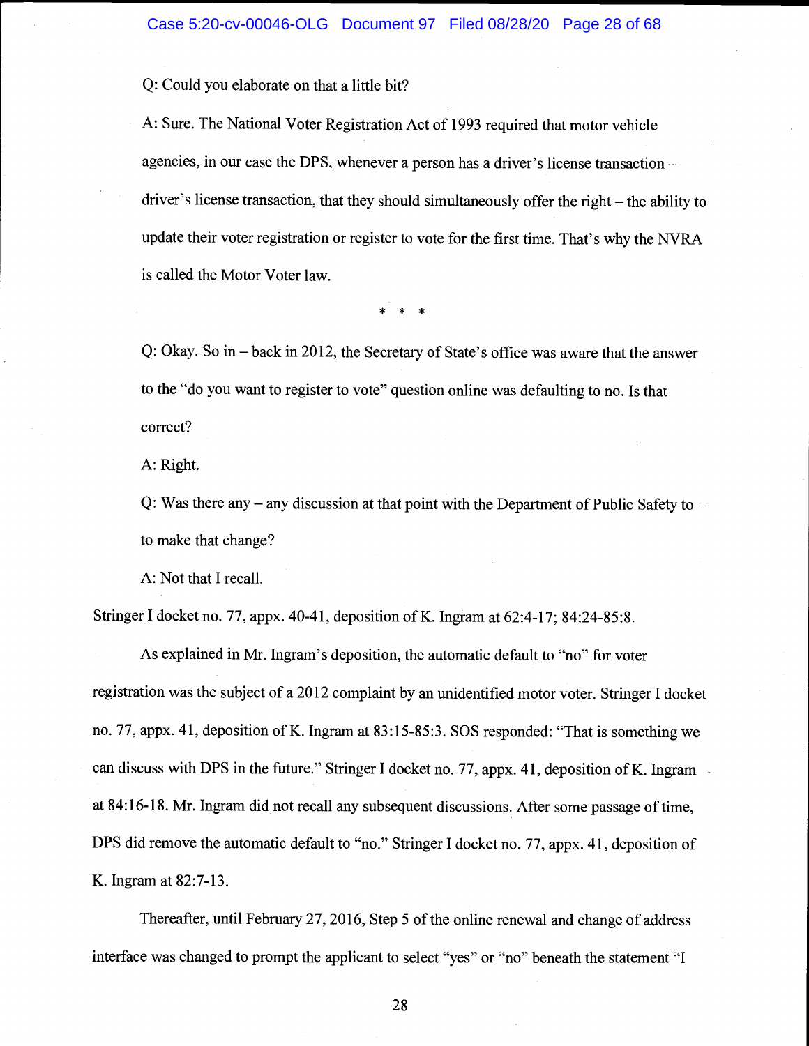Q: Could you elaborate on that a little bit?

A: Sure. The National Voter Registration Act of 1993 required that motor vehicle agencies, in our case the DPS, whenever a person has a driver's license transaction – driver's license transaction, that they should simultaneously offer the right – the ability to update their voter registration or register to vote for the first time. That's why the NVRA is called the Motor Voter law.

\* \* \*

Q: Okay. So in – back in 2012, the Secretary of State's office was aware that the answer to the "do you want to register to vote" question online was defaulting to no. Is that correct?

A: Right.

Q: Was there any – any discussion at that point with the Department of Public Safety to – to make that change?

A: Not that I recall.

Stringer I docket no. 77, appx. 40-41, deposition of K. Ingram at 62:4-17; 84:24-85:8.

As explained in Mr. Ingram's deposition, the automatic default to "no" for voter registration was the subject of a 2012 complaint by an unidentified motor voter. Stringer I docket no. 77, appx. 41, deposition of K. Ingram at 83:15-85:3. SOS responded: "That is something we can discuss with DPS in the future." Stringer I docket no. 77, appx. 41, deposition of K. Ingram at 84:16-18. Mr. Ingram did not recall any subsequent discussions. After some passage of time, DPS did remove the automatic default to "no." Stringer I docket no. 77, appx. 41, deposition of K. Ingram at 82:7-13.

Thereafter, until February 27, 2016, Step 5 of the online renewal and change of address interface was changed to prompt the applicant to select "yes" or "no" beneath the statement "I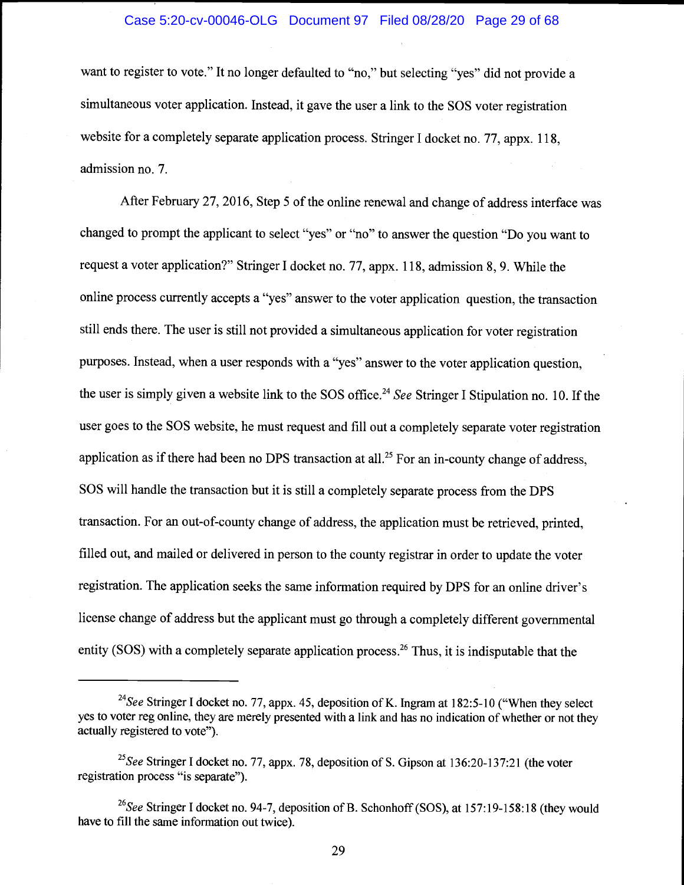want to register to vote." It no longer defaulted to "no," but selecting "yes" did not provide a simultaneous voter application. Instead, it gave the user a link to the SOS voter registration website for a completely separate application process. Stringer I docket no. 77, appx. 118, admission no. 7.

After February 27, 2016, Step 5 of the online renewal and change of address interface was changed to prompt the applicant to select "yes" or "no" to answer the question "Do you want to request a voter application?" Stringer I docket no. 77, appx. 118, admission 8, 9. While the online process currently accepts a "yes" answer to the voter application question, the transaction still ends there. The user is still not provided a simultaneous application for voter registration purposes. Instead, when a user responds with a "yes" answer to the voter application question, the user is simply given a website link to the SOS office.[24] *See* Stringer I Stipulation no. 10. If the user goes to the SOS website, he must request and fill out a completely separate voter registration application as if there had been no DPS transaction at all.[25] For an in-county change of address, SOS will handle the transaction but it is still a completely separate process from the DPS transaction. For an out-of-county change of address, the application must be retrieved, printed, filled out, and mailed or delivered in person to the county registrar in order to update the voter registration. The application seeks the same information required by DPS for an online driver's license change of address but the applicant must go through a completely different governmental entity (SOS) with a completely separate application process.[26] Thus, it is indisputable that the

---

[24]*See* Stringer I docket no. 77, appx. 45, deposition of K. Ingram at 182:5-10 ("When they select yes to voter reg online, they are merely presented with a link and has no indication of whether or not they actually registered to vote").

[25]*See* Stringer I docket no. 77, appx. 78, deposition of S. Gipson at 136:20-137:21 (the voter registration process "is separate").

[26]*See* Stringer I docket no. 94-7, deposition of B. Schonhoff (SOS), at 157:19-158:18 (they would have to fill the same information out twice).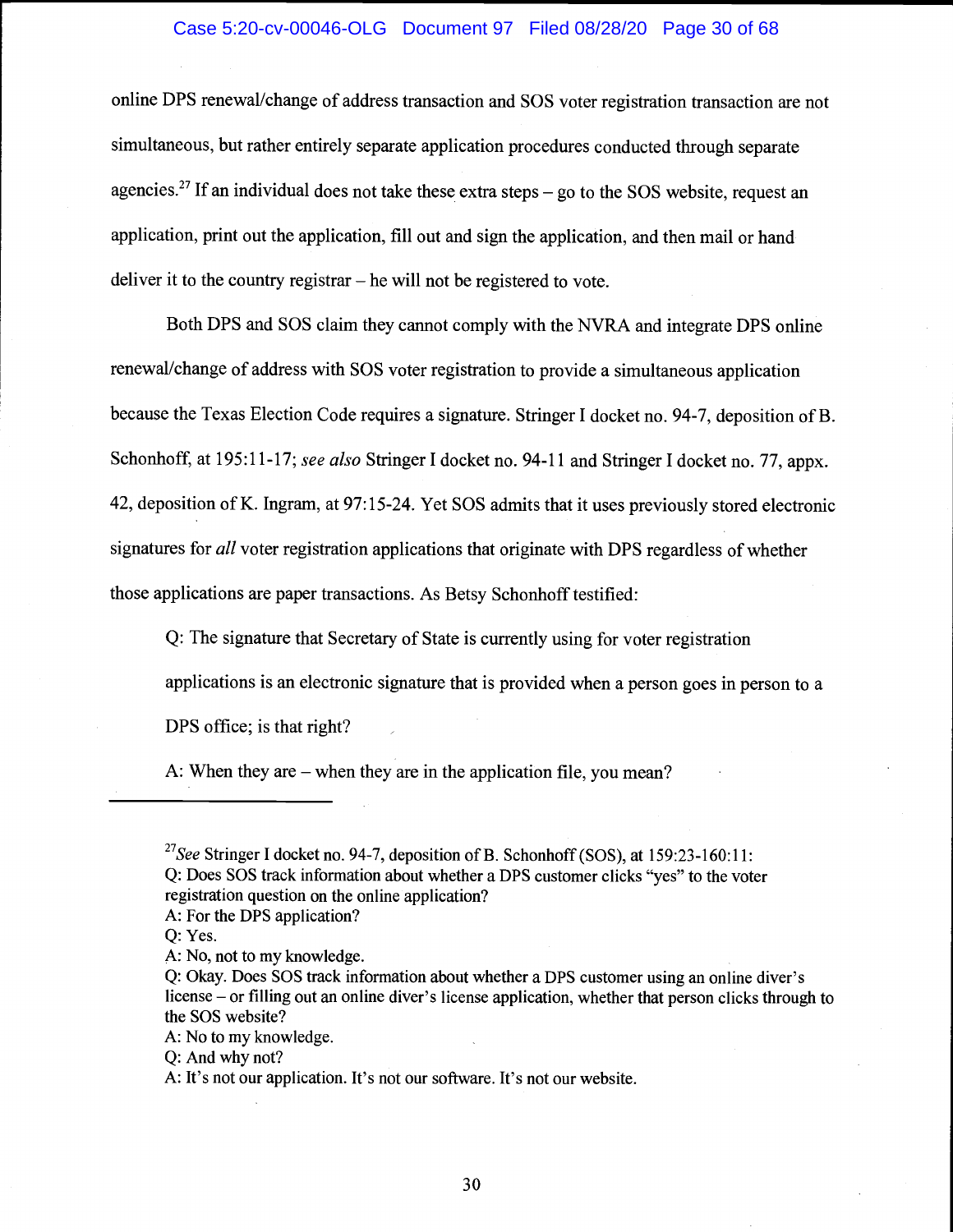online DPS renewal/change of address transaction and SOS voter registration transaction are not simultaneous, but rather entirely separate application procedures conducted through separate agencies.[27] If an individual does not take these extra steps – go to the SOS website, request an application, print out the application, fill out and sign the application, and then mail or hand deliver it to the country registrar – he will not be registered to vote.

Both DPS and SOS claim they cannot comply with the NVRA and integrate DPS online renewal/change of address with SOS voter registration to provide a simultaneous application because the Texas Election Code requires a signature. Stringer I docket no. 94-7, deposition of B. Schonhoff, at 195:11-17; *see also* Stringer I docket no. 94-11 and Stringer I docket no. 77, appx. 42, deposition of K. Ingram, at 97:15-24. Yet SOS admits that it uses previously stored electronic signatures for *all* voter registration applications that originate with DPS regardless of whether those applications are paper transactions. As Betsy Schonhoff testified:

> Q: The signature that Secretary of State is currently using for voter registration applications is an electronic signature that is provided when a person goes in person to a DPS office; is that right?
>
> A: When they are – when they are in the application file, you mean?

---

[27] *See* Stringer I docket no. 94-7, deposition of B. Schonhoff (SOS), at 159:23-160:11:
Q: Does SOS track information about whether a DPS customer clicks "yes" to the voter registration question on the online application?
A: For the DPS application?
Q: Yes.
A: No, not to my knowledge.
Q: Okay. Does SOS track information about whether a DPS customer using an online diver's license – or filling out an online diver's license application, whether that person clicks through to the SOS website?
A: No to my knowledge.
Q: And why not?
A: It's not our application. It's not our software. It's not our website.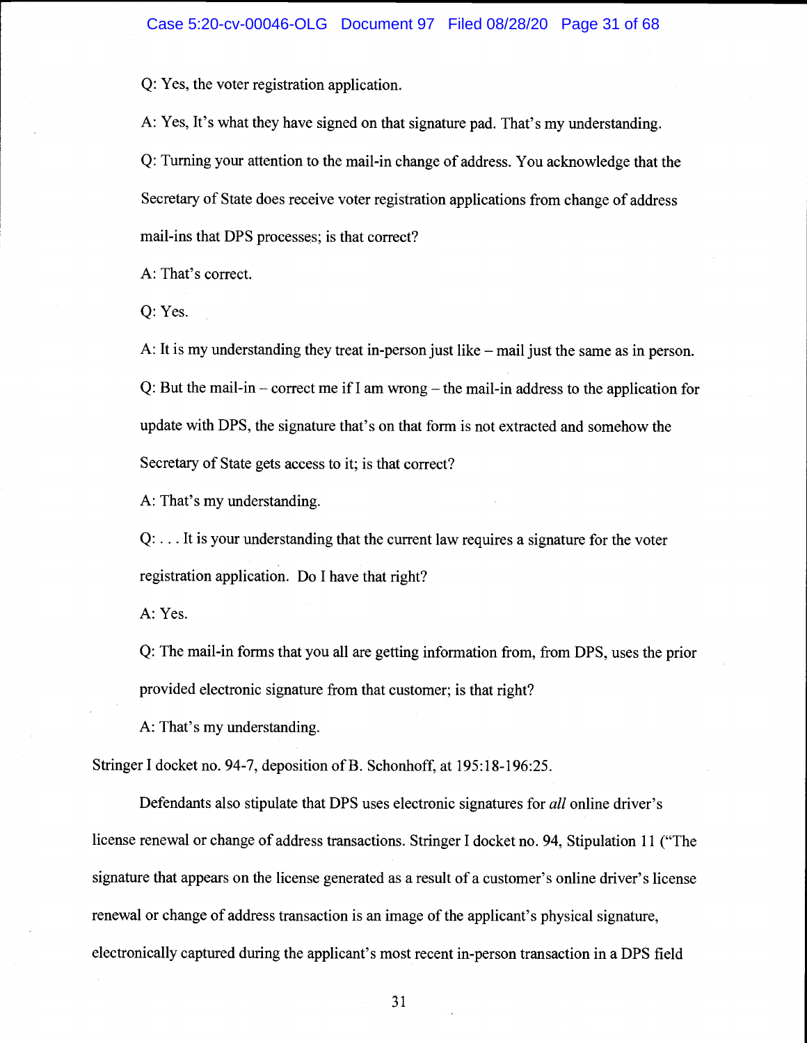Q: Yes, the voter registration application.

A: Yes, It's what they have signed on that signature pad. That's my understanding.

Q: Turning your attention to the mail-in change of address. You acknowledge that the Secretary of State does receive voter registration applications from change of address mail-ins that DPS processes; is that correct?

A: That's correct.

Q: Yes.

A: It is my understanding they treat in-person just like – mail just the same as in person.

Q: But the mail-in – correct me if I am wrong – the mail-in address to the application for update with DPS, the signature that's on that form is not extracted and somehow the Secretary of State gets access to it; is that correct?

A: That's my understanding.

Q: . . . It is your understanding that the current law requires a signature for the voter registration application. Do I have that right?

A: Yes.

Q: The mail-in forms that you all are getting information from, from DPS, uses the prior provided electronic signature from that customer; is that right?

A: That's my understanding.

Stringer I docket no. 94-7, deposition of B. Schonhoff, at 195:18-196:25.

Defendants also stipulate that DPS uses electronic signatures for *all* online driver's license renewal or change of address transactions. Stringer I docket no. 94, Stipulation 11 ("The signature that appears on the license generated as a result of a customer's online driver's license renewal or change of address transaction is an image of the applicant's physical signature, electronically captured during the applicant's most recent in-person transaction in a DPS field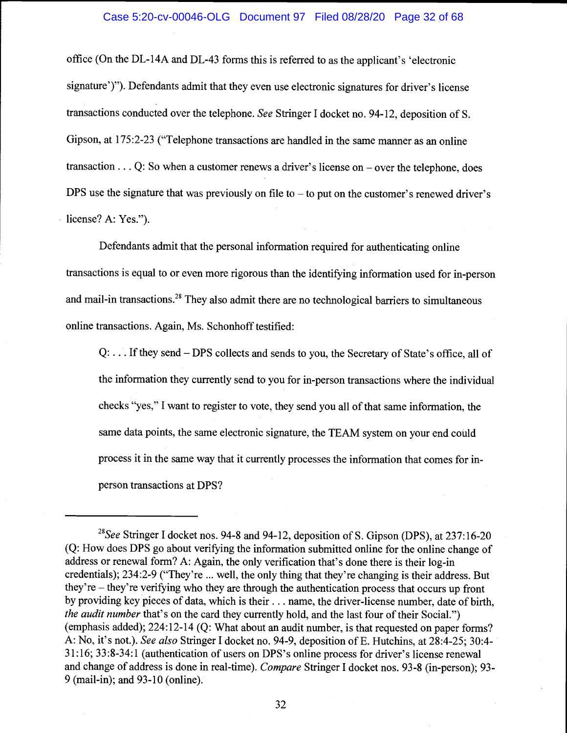office (On the DL-14A and DL-43 forms this is referred to as the applicant's 'electronic signature')"). Defendants admit that they even use electronic signatures for driver's license transactions conducted over the telephone. *See* Stringer I docket no. 94-12, deposition of S. Gipson, at 175:2-23 ("Telephone transactions are handled in the same manner as an online transaction . . . Q: So when a customer renews a driver's license on – over the telephone, does DPS use the signature that was previously on file to – to put on the customer's renewed driver's license? A: Yes.").

Defendants admit that the personal information required for authenticating online transactions is equal to or even more rigorous than the identifying information used for in-person and mail-in transactions.[28] They also admit there are no technological barriers to simultaneous online transactions. Again, Ms. Schonhoff testified:

> Q: . . . If they send – DPS collects and sends to you, the Secretary of State's office, all of the information they currently send to you for in-person transactions where the individual checks "yes," I want to register to vote, they send you all of that same information, the same data points, the same electronic signature, the TEAM system on your end could process it in the same way that it currently processes the information that comes for in-person transactions at DPS?

---

[28] *See* Stringer I docket nos. 94-8 and 94-12, deposition of S. Gipson (DPS), at 237:16-20 (Q: How does DPS go about verifying the information submitted online for the online change of address or renewal form? A: Again, the only verification that's done there is their log-in credentials); 234:2-9 ("They're ... well, the only thing that they're changing is their address. But they're – they're verifying who they are through the authentication process that occurs up front by providing key pieces of data, which is their . . . name, the driver-license number, date of birth, *the audit number* that's on the card they currently hold, and the last four of their Social.") (emphasis added); 224:12-14 (Q: What about an audit number, is that requested on paper forms? A: No, it's not.). *See also* Stringer I docket no. 94-9, deposition of E. Hutchins, at 28:4-25; 30:4-31:16; 33:8-34:1 (authentication of users on DPS's online process for driver's license renewal and change of address is done in real-time). *Compare* Stringer I docket nos. 93-8 (in-person); 93-9 (mail-in); and 93-10 (online).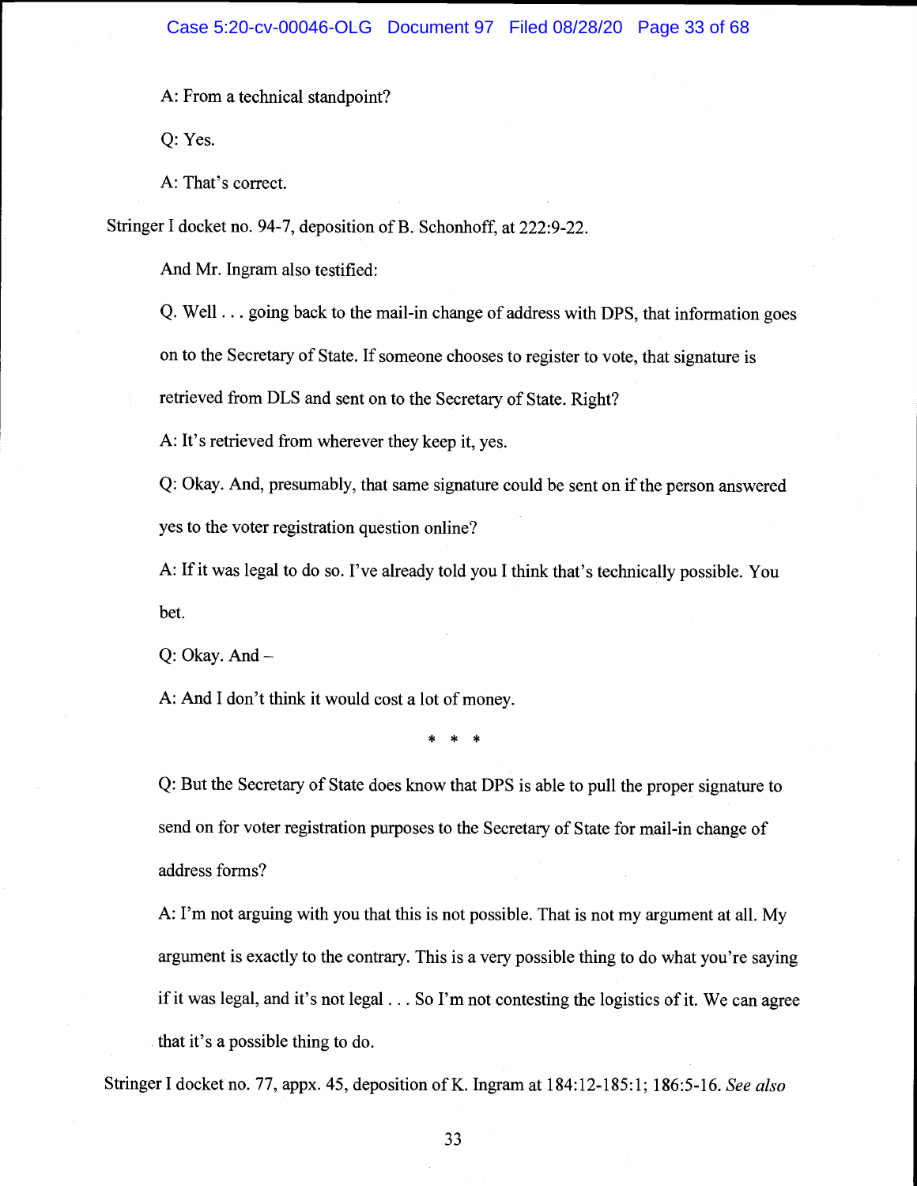A: From a technical standpoint?

Q: Yes.

A: That's correct.

Stringer I docket no. 94-7, deposition of B. Schonhoff, at 222:9-22.

And Mr. Ingram also testified:

Q. Well . . . going back to the mail-in change of address with DPS, that information goes on to the Secretary of State. If someone chooses to register to vote, that signature is retrieved from DLS and sent on to the Secretary of State. Right?

A: It's retrieved from wherever they keep it, yes.

Q: Okay. And, presumably, that same signature could be sent on if the person answered yes to the voter registration question online?

A: If it was legal to do so. I've already told you I think that's technically possible. You bet.

Q: Okay. And –

A: And I don't think it would cost a lot of money.

\* \* \*

Q: But the Secretary of State does know that DPS is able to pull the proper signature to send on for voter registration purposes to the Secretary of State for mail-in change of address forms?

A: I'm not arguing with you that this is not possible. That is not my argument at all. My argument is exactly to the contrary. This is a very possible thing to do what you're saying if it was legal, and it's not legal . . . So I'm not contesting the logistics of it. We can agree that it's a possible thing to do.

Stringer I docket no. 77, appx. 45, deposition of K. Ingram at 184:12-185:1; 186:5-16. *See also*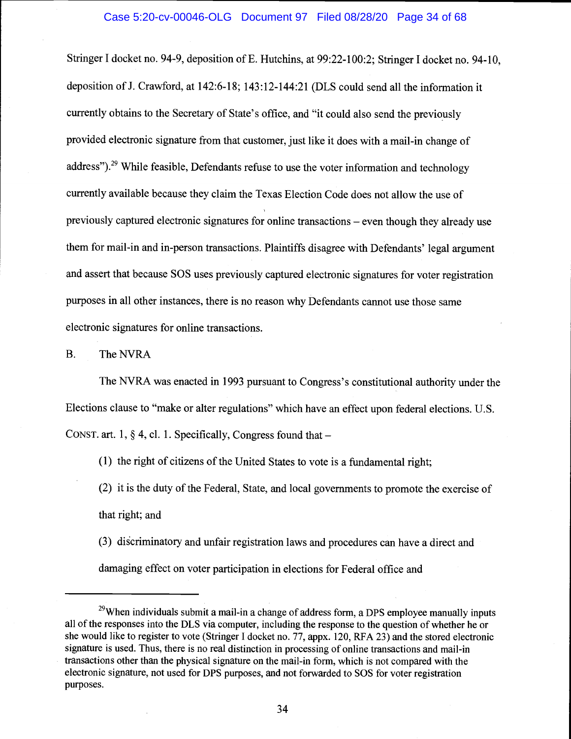Stringer I docket no. 94-9, deposition of E. Hutchins, at 99:22-100:2; Stringer I docket no. 94-10, deposition of J. Crawford, at 142:6-18; 143:12-144:21 (DLS could send all the information it currently obtains to the Secretary of State's office, and "it could also send the previously provided electronic signature from that customer, just like it does with a mail-in change of address").[29] While feasible, Defendants refuse to use the voter information and technology currently available because they claim the Texas Election Code does not allow the use of previously captured electronic signatures for online transactions – even though they already use them for mail-in and in-person transactions. Plaintiffs disagree with Defendants' legal argument and assert that because SOS uses previously captured electronic signatures for voter registration purposes in all other instances, there is no reason why Defendants cannot use those same electronic signatures for online transactions.

B. The NVRA

The NVRA was enacted in 1993 pursuant to Congress's constitutional authority under the Elections clause to "make or alter regulations" which have an effect upon federal elections. U.S. CONST. art. 1, § 4, cl. 1. Specifically, Congress found that –

(1) the right of citizens of the United States to vote is a fundamental right;

(2) it is the duty of the Federal, State, and local governments to promote the exercise of that right; and

(3) discriminatory and unfair registration laws and procedures can have a direct and damaging effect on voter participation in elections for Federal office and

---

[29] When individuals submit a mail-in a change of address form, a DPS employee manually inputs all of the responses into the DLS via computer, including the response to the question of whether he or she would like to register to vote (Stringer I docket no. 77, appx. 120, RFA 23) and the stored electronic signature is used. Thus, there is no real distinction in processing of online transactions and mail-in transactions other than the physical signature on the mail-in form, which is not compared with the electronic signature, not used for DPS purposes, and not forwarded to SOS for voter registration purposes.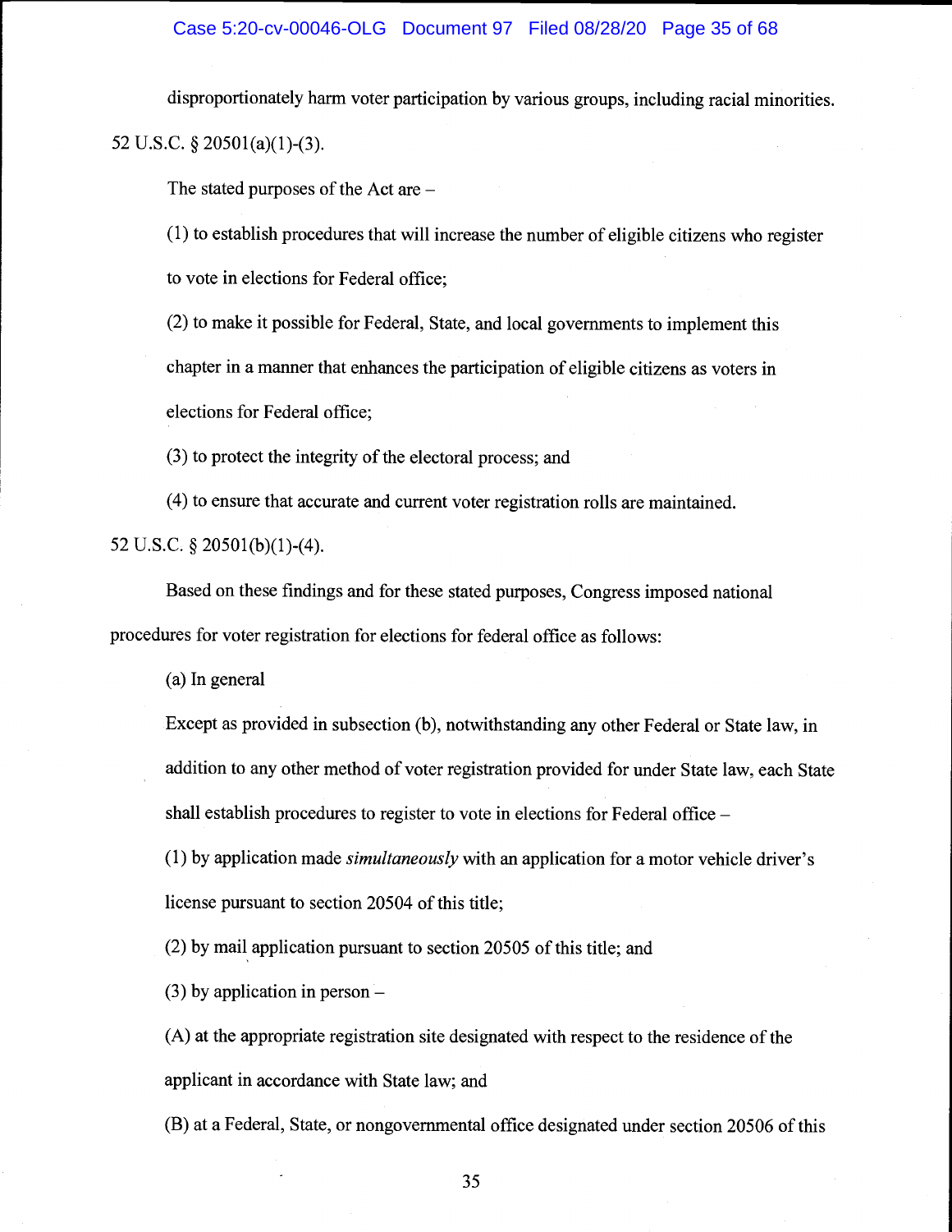disproportionately harm voter participation by various groups, including racial minorities. 52 U.S.C. § 20501(a)(1)-(3).

The stated purposes of the Act are –

> (1) to establish procedures that will increase the number of eligible citizens who register to vote in elections for Federal office;
>
> (2) to make it possible for Federal, State, and local governments to implement this chapter in a manner that enhances the participation of eligible citizens as voters in elections for Federal office;
>
> (3) to protect the integrity of the electoral process; and
>
> (4) to ensure that accurate and current voter registration rolls are maintained.

52 U.S.C. § 20501(b)(1)-(4).

Based on these findings and for these stated purposes, Congress imposed national procedures for voter registration for elections for federal office as follows:

> (a) In general
>
> Except as provided in subsection (b), notwithstanding any other Federal or State law, in addition to any other method of voter registration provided for under State law, each State shall establish procedures to register to vote in elections for Federal office –
>
> (1) by application made *simultaneously* with an application for a motor vehicle driver's license pursuant to section 20504 of this title;
>
> (2) by mail application pursuant to section 20505 of this title; and
>
> (3) by application in person –
>
> (A) at the appropriate registration site designated with respect to the residence of the applicant in accordance with State law; and
>
> (B) at a Federal, State, or nongovernmental office designated under section 20506 of this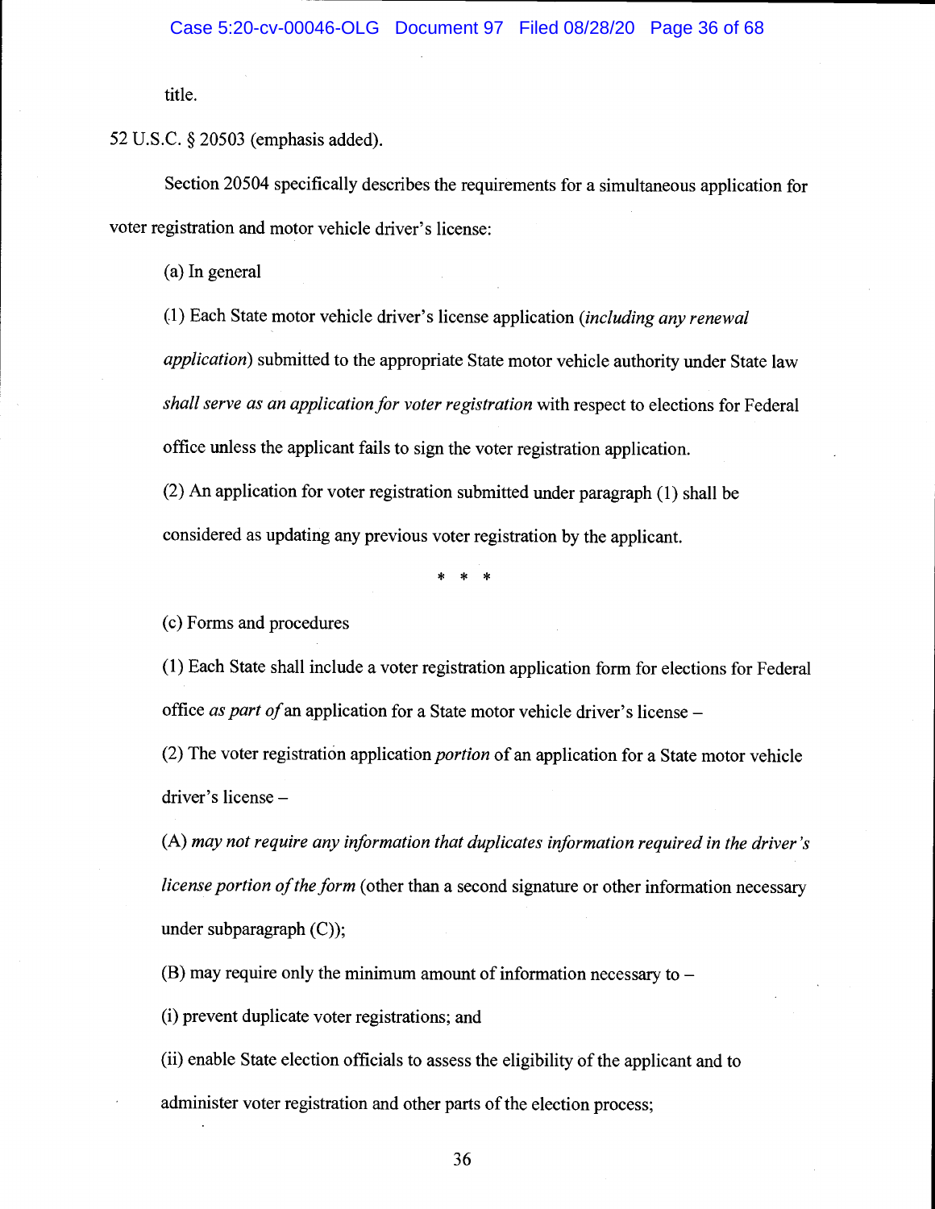title.

52 U.S.C. § 20503 (emphasis added).

Section 20504 specifically describes the requirements for a simultaneous application for voter registration and motor vehicle driver's license:

(a) In general

(1) Each State motor vehicle driver's license application (*including any renewal application*) submitted to the appropriate State motor vehicle authority under State law *shall serve as an application for voter registration* with respect to elections for Federal office unless the applicant fails to sign the voter registration application.

(2) An application for voter registration submitted under paragraph (1) shall be considered as updating any previous voter registration by the applicant.

\* \* \*

(c) Forms and procedures

(1) Each State shall include a voter registration application form for elections for Federal office *as part of* an application for a State motor vehicle driver's license –

(2) The voter registration application *portion* of an application for a State motor vehicle driver's license –

(A) *may not require any information that duplicates information required in the driver's license portion of the form* (other than a second signature or other information necessary under subparagraph (C));

(B) may require only the minimum amount of information necessary to –

(i) prevent duplicate voter registrations; and

(ii) enable State election officials to assess the eligibility of the applicant and to administer voter registration and other parts of the election process;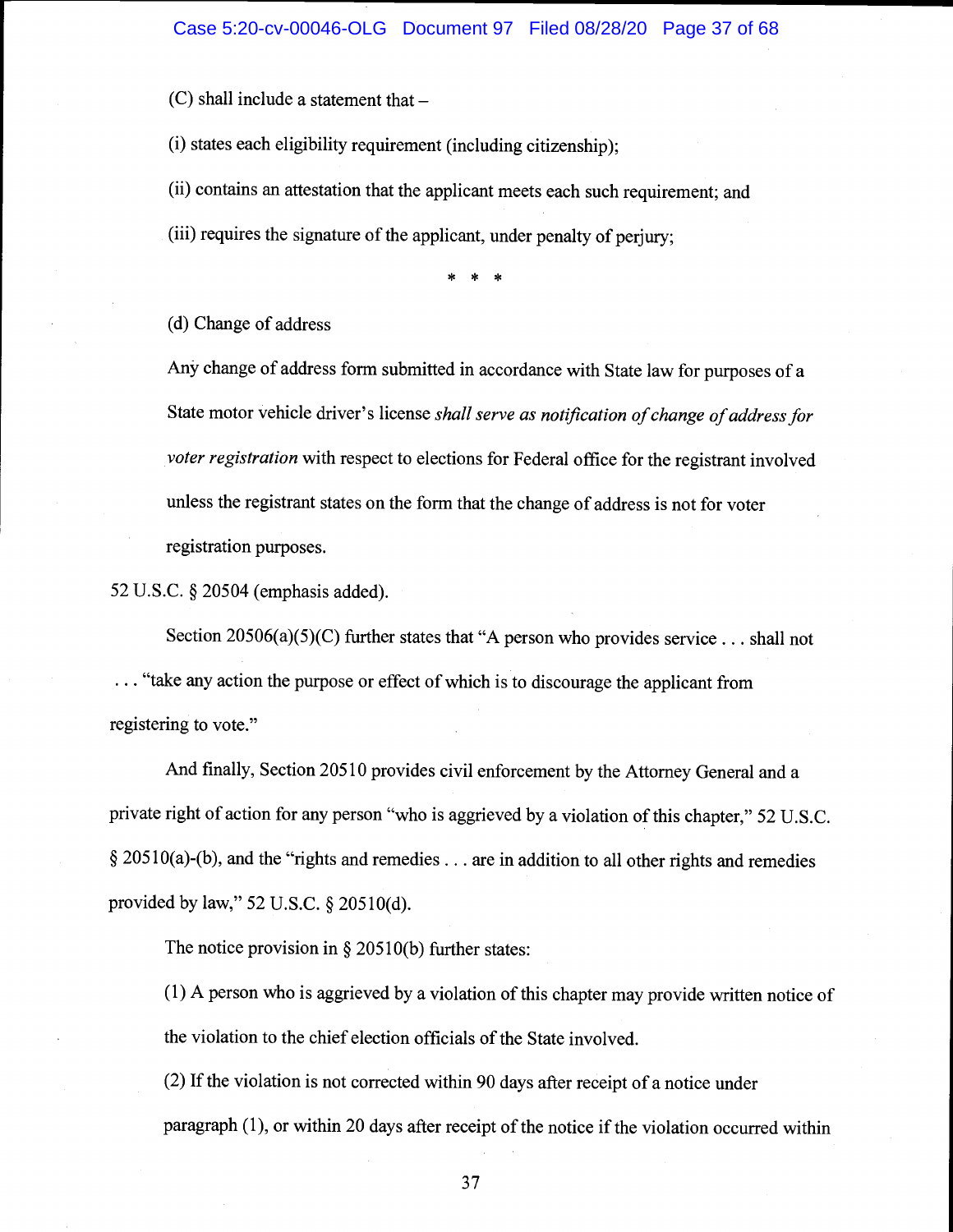(C) shall include a statement that –

(i) states each eligibility requirement (including citizenship);

(ii) contains an attestation that the applicant meets each such requirement; and

(iii) requires the signature of the applicant, under penalty of perjury;

\* \* \*

(d) Change of address

Any change of address form submitted in accordance with State law for purposes of a State motor vehicle driver's license *shall serve as notification of change of address for voter registration* with respect to elections for Federal office for the registrant involved unless the registrant states on the form that the change of address is not for voter registration purposes.

52 U.S.C. § 20504 (emphasis added).

Section 20506(a)(5)(C) further states that "A person who provides service . . . shall not . . . "take any action the purpose or effect of which is to discourage the applicant from registering to vote."

And finally, Section 20510 provides civil enforcement by the Attorney General and a private right of action for any person "who is aggrieved by a violation of this chapter," 52 U.S.C. § 20510(a)-(b), and the "rights and remedies . . . are in addition to all other rights and remedies provided by law," 52 U.S.C. § 20510(d).

The notice provision in § 20510(b) further states:

(1) A person who is aggrieved by a violation of this chapter may provide written notice of the violation to the chief election officials of the State involved.

(2) If the violation is not corrected within 90 days after receipt of a notice under paragraph (1), or within 20 days after receipt of the notice if the violation occurred within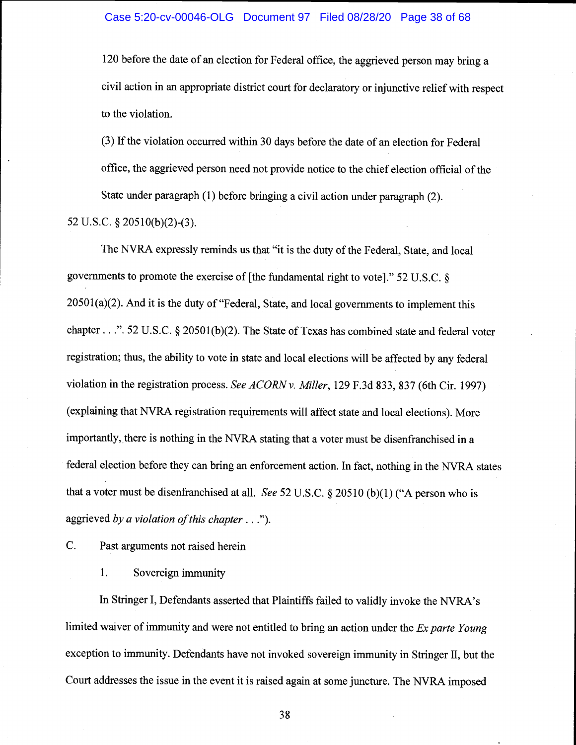120 before the date of an election for Federal office, the aggrieved person may bring a civil action in an appropriate district court for declaratory or injunctive relief with respect to the violation.

(3) If the violation occurred within 30 days before the date of an election for Federal office, the aggrieved person need not provide notice to the chief election official of the State under paragraph (1) before bringing a civil action under paragraph (2).

52 U.S.C. § 20510(b)(2)-(3).

The NVRA expressly reminds us that "it is the duty of the Federal, State, and local governments to promote the exercise of [the fundamental right to vote]." 52 U.S.C. § 20501(a)(2). And it is the duty of "Federal, State, and local governments to implement this chapter . . .". 52 U.S.C. § 20501(b)(2). The State of Texas has combined state and federal voter registration; thus, the ability to vote in state and local elections will be affected by any federal violation in the registration process. *See ACORN v. Miller*, 129 F.3d 833, 837 (6th Cir. 1997) (explaining that NVRA registration requirements will affect state and local elections). More importantly, there is nothing in the NVRA stating that a voter must be disenfranchised in a federal election before they can bring an enforcement action. In fact, nothing in the NVRA states that a voter must be disenfranchised at all. *See* 52 U.S.C. § 20510 (b)(1) ("A person who is aggrieved *by a violation of this chapter . . .*").

C. Past arguments not raised herein

1. Sovereign immunity

In Stringer I, Defendants asserted that Plaintiffs failed to validly invoke the NVRA's limited waiver of immunity and were not entitled to bring an action under the *Ex parte Young* exception to immunity. Defendants have not invoked sovereign immunity in Stringer II, but the Court addresses the issue in the event it is raised again at some juncture. The NVRA imposed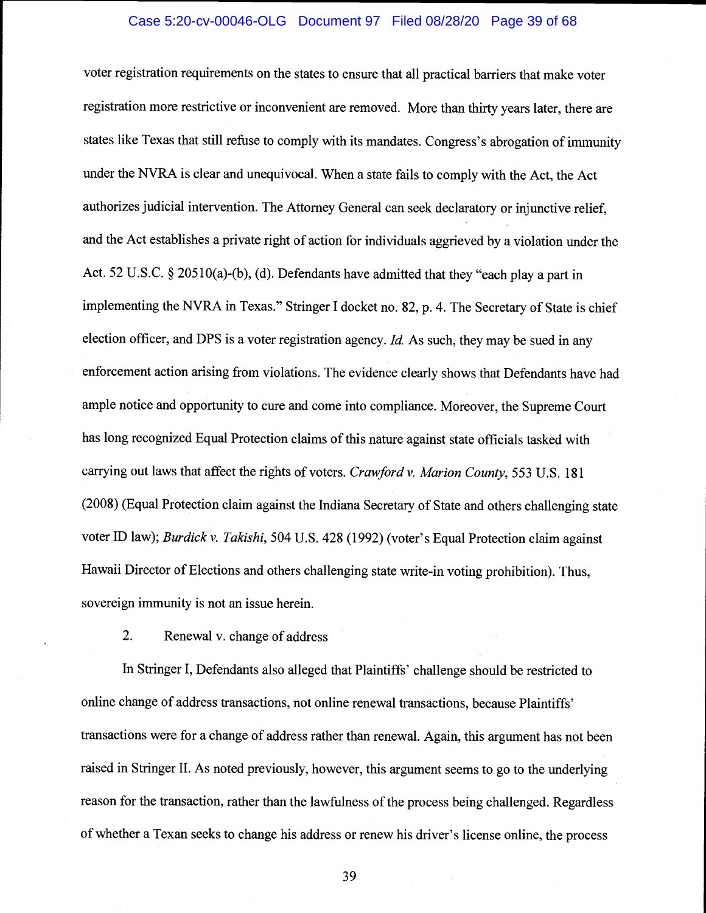voter registration requirements on the states to ensure that all practical barriers that make voter registration more restrictive or inconvenient are removed. More than thirty years later, there are states like Texas that still refuse to comply with its mandates. Congress's abrogation of immunity under the NVRA is clear and unequivocal. When a state fails to comply with the Act, the Act authorizes judicial intervention. The Attorney General can seek declaratory or injunctive relief, and the Act establishes a private right of action for individuals aggrieved by a violation under the Act. 52 U.S.C. § 20510(a)-(b), (d). Defendants have admitted that they "each play a part in implementing the NVRA in Texas." Stringer I docket no. 82, p. 4. The Secretary of State is chief election officer, and DPS is a voter registration agency. *Id.* As such, they may be sued in any enforcement action arising from violations. The evidence clearly shows that Defendants have had ample notice and opportunity to cure and come into compliance. Moreover, the Supreme Court has long recognized Equal Protection claims of this nature against state officials tasked with carrying out laws that affect the rights of voters. *Crawford v. Marion County*, 553 U.S. 181 (2008) (Equal Protection claim against the Indiana Secretary of State and others challenging state voter ID law); *Burdick v. Takishi*, 504 U.S. 428 (1992) (voter's Equal Protection claim against Hawaii Director of Elections and others challenging state write-in voting prohibition). Thus, sovereign immunity is not an issue herein.

2. Renewal v. change of address

In Stringer I, Defendants also alleged that Plaintiffs' challenge should be restricted to online change of address transactions, not online renewal transactions, because Plaintiffs' transactions were for a change of address rather than renewal. Again, this argument has not been raised in Stringer II. As noted previously, however, this argument seems to go to the underlying reason for the transaction, rather than the lawfulness of the process being challenged. Regardless of whether a Texan seeks to change his address or renew his driver's license online, the process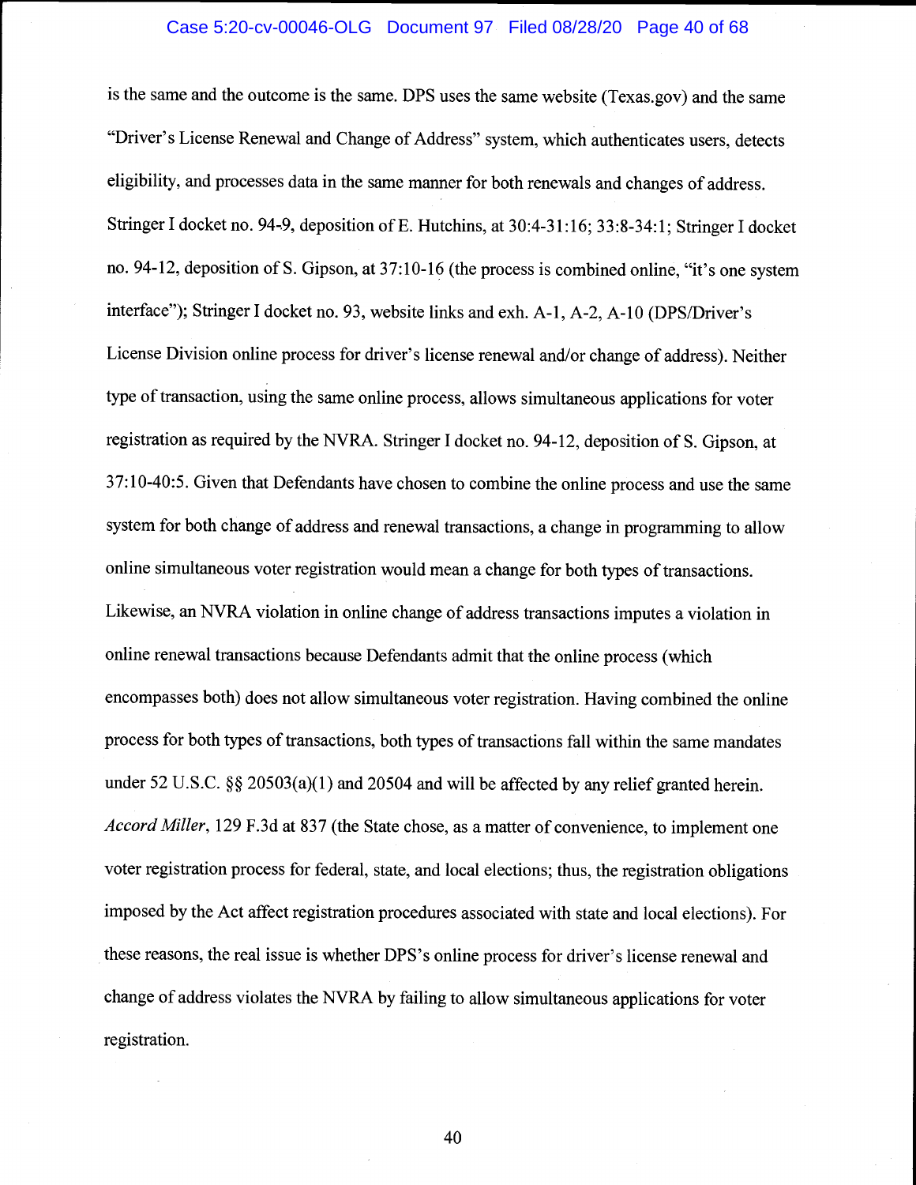is the same and the outcome is the same. DPS uses the same website (Texas.gov) and the same "Driver's License Renewal and Change of Address" system, which authenticates users, detects eligibility, and processes data in the same manner for both renewals and changes of address. Stringer I docket no. 94-9, deposition of E. Hutchins, at 30:4-31:16; 33:8-34:1; Stringer I docket no. 94-12, deposition of S. Gipson, at 37:10-16 (the process is combined online, "it's one system interface"); Stringer I docket no. 93, website links and exh. A-1, A-2, A-10 (DPS/Driver's License Division online process for driver's license renewal and/or change of address). Neither type of transaction, using the same online process, allows simultaneous applications for voter registration as required by the NVRA. Stringer I docket no. 94-12, deposition of S. Gipson, at 37:10-40:5. Given that Defendants have chosen to combine the online process and use the same system for both change of address and renewal transactions, a change in programming to allow online simultaneous voter registration would mean a change for both types of transactions. Likewise, an NVRA violation in online change of address transactions imputes a violation in online renewal transactions because Defendants admit that the online process (which encompasses both) does not allow simultaneous voter registration. Having combined the online process for both types of transactions, both types of transactions fall within the same mandates under 52 U.S.C. §§ 20503(a)(1) and 20504 and will be affected by any relief granted herein. *Accord Miller*, 129 F.3d at 837 (the State chose, as a matter of convenience, to implement one voter registration process for federal, state, and local elections; thus, the registration obligations imposed by the Act affect registration procedures associated with state and local elections). For these reasons, the real issue is whether DPS's online process for driver's license renewal and change of address violates the NVRA by failing to allow simultaneous applications for voter registration.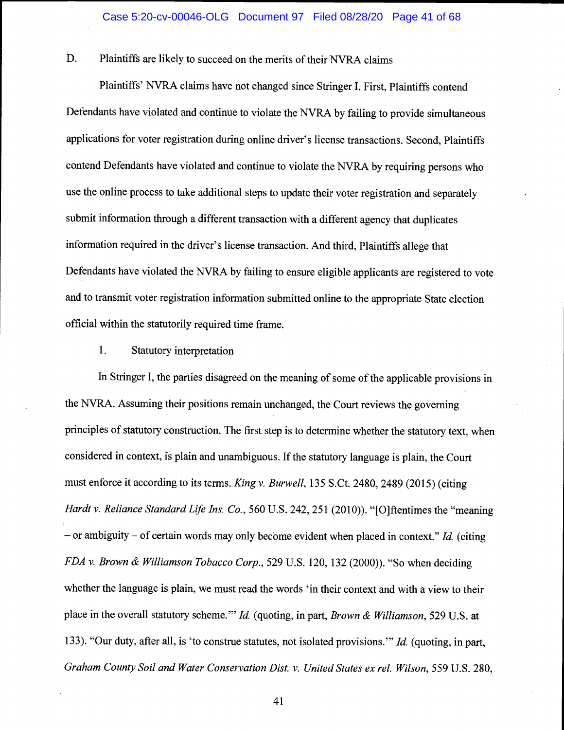D. Plaintiffs are likely to succeed on the merits of their NVRA claims

Plaintiffs' NVRA claims have not changed since Stringer I. First, Plaintiffs contend Defendants have violated and continue to violate the NVRA by failing to provide simultaneous applications for voter registration during online driver's license transactions. Second, Plaintiffs contend Defendants have violated and continue to violate the NVRA by requiring persons who use the online process to take additional steps to update their voter registration and separately submit information through a different transaction with a different agency that duplicates information required in the driver's license transaction. And third, Plaintiffs allege that Defendants have violated the NVRA by failing to ensure eligible applicants are registered to vote and to transmit voter registration information submitted online to the appropriate State election official within the statutorily required time frame.

1. Statutory interpretation

In Stringer I, the parties disagreed on the meaning of some of the applicable provisions in the NVRA. Assuming their positions remain unchanged, the Court reviews the governing principles of statutory construction. The first step is to determine whether the statutory text, when considered in context, is plain and unambiguous. If the statutory language is plain, the Court must enforce it according to its terms. *King v. Burwell*, 135 S.Ct. 2480, 2489 (2015) (citing *Hardt v. Reliance Standard Life Ins. Co.*, 560 U.S. 242, 251 (2010)). "[O]ftentimes the "meaning – or ambiguity – of certain words may only become evident when placed in context." *Id.* (citing *FDA v. Brown & Williamson Tobacco Corp.*, 529 U.S. 120, 132 (2000)). "So when deciding whether the language is plain, we must read the words 'in their context and with a view to their place in the overall statutory scheme.'" *Id.* (quoting, in part, *Brown & Williamson*, 529 U.S. at 133). "Our duty, after all, is 'to construe statutes, not isolated provisions.'" *Id.* (quoting, in part, *Graham County Soil and Water Conservation Dist. v. United States ex rel. Wilson*, 559 U.S. 280,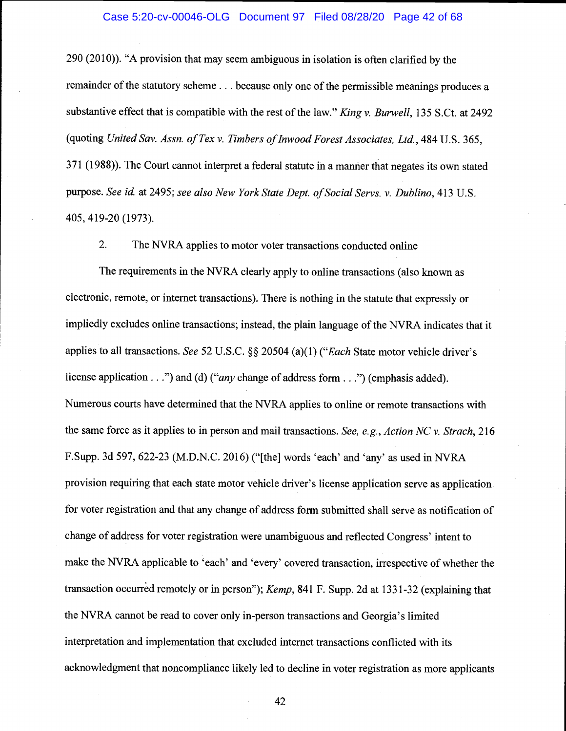290 (2010)). "A provision that may seem ambiguous in isolation is often clarified by the remainder of the statutory scheme . . . because only one of the permissible meanings produces a substantive effect that is compatible with the rest of the law." *King v. Burwell*, 135 S.Ct. at 2492 (quoting *United Sav. Assn. of Tex v. Timbers of Inwood Forest Associates, Ltd.*, 484 U.S. 365, 371 (1988)). The Court cannot interpret a federal statute in a manner that negates its own stated purpose. *See id.* at 2495; *see also New York State Dept. of Social Servs. v. Dublino*, 413 U.S. 405, 419-20 (1973).

2. The NVRA applies to motor voter transactions conducted online

The requirements in the NVRA clearly apply to online transactions (also known as electronic, remote, or internet transactions). There is nothing in the statute that expressly or impliedly excludes online transactions; instead, the plain language of the NVRA indicates that it applies to all transactions. *See* 52 U.S.C. §§ 20504 (a)(1) ("*Each* State motor vehicle driver's license application . . .") and (d) ("*any* change of address form . . .") (emphasis added). Numerous courts have determined that the NVRA applies to online or remote transactions with the same force as it applies to in person and mail transactions. *See, e.g.*, *Action NC v. Strach*, 216 F.Supp. 3d 597, 622-23 (M.D.N.C. 2016) ("[the] words 'each' and 'any' as used in NVRA provision requiring that each state motor vehicle driver's license application serve as application for voter registration and that any change of address form submitted shall serve as notification of change of address for voter registration were unambiguous and reflected Congress' intent to make the NVRA applicable to 'each' and 'every' covered transaction, irrespective of whether the transaction occurred remotely or in person"); *Kemp*, 841 F. Supp. 2d at 1331-32 (explaining that the NVRA cannot be read to cover only in-person transactions and Georgia's limited interpretation and implementation that excluded internet transactions conflicted with its acknowledgment that noncompliance likely led to decline in voter registration as more applicants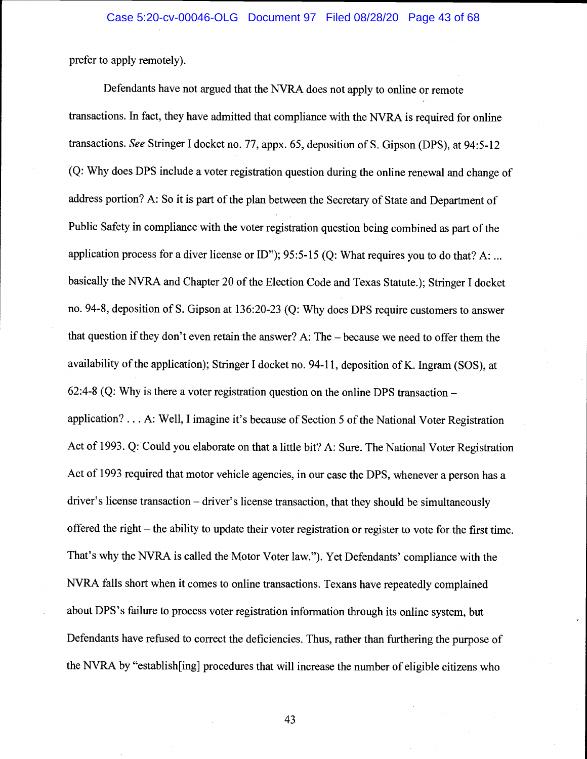prefer to apply remotely).

Defendants have not argued that the NVRA does not apply to online or remote transactions. In fact, they have admitted that compliance with the NVRA is required for online transactions. *See* Stringer I docket no. 77, appx. 65, deposition of S. Gipson (DPS), at 94:5-12 (Q: Why does DPS include a voter registration question during the online renewal and change of address portion? A: So it is part of the plan between the Secretary of State and Department of Public Safety in compliance with the voter registration question being combined as part of the application process for a diver license or ID"); 95:5-15 (Q: What requires you to do that? A: ... basically the NVRA and Chapter 20 of the Election Code and Texas Statute.); Stringer I docket no. 94-8, deposition of S. Gipson at 136:20-23 (Q: Why does DPS require customers to answer that question if they don't even retain the answer? A: The – because we need to offer them the availability of the application); Stringer I docket no. 94-11, deposition of K. Ingram (SOS), at 62:4-8 (Q: Why is there a voter registration question on the online DPS transaction – application? . . . A: Well, I imagine it's because of Section 5 of the National Voter Registration Act of 1993. Q: Could you elaborate on that a little bit? A: Sure. The National Voter Registration Act of 1993 required that motor vehicle agencies, in our case the DPS, whenever a person has a driver's license transaction – driver's license transaction, that they should be simultaneously offered the right – the ability to update their voter registration or register to vote for the first time. That's why the NVRA is called the Motor Voter law."). Yet Defendants' compliance with the NVRA falls short when it comes to online transactions. Texans have repeatedly complained about DPS's failure to process voter registration information through its online system, but Defendants have refused to correct the deficiencies. Thus, rather than furthering the purpose of the NVRA by "establish[ing] procedures that will increase the number of eligible citizens who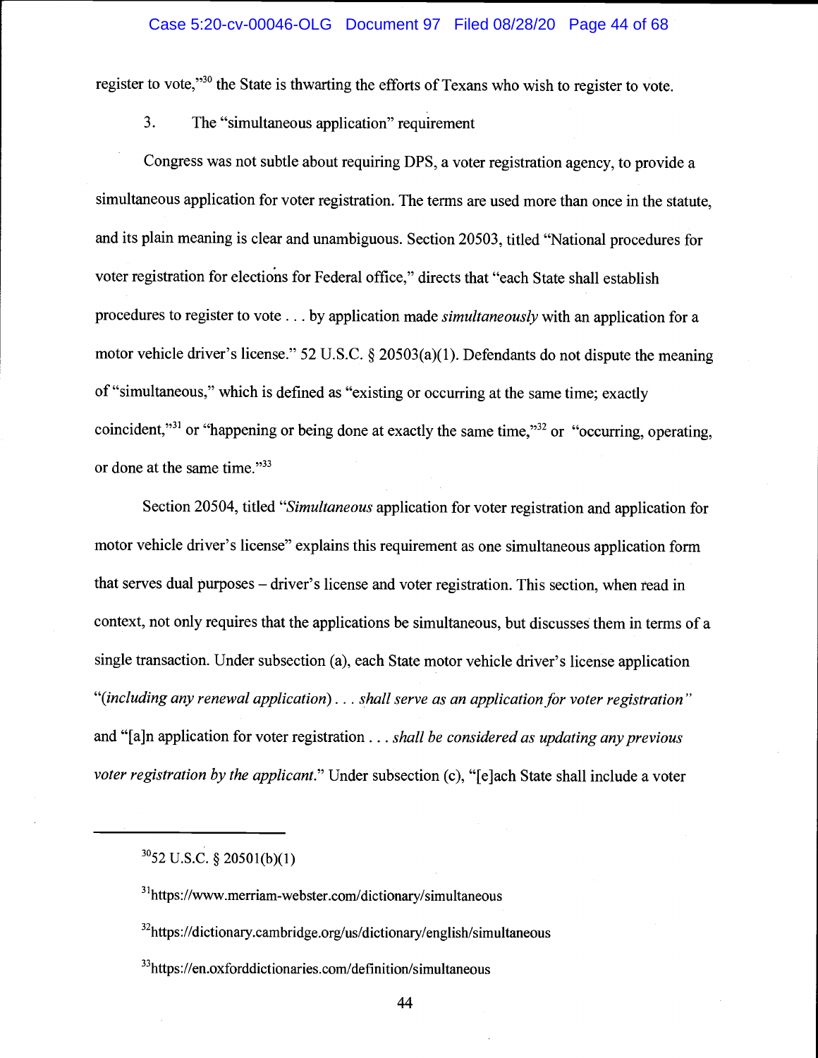register to vote,"[30] the State is thwarting the efforts of Texans who wish to register to vote.

3. The "simultaneous application" requirement

Congress was not subtle about requiring DPS, a voter registration agency, to provide a simultaneous application for voter registration. The terms are used more than once in the statute, and its plain meaning is clear and unambiguous. Section 20503, titled "National procedures for voter registration for elections for Federal office," directs that "each State shall establish procedures to register to vote . . . by application made *simultaneously* with an application for a motor vehicle driver's license." 52 U.S.C. § 20503(a)(1). Defendants do not dispute the meaning of "simultaneous," which is defined as "existing or occurring at the same time; exactly coincident,"[31] or "happening or being done at exactly the same time,"[32] or "occurring, operating, or done at the same time."[33]

Section 20504, titled "*Simultaneous* application for voter registration and application for motor vehicle driver's license" explains this requirement as one simultaneous application form that serves dual purposes – driver's license and voter registration. This section, when read in context, not only requires that the applications be simultaneous, but discusses them in terms of a single transaction. Under subsection (a), each State motor vehicle driver's license application "*(including any renewal application) . . . shall serve as an application for voter registration*" and "[a]n application for voter registration . . . *shall be considered as updating any previous voter registration by the applicant.*" Under subsection (c), "[e]ach State shall include a voter

---

[30] 52 U.S.C. § 20501(b)(1)

[31] https://www.merriam-webster.com/dictionary/simultaneous

[32] https://dictionary.cambridge.org/us/dictionary/english/simultaneous

[33] https://en.oxforddictionaries.com/definition/simultaneous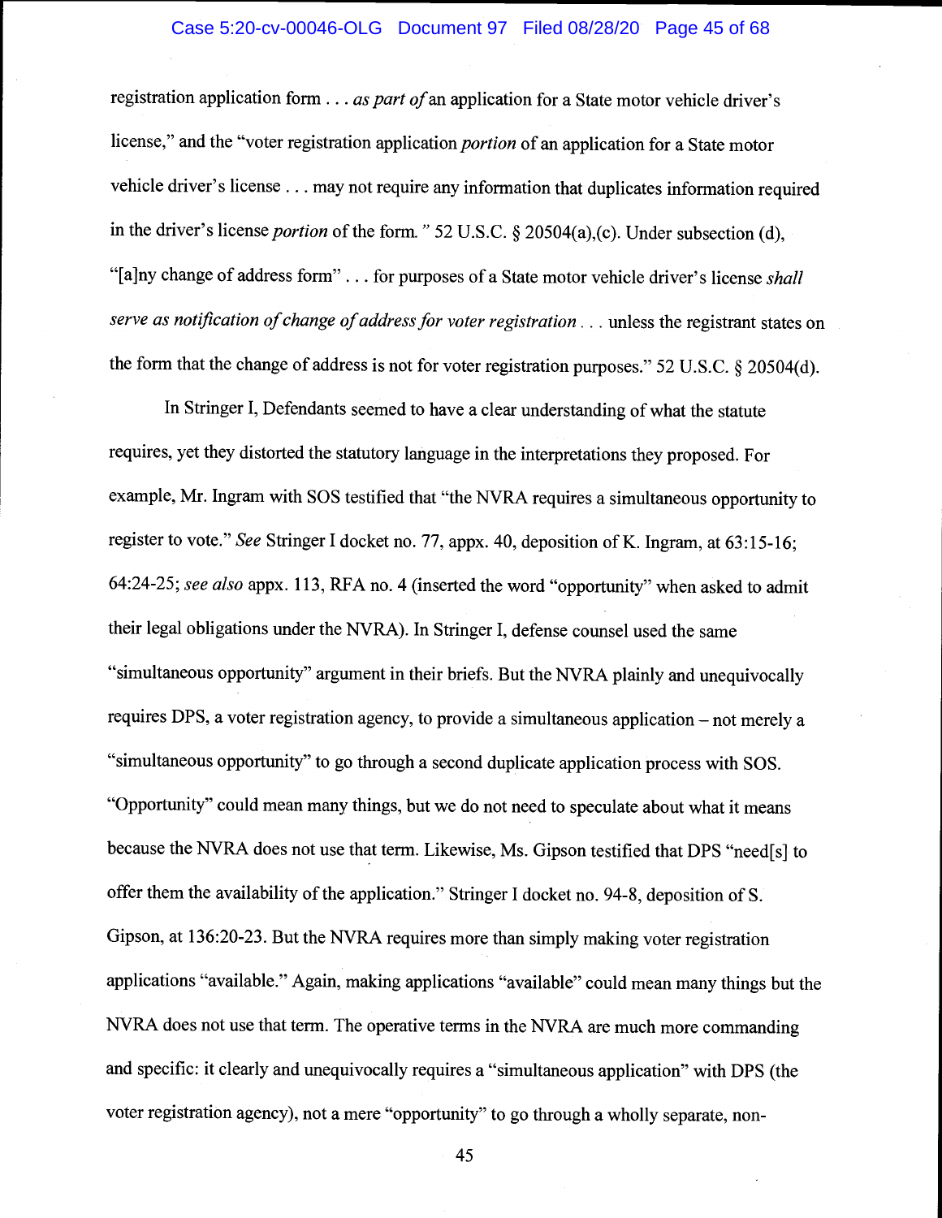registration application form . . . *as part of* an application for a State motor vehicle driver's license," and the "voter registration application *portion* of an application for a State motor vehicle driver's license . . . may not require any information that duplicates information required in the driver's license *portion* of the form. " 52 U.S.C. § 20504(a),(c). Under subsection (d), "[a]ny change of address form" . . . for purposes of a State motor vehicle driver's license *shall serve as notification of change of address for voter registration* . . . unless the registrant states on the form that the change of address is not for voter registration purposes." 52 U.S.C. § 20504(d).

In Stringer I, Defendants seemed to have a clear understanding of what the statute requires, yet they distorted the statutory language in the interpretations they proposed. For example, Mr. Ingram with SOS testified that "the NVRA requires a simultaneous opportunity to register to vote." *See* Stringer I docket no. 77, appx. 40, deposition of K. Ingram, at 63:15-16; 64:24-25; *see also* appx. 113, RFA no. 4 (inserted the word "opportunity" when asked to admit their legal obligations under the NVRA). In Stringer I, defense counsel used the same "simultaneous opportunity" argument in their briefs. But the NVRA plainly and unequivocally requires DPS, a voter registration agency, to provide a simultaneous application – not merely a "simultaneous opportunity" to go through a second duplicate application process with SOS. "Opportunity" could mean many things, but we do not need to speculate about what it means because the NVRA does not use that term. Likewise, Ms. Gipson testified that DPS "need[s] to offer them the availability of the application." Stringer I docket no. 94-8, deposition of S. Gipson, at 136:20-23. But the NVRA requires more than simply making voter registration applications "available." Again, making applications "available" could mean many things but the NVRA does not use that term. The operative terms in the NVRA are much more commanding and specific: it clearly and unequivocally requires a "simultaneous application" with DPS (the voter registration agency), not a mere "opportunity" to go through a wholly separate, non-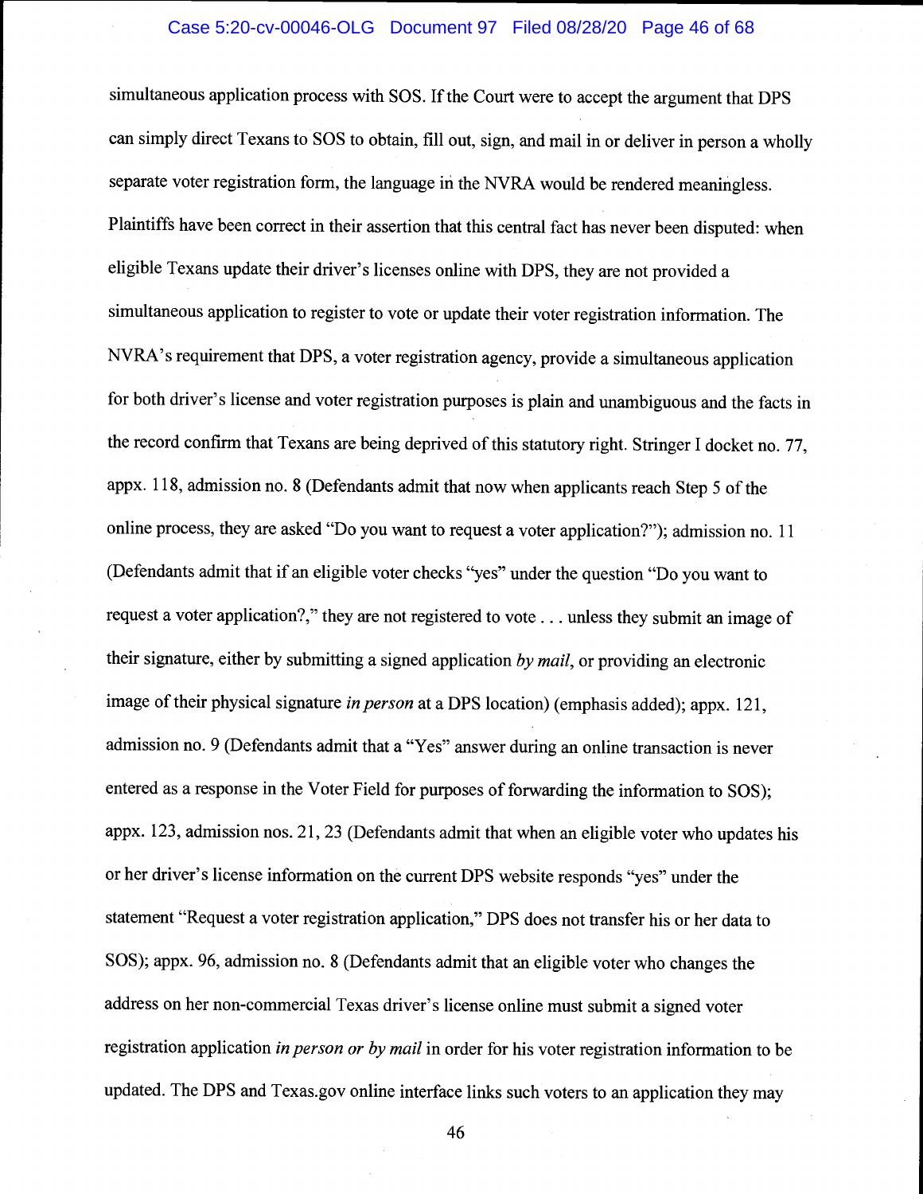simultaneous application process with SOS. If the Court were to accept the argument that DPS can simply direct Texans to SOS to obtain, fill out, sign, and mail in or deliver in person a wholly separate voter registration form, the language in the NVRA would be rendered meaningless. Plaintiffs have been correct in their assertion that this central fact has never been disputed: when eligible Texans update their driver's licenses online with DPS, they are not provided a simultaneous application to register to vote or update their voter registration information. The NVRA's requirement that DPS, a voter registration agency, provide a simultaneous application for both driver's license and voter registration purposes is plain and unambiguous and the facts in the record confirm that Texans are being deprived of this statutory right. Stringer I docket no. 77, appx. 118, admission no. 8 (Defendants admit that now when applicants reach Step 5 of the online process, they are asked "Do you want to request a voter application?"); admission no. 11 (Defendants admit that if an eligible voter checks "yes" under the question "Do you want to request a voter application?," they are not registered to vote . . . unless they submit an image of their signature, either by submitting a signed application *by mail*, or providing an electronic image of their physical signature *in person* at a DPS location) (emphasis added); appx. 121, admission no. 9 (Defendants admit that a "Yes" answer during an online transaction is never entered as a response in the Voter Field for purposes of forwarding the information to SOS); appx. 123, admission nos. 21, 23 (Defendants admit that when an eligible voter who updates his or her driver's license information on the current DPS website responds "yes" under the statement "Request a voter registration application," DPS does not transfer his or her data to SOS); appx. 96, admission no. 8 (Defendants admit that an eligible voter who changes the address on her non-commercial Texas driver's license online must submit a signed voter registration application *in person or by mail* in order for his voter registration information to be updated. The DPS and Texas.gov online interface links such voters to an application they may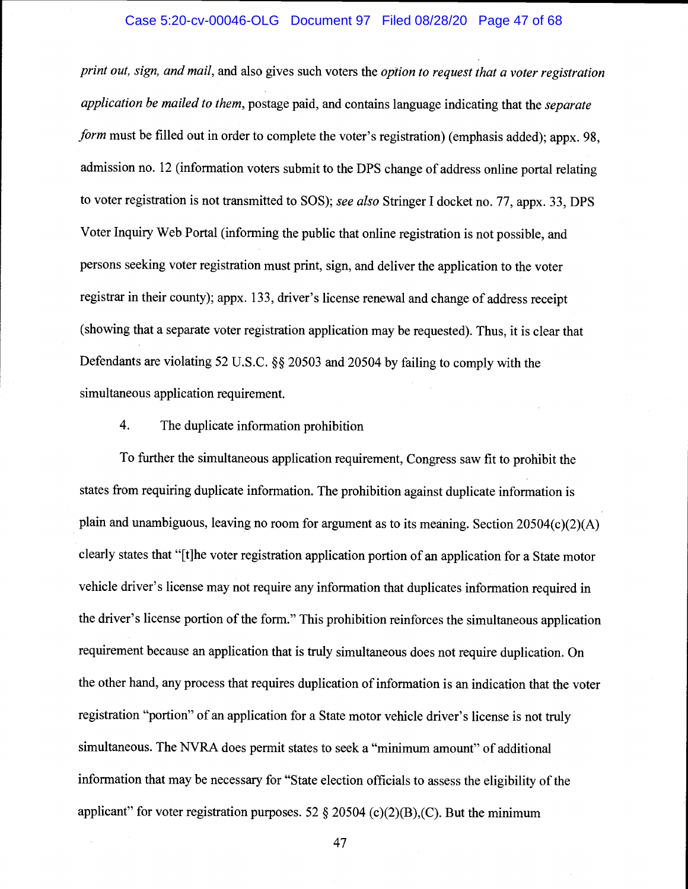*print out, sign, and mail*, and also gives such voters the *option to request that a voter registration application be mailed to them*, postage paid, and contains language indicating that the *separate form* must be filled out in order to complete the voter's registration) (emphasis added); appx. 98, admission no. 12 (information voters submit to the DPS change of address online portal relating to voter registration is not transmitted to SOS); *see also* Stringer I docket no. 77, appx. 33, DPS Voter Inquiry Web Portal (informing the public that online registration is not possible, and persons seeking voter registration must print, sign, and deliver the application to the voter registrar in their county); appx. 133, driver's license renewal and change of address receipt (showing that a separate voter registration application may be requested). Thus, it is clear that Defendants are violating 52 U.S.C. §§ 20503 and 20504 by failing to comply with the simultaneous application requirement.

4. The duplicate information prohibition

To further the simultaneous application requirement, Congress saw fit to prohibit the states from requiring duplicate information. The prohibition against duplicate information is plain and unambiguous, leaving no room for argument as to its meaning. Section 20504(c)(2)(A) clearly states that "[t]he voter registration application portion of an application for a State motor vehicle driver's license may not require any information that duplicates information required in the driver's license portion of the form." This prohibition reinforces the simultaneous application requirement because an application that is truly simultaneous does not require duplication. On the other hand, any process that requires duplication of information is an indication that the voter registration "portion" of an application for a State motor vehicle driver's license is not truly simultaneous. The NVRA does permit states to seek a "minimum amount" of additional information that may be necessary for "State election officials to assess the eligibility of the applicant" for voter registration purposes. 52 § 20504 (c)(2)(B),(C). But the minimum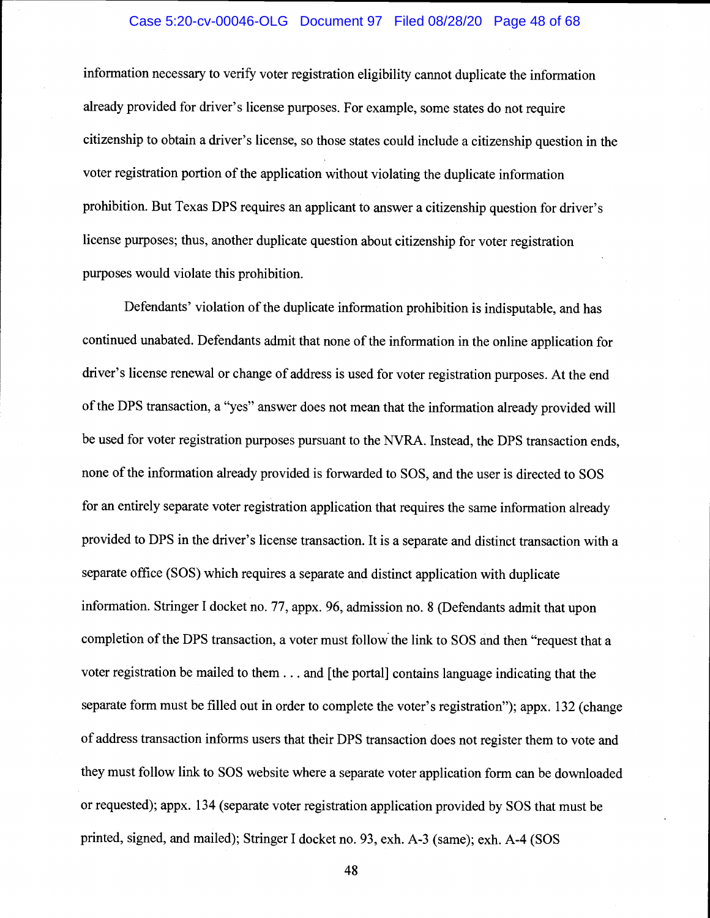information necessary to verify voter registration eligibility cannot duplicate the information already provided for driver's license purposes. For example, some states do not require citizenship to obtain a driver's license, so those states could include a citizenship question in the voter registration portion of the application without violating the duplicate information prohibition. But Texas DPS requires an applicant to answer a citizenship question for driver's license purposes; thus, another duplicate question about citizenship for voter registration purposes would violate this prohibition.

Defendants' violation of the duplicate information prohibition is indisputable, and has continued unabated. Defendants admit that none of the information in the online application for driver's license renewal or change of address is used for voter registration purposes. At the end of the DPS transaction, a "yes" answer does not mean that the information already provided will be used for voter registration purposes pursuant to the NVRA. Instead, the DPS transaction ends, none of the information already provided is forwarded to SOS, and the user is directed to SOS for an entirely separate voter registration application that requires the same information already provided to DPS in the driver's license transaction. It is a separate and distinct transaction with a separate office (SOS) which requires a separate and distinct application with duplicate information. Stringer I docket no. 77, appx. 96, admission no. 8 (Defendants admit that upon completion of the DPS transaction, a voter must follow the link to SOS and then "request that a voter registration be mailed to them . . . and [the portal] contains language indicating that the separate form must be filled out in order to complete the voter's registration"); appx. 132 (change of address transaction informs users that their DPS transaction does not register them to vote and they must follow link to SOS website where a separate voter application form can be downloaded or requested); appx. 134 (separate voter registration application provided by SOS that must be printed, signed, and mailed); Stringer I docket no. 93, exh. A-3 (same); exh. A-4 (SOS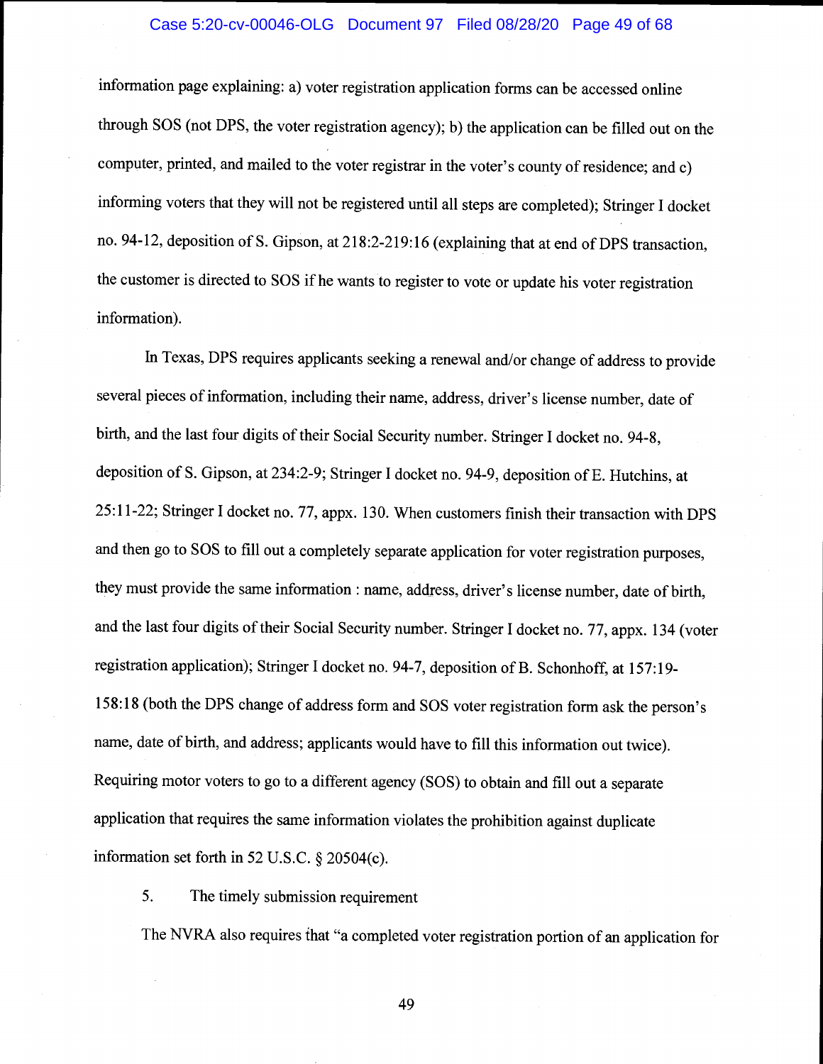information page explaining: a) voter registration application forms can be accessed online through SOS (not DPS, the voter registration agency); b) the application can be filled out on the computer, printed, and mailed to the voter registrar in the voter's county of residence; and c) informing voters that they will not be registered until all steps are completed); Stringer I docket no. 94-12, deposition of S. Gipson, at 218:2-219:16 (explaining that at end of DPS transaction, the customer is directed to SOS if he wants to register to vote or update his voter registration information).

In Texas, DPS requires applicants seeking a renewal and/or change of address to provide several pieces of information, including their name, address, driver's license number, date of birth, and the last four digits of their Social Security number. Stringer I docket no. 94-8, deposition of S. Gipson, at 234:2-9; Stringer I docket no. 94-9, deposition of E. Hutchins, at 25:11-22; Stringer I docket no. 77, appx. 130. When customers finish their transaction with DPS and then go to SOS to fill out a completely separate application for voter registration purposes, they must provide the same information : name, address, driver's license number, date of birth, and the last four digits of their Social Security number. Stringer I docket no. 77, appx. 134 (voter registration application); Stringer I docket no. 94-7, deposition of B. Schonhoff, at 157:19-158:18 (both the DPS change of address form and SOS voter registration form ask the person's name, date of birth, and address; applicants would have to fill this information out twice). Requiring motor voters to go to a different agency (SOS) to obtain and fill out a separate application that requires the same information violates the prohibition against duplicate information set forth in 52 U.S.C. § 20504(c).

5. The timely submission requirement

The NVRA also requires that "a completed voter registration portion of an application for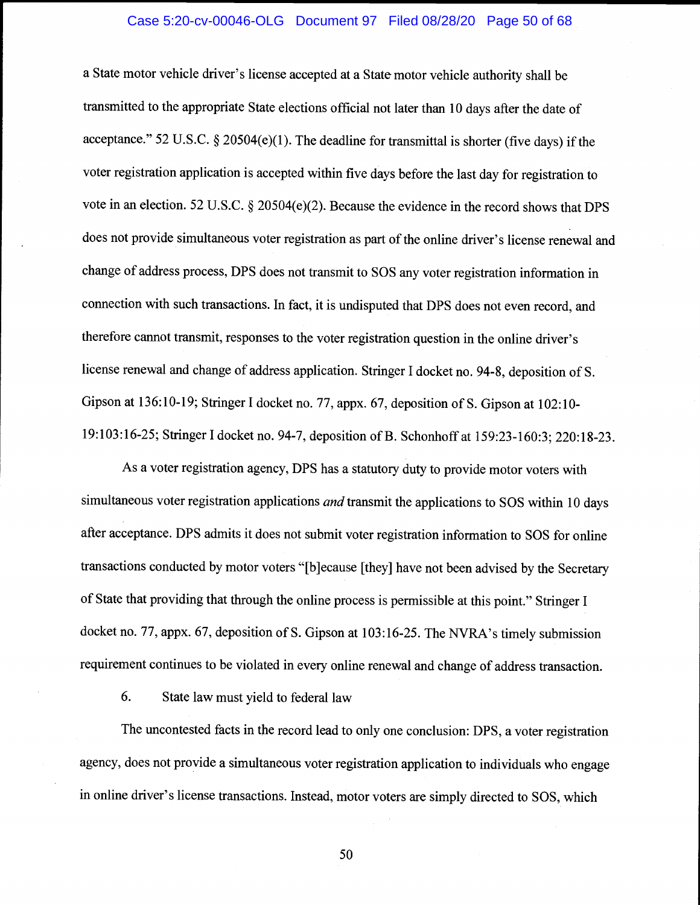a State motor vehicle driver's license accepted at a State motor vehicle authority shall be transmitted to the appropriate State elections official not later than 10 days after the date of acceptance." 52 U.S.C. § 20504(e)(1). The deadline for transmittal is shorter (five days) if the voter registration application is accepted within five days before the last day for registration to vote in an election. 52 U.S.C. § 20504(e)(2). Because the evidence in the record shows that DPS does not provide simultaneous voter registration as part of the online driver's license renewal and change of address process, DPS does not transmit to SOS any voter registration information in connection with such transactions. In fact, it is undisputed that DPS does not even record, and therefore cannot transmit, responses to the voter registration question in the online driver's license renewal and change of address application. Stringer I docket no. 94-8, deposition of S. Gipson at 136:10-19; Stringer I docket no. 77, appx. 67, deposition of S. Gipson at 102:10-19:103:16-25; Stringer I docket no. 94-7, deposition of B. Schonhoff at 159:23-160:3; 220:18-23.

As a voter registration agency, DPS has a statutory duty to provide motor voters with simultaneous voter registration applications *and* transmit the applications to SOS within 10 days after acceptance. DPS admits it does not submit voter registration information to SOS for online transactions conducted by motor voters "[b]ecause [they] have not been advised by the Secretary of State that providing that through the online process is permissible at this point." Stringer I docket no. 77, appx. 67, deposition of S. Gipson at 103:16-25. The NVRA's timely submission requirement continues to be violated in every online renewal and change of address transaction.

6. State law must yield to federal law

The uncontested facts in the record lead to only one conclusion: DPS, a voter registration agency, does not provide a simultaneous voter registration application to individuals who engage in online driver's license transactions. Instead, motor voters are simply directed to SOS, which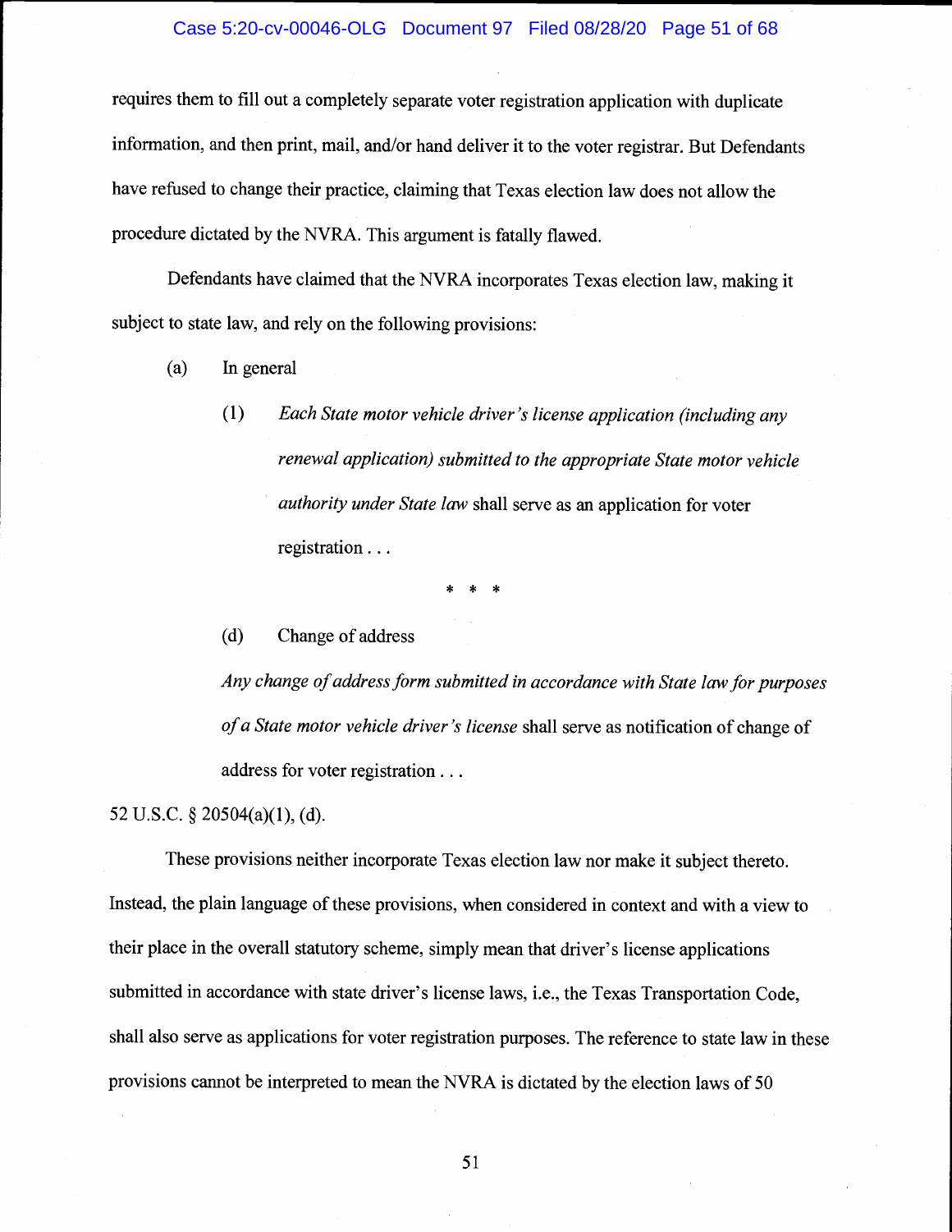requires them to fill out a completely separate voter registration application with duplicate information, and then print, mail, and/or hand deliver it to the voter registrar. But Defendants have refused to change their practice, claiming that Texas election law does not allow the procedure dictated by the NVRA. This argument is fatally flawed.

Defendants have claimed that the NVRA incorporates Texas election law, making it subject to state law, and rely on the following provisions:

> (a) In general
>
> > (1) *Each State motor vehicle driver's license application (including any renewal application) submitted to the appropriate State motor vehicle authority under State law* shall serve as an application for voter registration . . .
>
> \* \* \*
>
> (d) Change of address
>
> *Any change of address form submitted in accordance with State law for purposes of a State motor vehicle driver's license* shall serve as notification of change of address for voter registration . . .

52 U.S.C. § 20504(a)(1), (d).

These provisions neither incorporate Texas election law nor make it subject thereto. Instead, the plain language of these provisions, when considered in context and with a view to their place in the overall statutory scheme, simply mean that driver's license applications submitted in accordance with state driver's license laws, i.e., the Texas Transportation Code, shall also serve as applications for voter registration purposes. The reference to state law in these provisions cannot be interpreted to mean the NVRA is dictated by the election laws of 50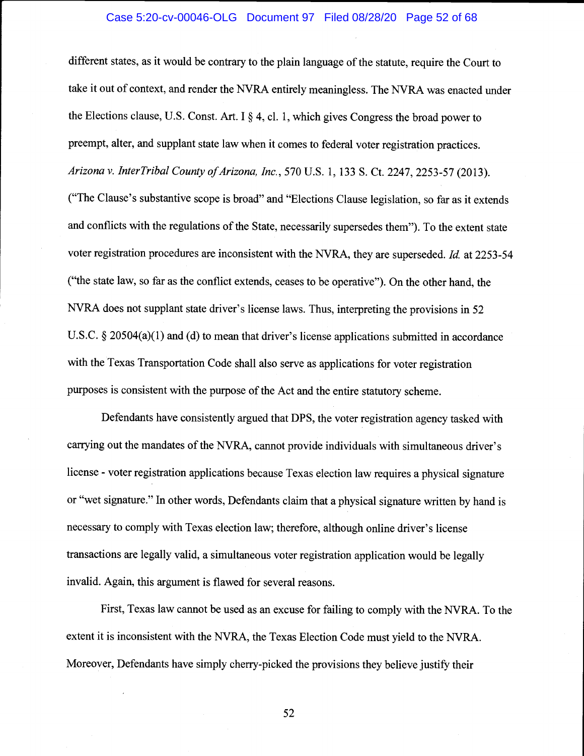different states, as it would be contrary to the plain language of the statute, require the Court to take it out of context, and render the NVRA entirely meaningless. The NVRA was enacted under the Elections clause, U.S. Const. Art. I § 4, cl. 1, which gives Congress the broad power to preempt, alter, and supplant state law when it comes to federal voter registration practices. *Arizona v. InterTribal County of Arizona, Inc.*, 570 U.S. 1, 133 S. Ct. 2247, 2253-57 (2013). ("The Clause's substantive scope is broad" and "Elections Clause legislation, so far as it extends and conflicts with the regulations of the State, necessarily supersedes them"). To the extent state voter registration procedures are inconsistent with the NVRA, they are superseded. *Id.* at 2253-54 ("the state law, so far as the conflict extends, ceases to be operative"). On the other hand, the NVRA does not supplant state driver's license laws. Thus, interpreting the provisions in 52 U.S.C. § 20504(a)(1) and (d) to mean that driver's license applications submitted in accordance with the Texas Transportation Code shall also serve as applications for voter registration purposes is consistent with the purpose of the Act and the entire statutory scheme.

Defendants have consistently argued that DPS, the voter registration agency tasked with carrying out the mandates of the NVRA, cannot provide individuals with simultaneous driver's license - voter registration applications because Texas election law requires a physical signature or "wet signature." In other words, Defendants claim that a physical signature written by hand is necessary to comply with Texas election law; therefore, although online driver's license transactions are legally valid, a simultaneous voter registration application would be legally invalid. Again, this argument is flawed for several reasons.

First, Texas law cannot be used as an excuse for failing to comply with the NVRA. To the extent it is inconsistent with the NVRA, the Texas Election Code must yield to the NVRA. Moreover, Defendants have simply cherry-picked the provisions they believe justify their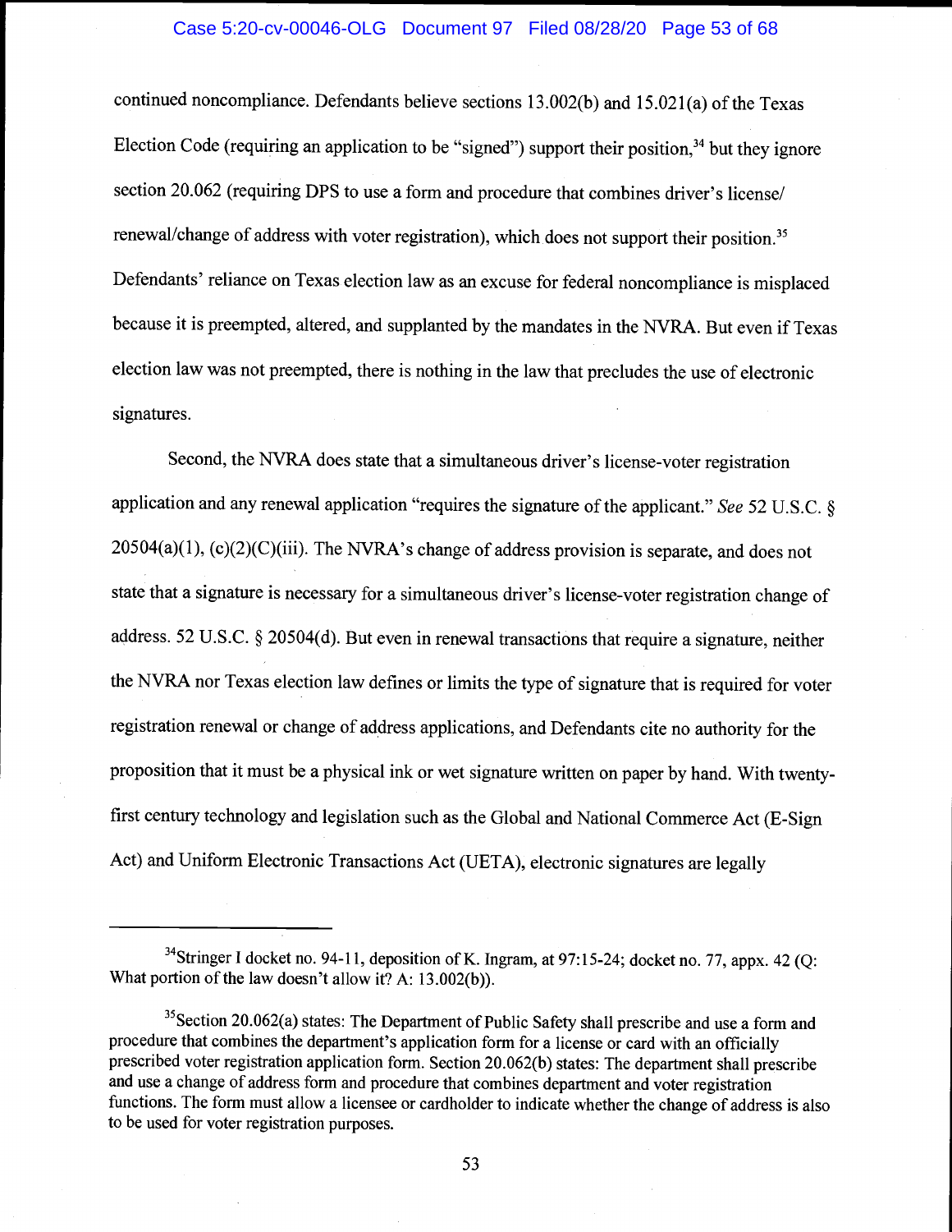continued noncompliance. Defendants believe sections 13.002(b) and 15.021(a) of the Texas Election Code (requiring an application to be "signed") support their position,[34] but they ignore section 20.062 (requiring DPS to use a form and procedure that combines driver's license/ renewal/change of address with voter registration), which does not support their position.[35] Defendants' reliance on Texas election law as an excuse for federal noncompliance is misplaced because it is preempted, altered, and supplanted by the mandates in the NVRA. But even if Texas election law was not preempted, there is nothing in the law that precludes the use of electronic signatures.

Second, the NVRA does state that a simultaneous driver's license-voter registration application and any renewal application "requires the signature of the applicant." *See* 52 U.S.C. § 20504(a)(1), (c)(2)(C)(iii). The NVRA's change of address provision is separate, and does not state that a signature is necessary for a simultaneous driver's license-voter registration change of address. 52 U.S.C. § 20504(d). But even in renewal transactions that require a signature, neither the NVRA nor Texas election law defines or limits the type of signature that is required for voter registration renewal or change of address applications, and Defendants cite no authority for the proposition that it must be a physical ink or wet signature written on paper by hand. With twenty-first century technology and legislation such as the Global and National Commerce Act (E-Sign Act) and Uniform Electronic Transactions Act (UETA), electronic signatures are legally

---

[34] Stringer I docket no. 94-11, deposition of K. Ingram, at 97:15-24; docket no. 77, appx. 42 (Q: What portion of the law doesn't allow it? A: 13.002(b)).

[35] Section 20.062(a) states: The Department of Public Safety shall prescribe and use a form and procedure that combines the department's application form for a license or card with an officially prescribed voter registration application form. Section 20.062(b) states: The department shall prescribe and use a change of address form and procedure that combines department and voter registration functions. The form must allow a licensee or cardholder to indicate whether the change of address is also to be used for voter registration purposes.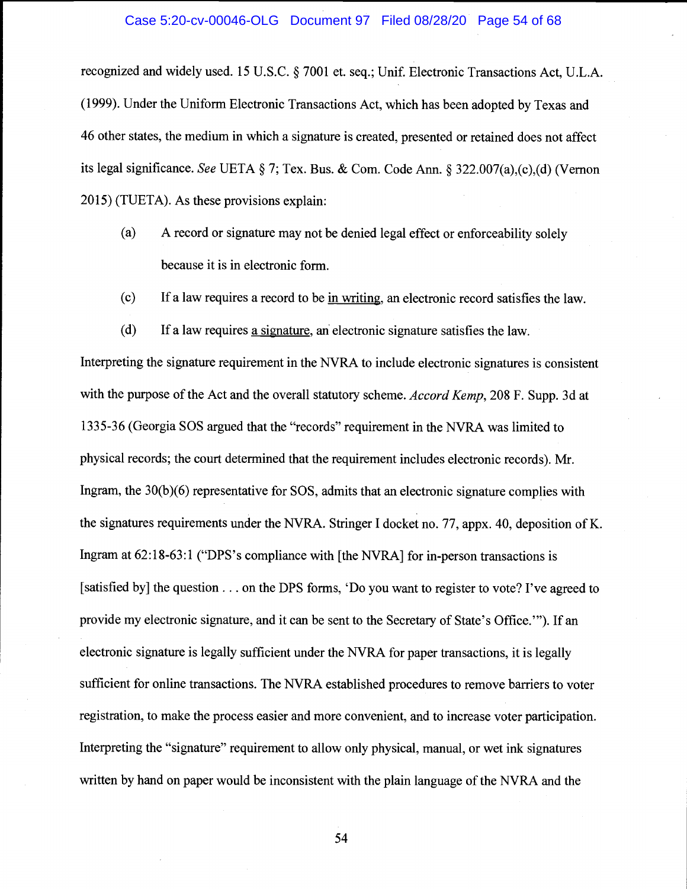recognized and widely used. 15 U.S.C. § 7001 et. seq.; Unif. Electronic Transactions Act, U.L.A. (1999). Under the Uniform Electronic Transactions Act, which has been adopted by Texas and 46 other states, the medium in which a signature is created, presented or retained does not affect its legal significance. *See* UETA § 7; Tex. Bus. & Com. Code Ann. § 322.007(a),(c),(d) (Vernon 2015) (TUETA). As these provisions explain:

> (a) A record or signature may not be denied legal effect or enforceability solely because it is in electronic form.
>
> (c) If a law requires a record to be <u>in writing</u>, an electronic record satisfies the law.
>
> (d) If a law requires <u>a signature</u>, an electronic signature satisfies the law.

Interpreting the signature requirement in the NVRA to include electronic signatures is consistent with the purpose of the Act and the overall statutory scheme. *Accord Kemp*, 208 F. Supp. 3d at 1335-36 (Georgia SOS argued that the "records" requirement in the NVRA was limited to physical records; the court determined that the requirement includes electronic records). Mr. Ingram, the 30(b)(6) representative for SOS, admits that an electronic signature complies with the signatures requirements under the NVRA. Stringer I docket no. 77, appx. 40, deposition of K. Ingram at 62:18-63:1 ("DPS's compliance with [the NVRA] for in-person transactions is [satisfied by] the question . . . on the DPS forms, 'Do you want to register to vote? I've agreed to provide my electronic signature, and it can be sent to the Secretary of State's Office.'"). If an electronic signature is legally sufficient under the NVRA for paper transactions, it is legally sufficient for online transactions. The NVRA established procedures to remove barriers to voter registration, to make the process easier and more convenient, and to increase voter participation. Interpreting the "signature" requirement to allow only physical, manual, or wet ink signatures written by hand on paper would be inconsistent with the plain language of the NVRA and the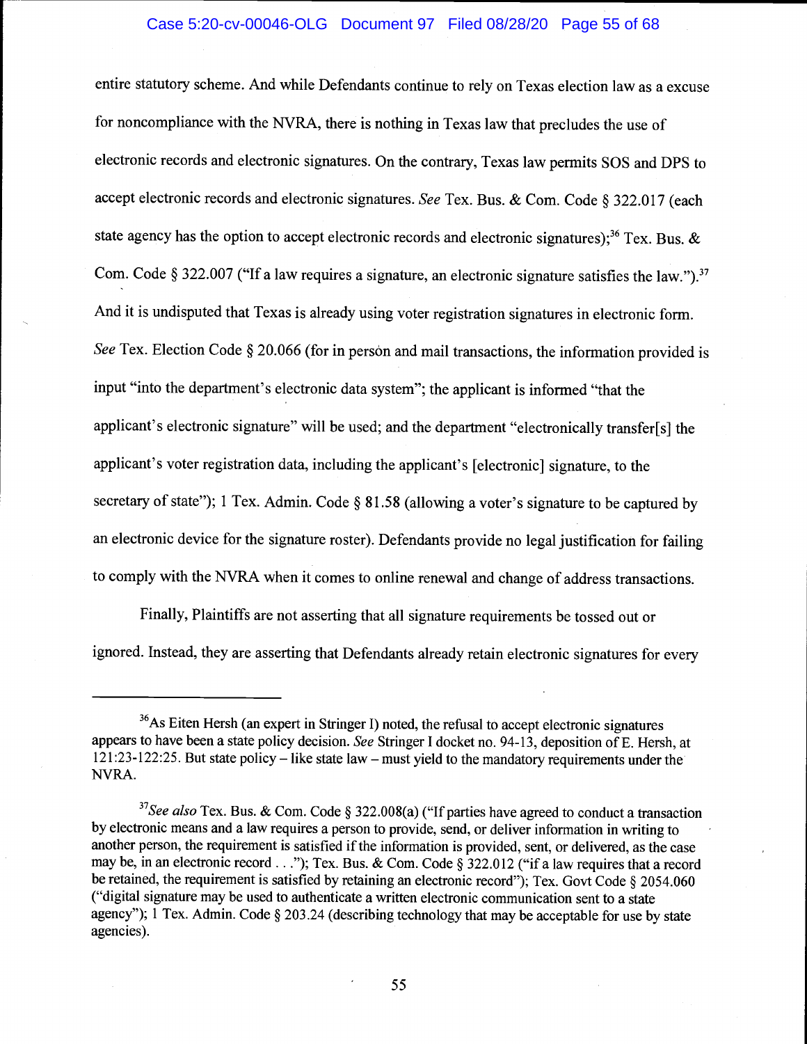entire statutory scheme. And while Defendants continue to rely on Texas election law as a excuse for noncompliance with the NVRA, there is nothing in Texas law that precludes the use of electronic records and electronic signatures. On the contrary, Texas law permits SOS and DPS to accept electronic records and electronic signatures. *See* Tex. Bus. & Com. Code § 322.017 (each state agency has the option to accept electronic records and electronic signatures);[36] Tex. Bus. & Com. Code § 322.007 ("If a law requires a signature, an electronic signature satisfies the law.").[37] And it is undisputed that Texas is already using voter registration signatures in electronic form. *See* Tex. Election Code § 20.066 (for in person and mail transactions, the information provided is input "into the department's electronic data system"; the applicant is informed "that the applicant's electronic signature" will be used; and the department "electronically transfer[s] the applicant's voter registration data, including the applicant's [electronic] signature, to the secretary of state"); 1 Tex. Admin. Code § 81.58 (allowing a voter's signature to be captured by an electronic device for the signature roster). Defendants provide no legal justification for failing to comply with the NVRA when it comes to online renewal and change of address transactions.

Finally, Plaintiffs are not asserting that all signature requirements be tossed out or ignored. Instead, they are asserting that Defendants already retain electronic signatures for every

---

[36] As Eiten Hersh (an expert in Stringer I) noted, the refusal to accept electronic signatures appears to have been a state policy decision. *See* Stringer I docket no. 94-13, deposition of E. Hersh, at 121:23-122:25. But state policy – like state law – must yield to the mandatory requirements under the NVRA.

[37] *See also* Tex. Bus. & Com. Code § 322.008(a) ("If parties have agreed to conduct a transaction by electronic means and a law requires a person to provide, send, or deliver information in writing to another person, the requirement is satisfied if the information is provided, sent, or delivered, as the case may be, in an electronic record . . ."); Tex. Bus. & Com. Code § 322.012 ("if a law requires that a record be retained, the requirement is satisfied by retaining an electronic record"); Tex. Govt Code § 2054.060 ("digital signature may be used to authenticate a written electronic communication sent to a state agency"); 1 Tex. Admin. Code § 203.24 (describing technology that may be acceptable for use by state agencies).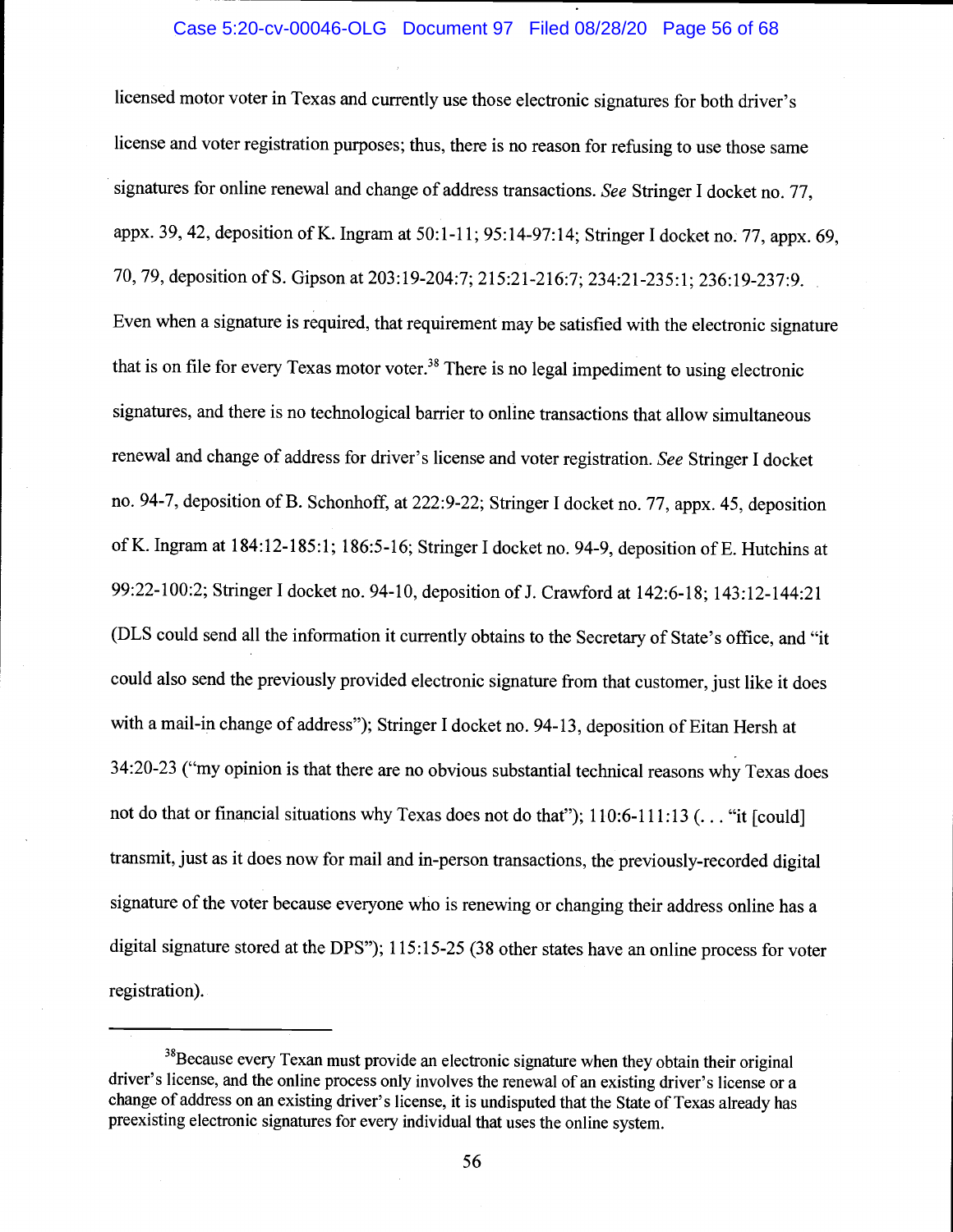licensed motor voter in Texas and currently use those electronic signatures for both driver's license and voter registration purposes; thus, there is no reason for refusing to use those same signatures for online renewal and change of address transactions. *See* Stringer I docket no. 77, appx. 39, 42, deposition of K. Ingram at 50:1-11; 95:14-97:14; Stringer I docket no. 77, appx. 69, 70, 79, deposition of S. Gipson at 203:19-204:7; 215:21-216:7; 234:21-235:1; 236:19-237:9. Even when a signature is required, that requirement may be satisfied with the electronic signature that is on file for every Texas motor voter.[38] There is no legal impediment to using electronic signatures, and there is no technological barrier to online transactions that allow simultaneous renewal and change of address for driver's license and voter registration. *See* Stringer I docket no. 94-7, deposition of B. Schonhoff, at 222:9-22; Stringer I docket no. 77, appx. 45, deposition of K. Ingram at 184:12-185:1; 186:5-16; Stringer I docket no. 94-9, deposition of E. Hutchins at 99:22-100:2; Stringer I docket no. 94-10, deposition of J. Crawford at 142:6-18; 143:12-144:21 (DLS could send all the information it currently obtains to the Secretary of State's office, and "it could also send the previously provided electronic signature from that customer, just like it does with a mail-in change of address"); Stringer I docket no. 94-13, deposition of Eitan Hersh at 34:20-23 ("my opinion is that there are no obvious substantial technical reasons why Texas does not do that or financial situations why Texas does not do that"); 110:6-111:13 (. . . "it [could] transmit, just as it does now for mail and in-person transactions, the previously-recorded digital signature of the voter because everyone who is renewing or changing their address online has a digital signature stored at the DPS"); 115:15-25 (38 other states have an online process for voter registration).

---

[38] Because every Texan must provide an electronic signature when they obtain their original driver's license, and the online process only involves the renewal of an existing driver's license or a change of address on an existing driver's license, it is undisputed that the State of Texas already has preexisting electronic signatures for every individual that uses the online system.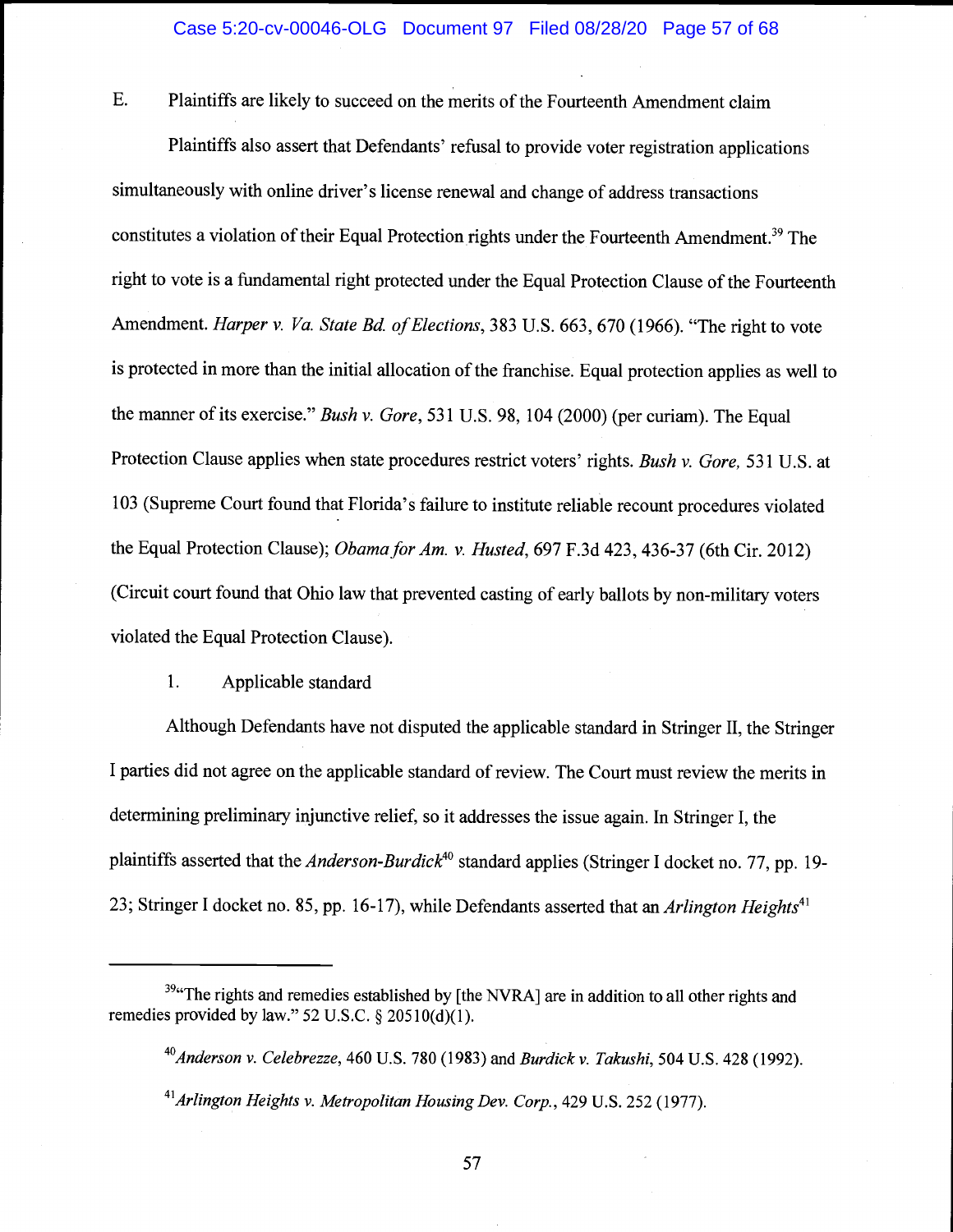E. Plaintiffs are likely to succeed on the merits of the Fourteenth Amendment claim

Plaintiffs also assert that Defendants' refusal to provide voter registration applications simultaneously with online driver's license renewal and change of address transactions constitutes a violation of their Equal Protection rights under the Fourteenth Amendment.[39] The right to vote is a fundamental right protected under the Equal Protection Clause of the Fourteenth Amendment. *Harper v. Va. State Bd. of Elections*, 383 U.S. 663, 670 (1966). "The right to vote is protected in more than the initial allocation of the franchise. Equal protection applies as well to the manner of its exercise." *Bush v. Gore*, 531 U.S. 98, 104 (2000) (per curiam). The Equal Protection Clause applies when state procedures restrict voters' rights. *Bush v. Gore*, 531 U.S. at 103 (Supreme Court found that Florida's failure to institute reliable recount procedures violated the Equal Protection Clause); *Obama for Am. v. Husted*, 697 F.3d 423, 436-37 (6th Cir. 2012) (Circuit court found that Ohio law that prevented casting of early ballots by non-military voters violated the Equal Protection Clause).

1. Applicable standard

Although Defendants have not disputed the applicable standard in Stringer II, the Stringer I parties did not agree on the applicable standard of review. The Court must review the merits in determining preliminary injunctive relief, so it addresses the issue again. In Stringer I, the plaintiffs asserted that the *Anderson-Burdick*[40] standard applies (Stringer I docket no. 77, pp. 19-23; Stringer I docket no. 85, pp. 16-17), while Defendants asserted that an *Arlington Heights*[41]

---

[39] "The rights and remedies established by [the NVRA] are in addition to all other rights and remedies provided by law." 52 U.S.C. § 20510(d)(1).

[40] *Anderson v. Celebrezze*, 460 U.S. 780 (1983) and *Burdick v. Takushi*, 504 U.S. 428 (1992).

[41] *Arlington Heights v. Metropolitan Housing Dev. Corp.*, 429 U.S. 252 (1977).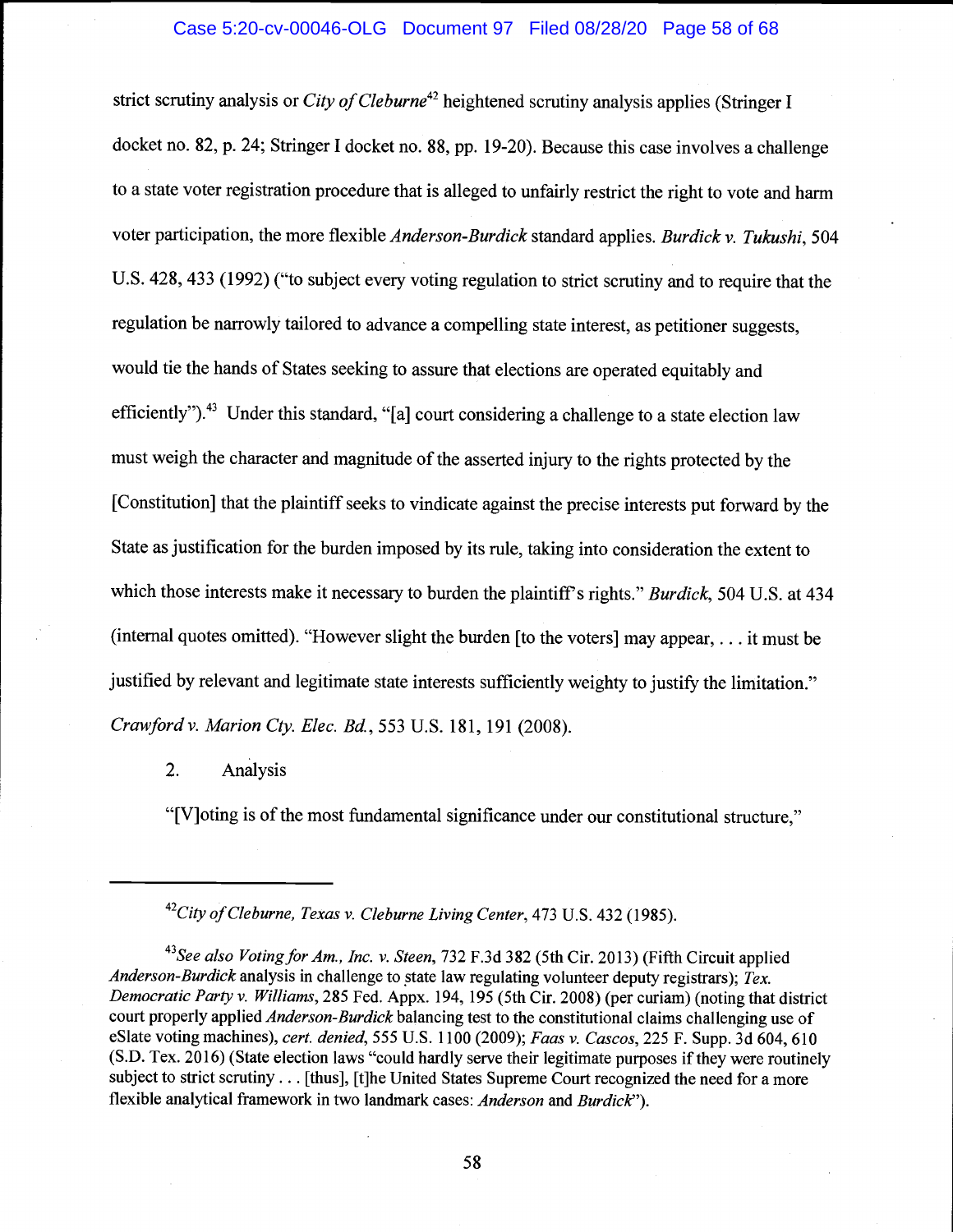strict scrutiny analysis or *City of Cleburne*[42] heightened scrutiny analysis applies (Stringer I docket no. 82, p. 24; Stringer I docket no. 88, pp. 19-20). Because this case involves a challenge to a state voter registration procedure that is alleged to unfairly restrict the right to vote and harm voter participation, the more flexible *Anderson-Burdick* standard applies. *Burdick v. Tukushi*, 504 U.S. 428, 433 (1992) ("to subject every voting regulation to strict scrutiny and to require that the regulation be narrowly tailored to advance a compelling state interest, as petitioner suggests, would tie the hands of States seeking to assure that elections are operated equitably and efficiently").[43] Under this standard, "[a] court considering a challenge to a state election law must weigh the character and magnitude of the asserted injury to the rights protected by the [Constitution] that the plaintiff seeks to vindicate against the precise interests put forward by the State as justification for the burden imposed by its rule, taking into consideration the extent to which those interests make it necessary to burden the plaintiff's rights." *Burdick*, 504 U.S. at 434 (internal quotes omitted). "However slight the burden [to the voters] may appear, . . . it must be justified by relevant and legitimate state interests sufficiently weighty to justify the limitation." *Crawford v. Marion Cty. Elec. Bd.*, 553 U.S. 181, 191 (2008).

2. Analysis

"[V]oting is of the most fundamental significance under our constitutional structure,"

---

[42] *City of Cleburne, Texas v. Cleburne Living Center*, 473 U.S. 432 (1985).

[43] *See also Voting for Am., Inc. v. Steen*, 732 F.3d 382 (5th Cir. 2013) (Fifth Circuit applied *Anderson-Burdick* analysis in challenge to state law regulating volunteer deputy registrars); *Tex. Democratic Party v. Williams*, 285 Fed. Appx. 194, 195 (5th Cir. 2008) (per curiam) (noting that district court properly applied *Anderson-Burdick* balancing test to the constitutional claims challenging use of eSlate voting machines), *cert. denied*, 555 U.S. 1100 (2009); *Faas v. Cascos*, 225 F. Supp. 3d 604, 610 (S.D. Tex. 2016) (State election laws "could hardly serve their legitimate purposes if they were routinely subject to strict scrutiny . . . [thus], [t]he United States Supreme Court recognized the need for a more flexible analytical framework in two landmark cases: *Anderson* and *Burdick*").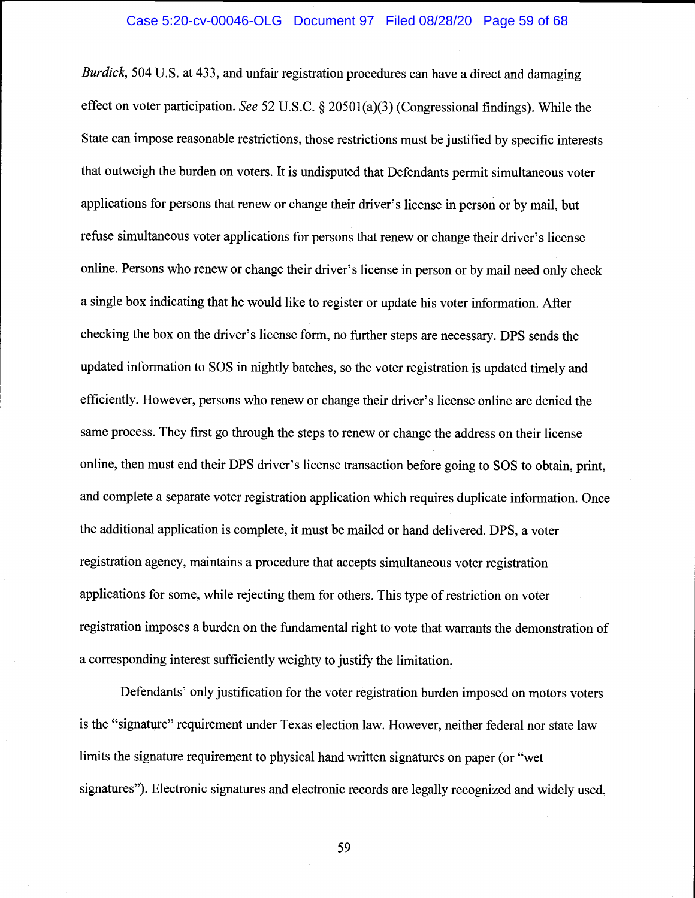*Burdick*, 504 U.S. at 433, and unfair registration procedures can have a direct and damaging effect on voter participation. *See* 52 U.S.C. § 20501(a)(3) (Congressional findings). While the State can impose reasonable restrictions, those restrictions must be justified by specific interests that outweigh the burden on voters. It is undisputed that Defendants permit simultaneous voter applications for persons that renew or change their driver's license in person or by mail, but refuse simultaneous voter applications for persons that renew or change their driver's license online. Persons who renew or change their driver's license in person or by mail need only check a single box indicating that he would like to register or update his voter information. After checking the box on the driver's license form, no further steps are necessary. DPS sends the updated information to SOS in nightly batches, so the voter registration is updated timely and efficiently. However, persons who renew or change their driver's license online are denied the same process. They first go through the steps to renew or change the address on their license online, then must end their DPS driver's license transaction before going to SOS to obtain, print, and complete a separate voter registration application which requires duplicate information. Once the additional application is complete, it must be mailed or hand delivered. DPS, a voter registration agency, maintains a procedure that accepts simultaneous voter registration applications for some, while rejecting them for others. This type of restriction on voter registration imposes a burden on the fundamental right to vote that warrants the demonstration of a corresponding interest sufficiently weighty to justify the limitation.

Defendants' only justification for the voter registration burden imposed on motors voters is the "signature" requirement under Texas election law. However, neither federal nor state law limits the signature requirement to physical hand written signatures on paper (or "wet signatures"). Electronic signatures and electronic records are legally recognized and widely used,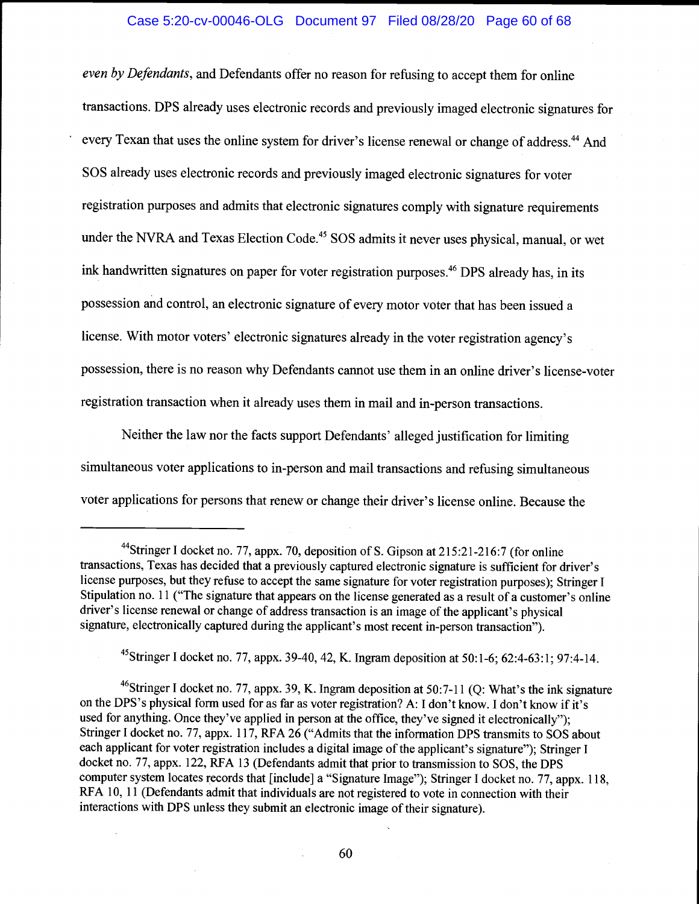*even by Defendants*, and Defendants offer no reason for refusing to accept them for online transactions. DPS already uses electronic records and previously imaged electronic signatures for every Texan that uses the online system for driver's license renewal or change of address.[44] And SOS already uses electronic records and previously imaged electronic signatures for voter registration purposes and admits that electronic signatures comply with signature requirements under the NVRA and Texas Election Code.[45] SOS admits it never uses physical, manual, or wet ink handwritten signatures on paper for voter registration purposes.[46] DPS already has, in its possession and control, an electronic signature of every motor voter that has been issued a license. With motor voters' electronic signatures already in the voter registration agency's possession, there is no reason why Defendants cannot use them in an online driver's license-voter registration transaction when it already uses them in mail and in-person transactions.

Neither the law nor the facts support Defendants' alleged justification for limiting simultaneous voter applications to in-person and mail transactions and refusing simultaneous voter applications for persons that renew or change their driver's license online. Because the

---

[44] Stringer I docket no. 77, appx. 70, deposition of S. Gipson at 215:21-216:7 (for online transactions, Texas has decided that a previously captured electronic signature is sufficient for driver's license purposes, but they refuse to accept the same signature for voter registration purposes); Stringer I Stipulation no. 11 ("The signature that appears on the license generated as a result of a customer's online driver's license renewal or change of address transaction is an image of the applicant's physical signature, electronically captured during the applicant's most recent in-person transaction").

[45] Stringer I docket no. 77, appx. 39-40, 42, K. Ingram deposition at 50:1-6; 62:4-63:1; 97:4-14.

[46] Stringer I docket no. 77, appx. 39, K. Ingram deposition at 50:7-11 (Q: What's the ink signature on the DPS's physical form used for as far as voter registration? A: I don't know. I don't know if it's used for anything. Once they've applied in person at the office, they've signed it electronically"); Stringer I docket no. 77, appx. 117, RFA 26 ("Admits that the information DPS transmits to SOS about each applicant for voter registration includes a digital image of the applicant's signature"); Stringer I docket no. 77, appx. 122, RFA 13 (Defendants admit that prior to transmission to SOS, the DPS computer system locates records that [include] a "Signature Image"); Stringer I docket no. 77, appx. 118, RFA 10, 11 (Defendants admit that individuals are not registered to vote in connection with their interactions with DPS unless they submit an electronic image of their signature).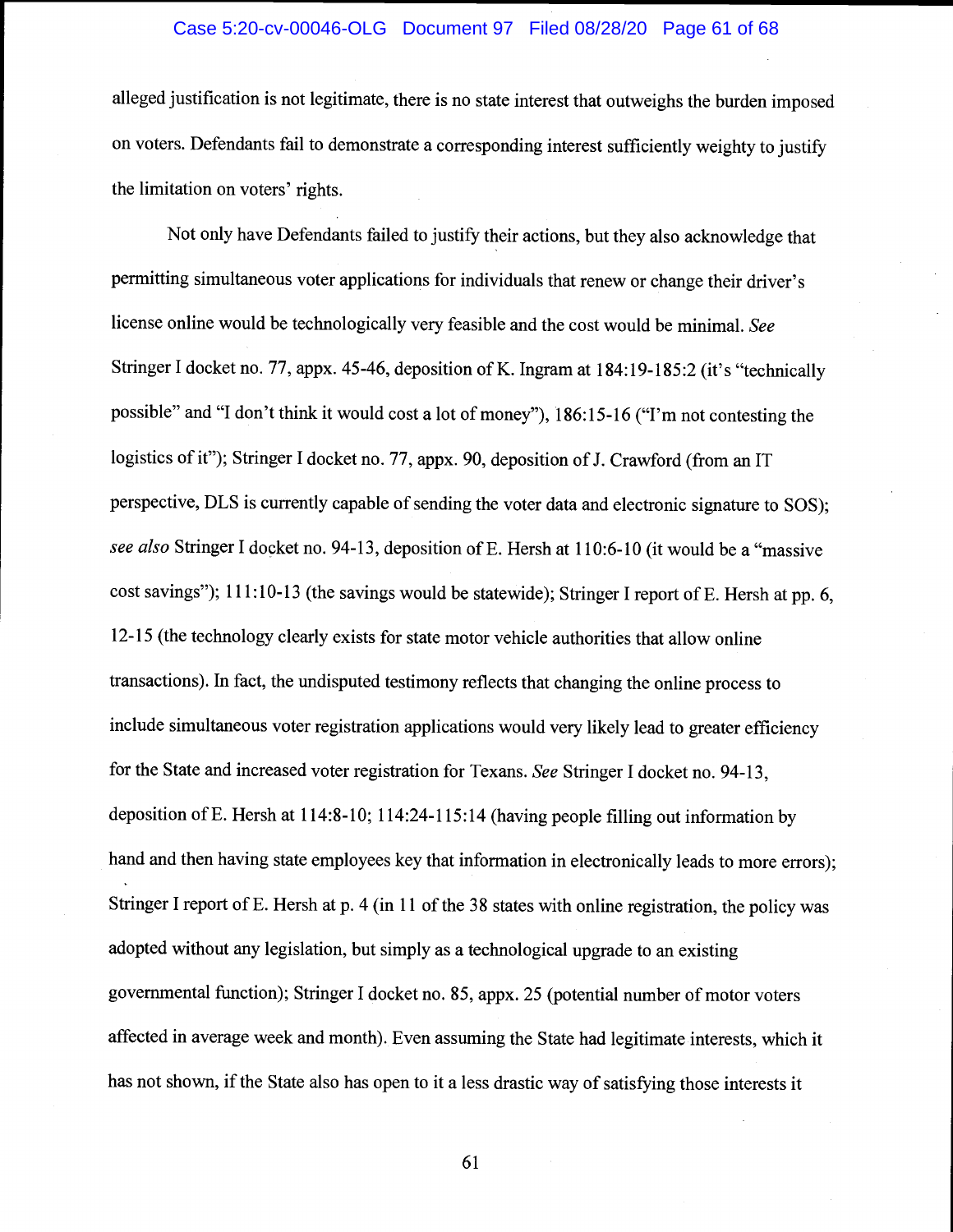alleged justification is not legitimate, there is no state interest that outweighs the burden imposed on voters. Defendants fail to demonstrate a corresponding interest sufficiently weighty to justify the limitation on voters' rights.

Not only have Defendants failed to justify their actions, but they also acknowledge that permitting simultaneous voter applications for individuals that renew or change their driver's license online would be technologically very feasible and the cost would be minimal. *See* Stringer I docket no. 77, appx. 45-46, deposition of K. Ingram at 184:19-185:2 (it's "technically possible" and "I don't think it would cost a lot of money"), 186:15-16 ("I'm not contesting the logistics of it"); Stringer I docket no. 77, appx. 90, deposition of J. Crawford (from an IT perspective, DLS is currently capable of sending the voter data and electronic signature to SOS); *see also* Stringer I docket no. 94-13, deposition of E. Hersh at 110:6-10 (it would be a "massive cost savings"); 111:10-13 (the savings would be statewide); Stringer I report of E. Hersh at pp. 6, 12-15 (the technology clearly exists for state motor vehicle authorities that allow online transactions). In fact, the undisputed testimony reflects that changing the online process to include simultaneous voter registration applications would very likely lead to greater efficiency for the State and increased voter registration for Texans. *See* Stringer I docket no. 94-13, deposition of E. Hersh at 114:8-10; 114:24-115:14 (having people filling out information by hand and then having state employees key that information in electronically leads to more errors); Stringer I report of E. Hersh at p. 4 (in 11 of the 38 states with online registration, the policy was adopted without any legislation, but simply as a technological upgrade to an existing governmental function); Stringer I docket no. 85, appx. 25 (potential number of motor voters affected in average week and month). Even assuming the State had legitimate interests, which it has not shown, if the State also has open to it a less drastic way of satisfying those interests it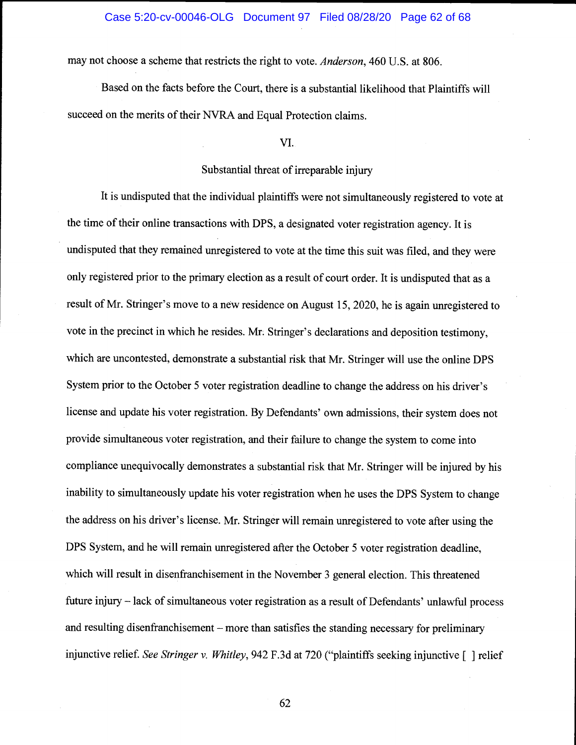may not choose a scheme that restricts the right to vote. *Anderson*, 460 U.S. at 806.

Based on the facts before the Court, there is a substantial likelihood that Plaintiffs will succeed on the merits of their NVRA and Equal Protection claims.

## VI.

## Substantial threat of irreparable injury

It is undisputed that the individual plaintiffs were not simultaneously registered to vote at the time of their online transactions with DPS, a designated voter registration agency. It is undisputed that they remained unregistered to vote at the time this suit was filed, and they were only registered prior to the primary election as a result of court order. It is undisputed that as a result of Mr. Stringer's move to a new residence on August 15, 2020, he is again unregistered to vote in the precinct in which he resides. Mr. Stringer's declarations and deposition testimony, which are uncontested, demonstrate a substantial risk that Mr. Stringer will use the online DPS System prior to the October 5 voter registration deadline to change the address on his driver's license and update his voter registration. By Defendants' own admissions, their system does not provide simultaneous voter registration, and their failure to change the system to come into compliance unequivocally demonstrates a substantial risk that Mr. Stringer will be injured by his inability to simultaneously update his voter registration when he uses the DPS System to change the address on his driver's license. Mr. Stringer will remain unregistered to vote after using the DPS System, and he will remain unregistered after the October 5 voter registration deadline, which will result in disenfranchisement in the November 3 general election. This threatened future injury – lack of simultaneous voter registration as a result of Defendants' unlawful process and resulting disenfranchisement – more than satisfies the standing necessary for preliminary injunctive relief. *See Stringer v. Whitley*, 942 F.3d at 720 ("plaintiffs seeking injunctive [ ] relief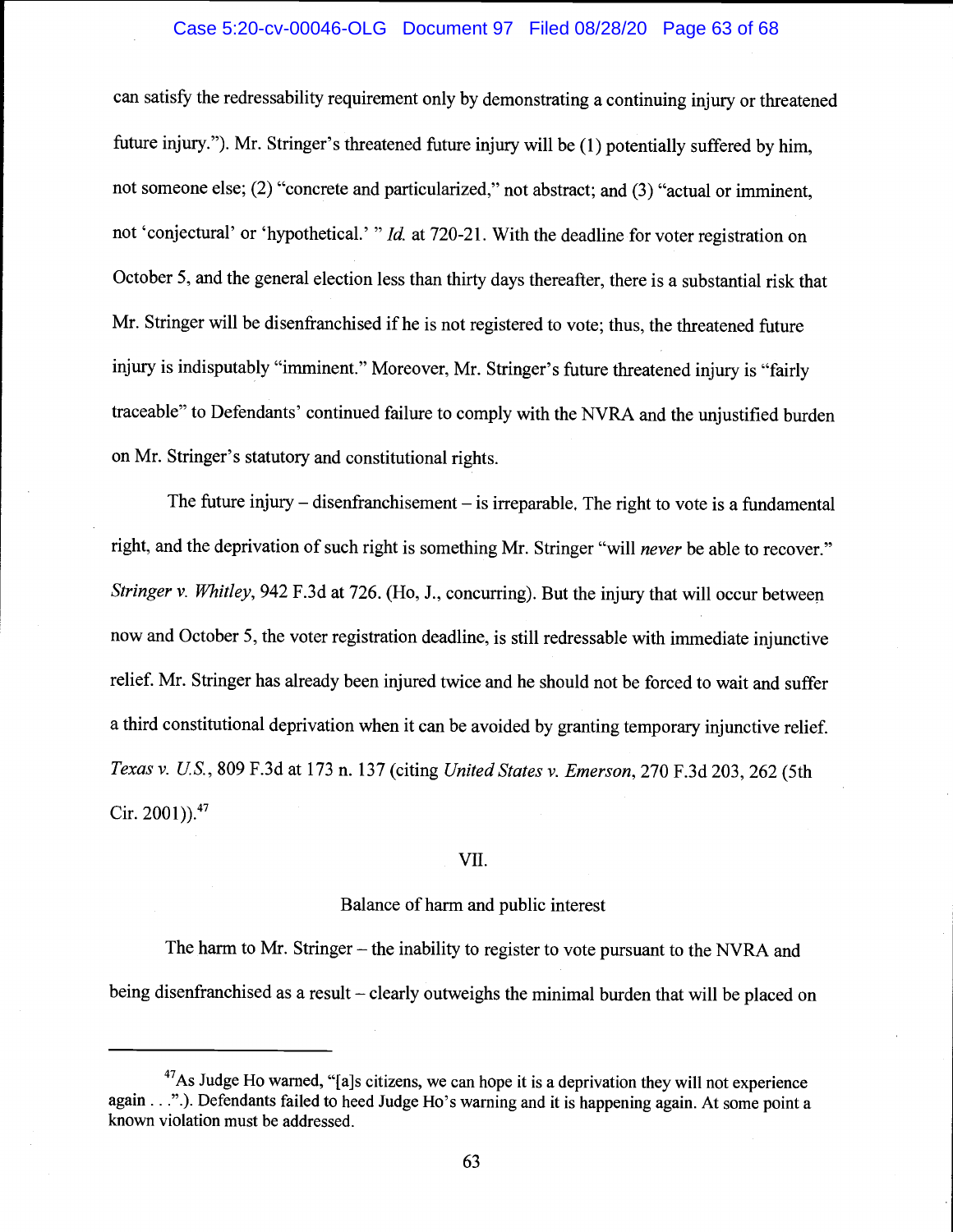can satisfy the redressability requirement only by demonstrating a continuing injury or threatened future injury."). Mr. Stringer's threatened future injury will be (1) potentially suffered by him, not someone else; (2) "concrete and particularized," not abstract; and (3) "actual or imminent, not 'conjectural' or 'hypothetical.' " *Id.* at 720-21. With the deadline for voter registration on October 5, and the general election less than thirty days thereafter, there is a substantial risk that Mr. Stringer will be disenfranchised if he is not registered to vote; thus, the threatened future injury is indisputably "imminent." Moreover, Mr. Stringer's future threatened injury is "fairly traceable" to Defendants' continued failure to comply with the NVRA and the unjustified burden on Mr. Stringer's statutory and constitutional rights.

The future injury – disenfranchisement – is irreparable. The right to vote is a fundamental right, and the deprivation of such right is something Mr. Stringer "will *never* be able to recover." *Stringer v. Whitley*, 942 F.3d at 726. (Ho, J., concurring). But the injury that will occur between now and October 5, the voter registration deadline, is still redressable with immediate injunctive relief. Mr. Stringer has already been injured twice and he should not be forced to wait and suffer a third constitutional deprivation when it can be avoided by granting temporary injunctive relief. *Texas v. U.S.*, 809 F.3d at 173 n. 137 (citing *United States v. Emerson*, 270 F.3d 203, 262 (5th Cir. 2001)).[47]

## VII.

## Balance of harm and public interest

The harm to Mr. Stringer – the inability to register to vote pursuant to the NVRA and being disenfranchised as a result – clearly outweighs the minimal burden that will be placed on

---

[47] As Judge Ho warned, "[a]s citizens, we can hope it is a deprivation they will not experience again . . .".). Defendants failed to heed Judge Ho's warning and it is happening again. At some point a known violation must be addressed.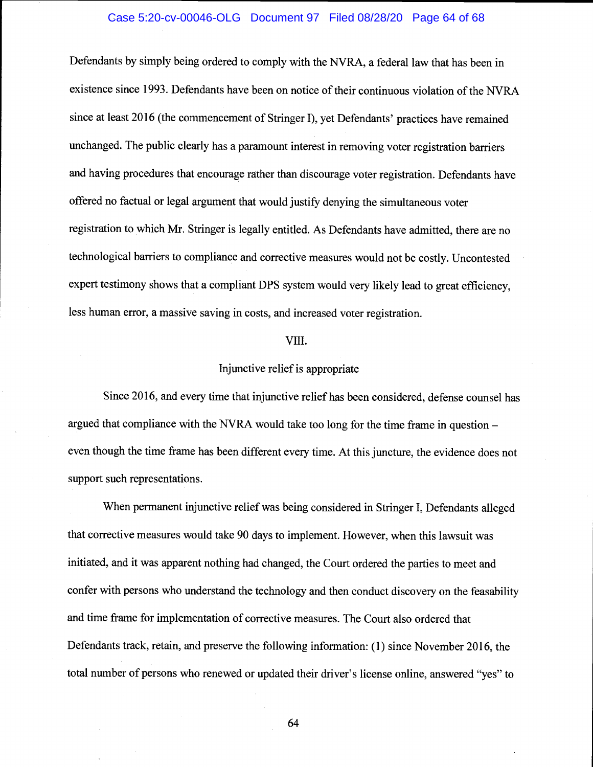Defendants by simply being ordered to comply with the NVRA, a federal law that has been in existence since 1993. Defendants have been on notice of their continuous violation of the NVRA since at least 2016 (the commencement of Stringer I), yet Defendants' practices have remained unchanged. The public clearly has a paramount interest in removing voter registration barriers and having procedures that encourage rather than discourage voter registration. Defendants have offered no factual or legal argument that would justify denying the simultaneous voter registration to which Mr. Stringer is legally entitled. As Defendants have admitted, there are no technological barriers to compliance and corrective measures would not be costly. Uncontested expert testimony shows that a compliant DPS system would very likely lead to great efficiency, less human error, a massive saving in costs, and increased voter registration.

## VIII.

## Injunctive relief is appropriate

Since 2016, and every time that injunctive relief has been considered, defense counsel has argued that compliance with the NVRA would take too long for the time frame in question – even though the time frame has been different every time. At this juncture, the evidence does not support such representations.

When permanent injunctive relief was being considered in Stringer I, Defendants alleged that corrective measures would take 90 days to implement. However, when this lawsuit was initiated, and it was apparent nothing had changed, the Court ordered the parties to meet and confer with persons who understand the technology and then conduct discovery on the feasability and time frame for implementation of corrective measures. The Court also ordered that Defendants track, retain, and preserve the following information: (1) since November 2016, the total number of persons who renewed or updated their driver's license online, answered "yes" to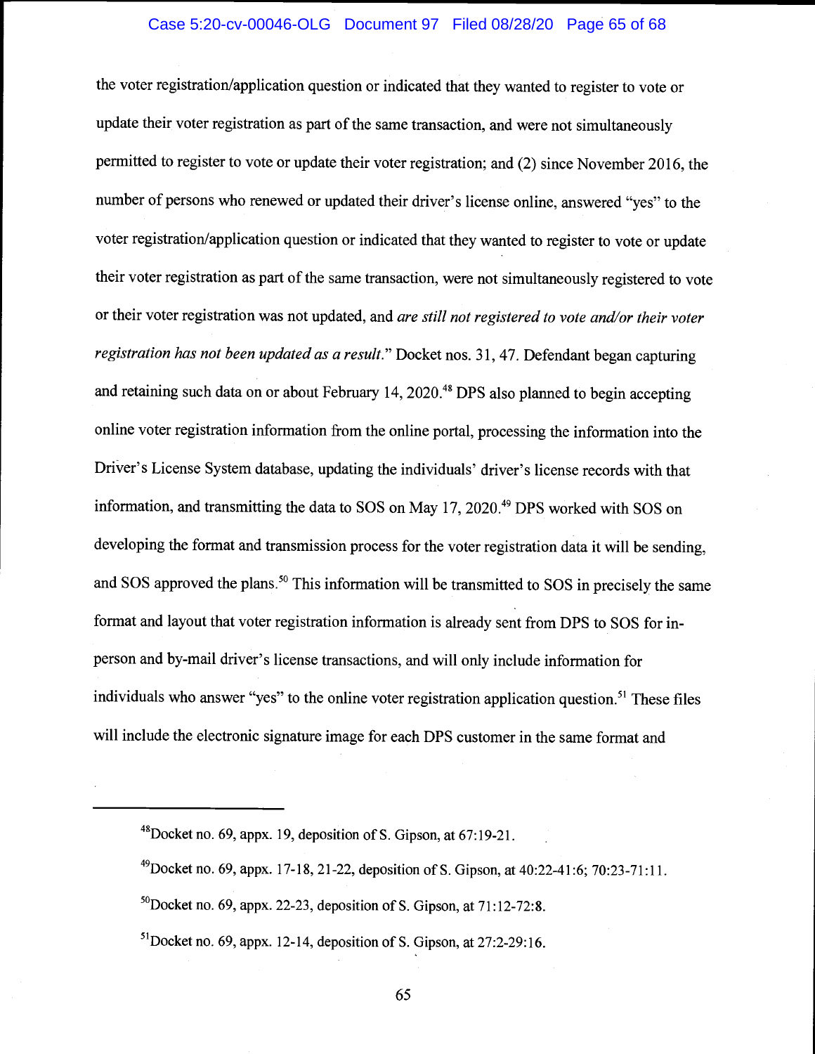the voter registration/application question or indicated that they wanted to register to vote or update their voter registration as part of the same transaction, and were not simultaneously permitted to register to vote or update their voter registration; and (2) since November 2016, the number of persons who renewed or updated their driver's license online, answered "yes" to the voter registration/application question or indicated that they wanted to register to vote or update their voter registration as part of the same transaction, were not simultaneously registered to vote or their voter registration was not updated, and *are still not registered to vote and/or their voter registration has not been updated as a result.*" Docket nos. 31, 47. Defendant began capturing and retaining such data on or about February 14, 2020.[48] DPS also planned to begin accepting online voter registration information from the online portal, processing the information into the Driver's License System database, updating the individuals' driver's license records with that information, and transmitting the data to SOS on May 17, 2020.[49] DPS worked with SOS on developing the format and transmission process for the voter registration data it will be sending, and SOS approved the plans.[50] This information will be transmitted to SOS in precisely the same format and layout that voter registration information is already sent from DPS to SOS for in-person and by-mail driver's license transactions, and will only include information for individuals who answer "yes" to the online voter registration application question.[51] These files will include the electronic signature image for each DPS customer in the same format and

---

[48]Docket no. 69, appx. 19, deposition of S. Gipson, at 67:19-21.

[49]Docket no. 69, appx. 17-18, 21-22, deposition of S. Gipson, at 40:22-41:6; 70:23-71:11.

[50]Docket no. 69, appx. 22-23, deposition of S. Gipson, at 71:12-72:8.

[51]Docket no. 69, appx. 12-14, deposition of S. Gipson, at 27:2-29:16.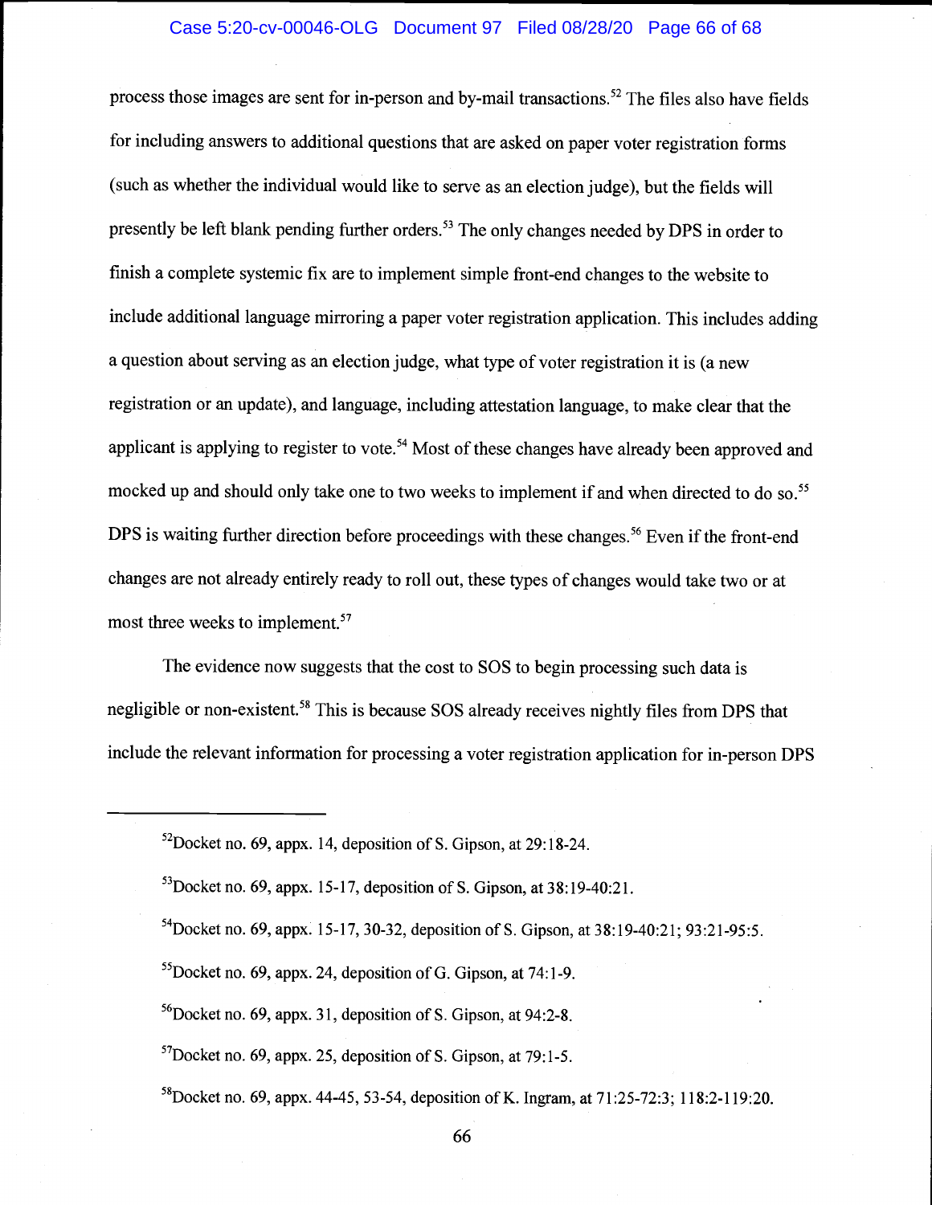process those images are sent for in-person and by-mail transactions.[52] The files also have fields for including answers to additional questions that are asked on paper voter registration forms (such as whether the individual would like to serve as an election judge), but the fields will presently be left blank pending further orders.[53] The only changes needed by DPS in order to finish a complete systemic fix are to implement simple front-end changes to the website to include additional language mirroring a paper voter registration application. This includes adding a question about serving as an election judge, what type of voter registration it is (a new registration or an update), and language, including attestation language, to make clear that the applicant is applying to register to vote.[54] Most of these changes have already been approved and mocked up and should only take one to two weeks to implement if and when directed to do so.[55] DPS is waiting further direction before proceedings with these changes.[56] Even if the front-end changes are not already entirely ready to roll out, these types of changes would take two or at most three weeks to implement.[57]

The evidence now suggests that the cost to SOS to begin processing such data is negligible or non-existent.[58] This is because SOS already receives nightly files from DPS that include the relevant information for processing a voter registration application for in-person DPS

---

[52]Docket no. 69, appx. 14, deposition of S. Gipson, at 29:18-24.

[53]Docket no. 69, appx. 15-17, deposition of S. Gipson, at 38:19-40:21.

[54]Docket no. 69, appx. 15-17, 30-32, deposition of S. Gipson, at 38:19-40:21; 93:21-95:5.

[55]Docket no. 69, appx. 24, deposition of G. Gipson, at 74:1-9.

[56]Docket no. 69, appx. 31, deposition of S. Gipson, at 94:2-8.

[57]Docket no. 69, appx. 25, deposition of S. Gipson, at 79:1-5.

[58]Docket no. 69, appx. 44-45, 53-54, deposition of K. Ingram, at 71:25-72:3; 118:2-119:20.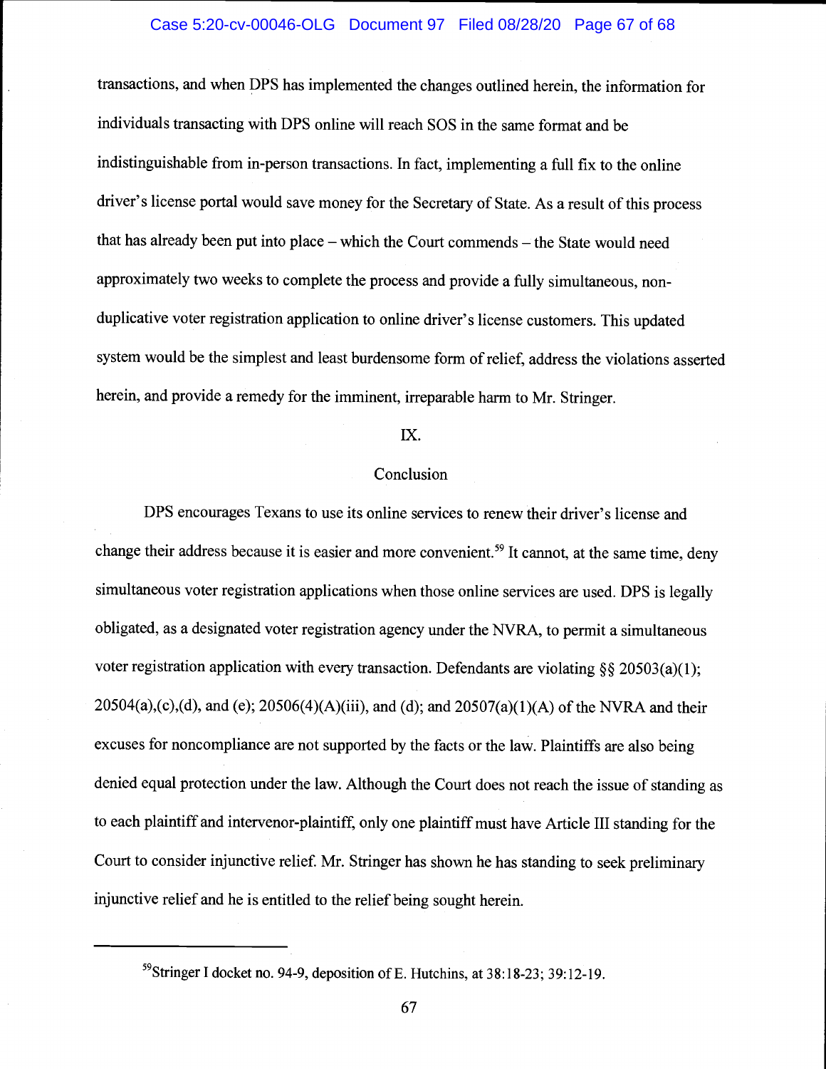transactions, and when DPS has implemented the changes outlined herein, the information for individuals transacting with DPS online will reach SOS in the same format and be indistinguishable from in-person transactions. In fact, implementing a full fix to the online driver's license portal would save money for the Secretary of State. As a result of this process that has already been put into place – which the Court commends – the State would need approximately two weeks to complete the process and provide a fully simultaneous, non-duplicative voter registration application to online driver's license customers. This updated system would be the simplest and least burdensome form of relief, address the violations asserted herein, and provide a remedy for the imminent, irreparable harm to Mr. Stringer.

## IX.

## Conclusion

DPS encourages Texans to use its online services to renew their driver's license and change their address because it is easier and more convenient.[59] It cannot, at the same time, deny simultaneous voter registration applications when those online services are used. DPS is legally obligated, as a designated voter registration agency under the NVRA, to permit a simultaneous voter registration application with every transaction. Defendants are violating §§ 20503(a)(1); 20504(a),(c),(d), and (e); 20506(4)(A)(iii), and (d); and 20507(a)(1)(A) of the NVRA and their excuses for noncompliance are not supported by the facts or the law. Plaintiffs are also being denied equal protection under the law. Although the Court does not reach the issue of standing as to each plaintiff and intervenor-plaintiff, only one plaintiff must have Article III standing for the Court to consider injunctive relief. Mr. Stringer has shown he has standing to seek preliminary injunctive relief and he is entitled to the relief being sought herein.

---

[59] Stringer I docket no. 94-9, deposition of E. Hutchins, at 38:18-23; 39:12-19.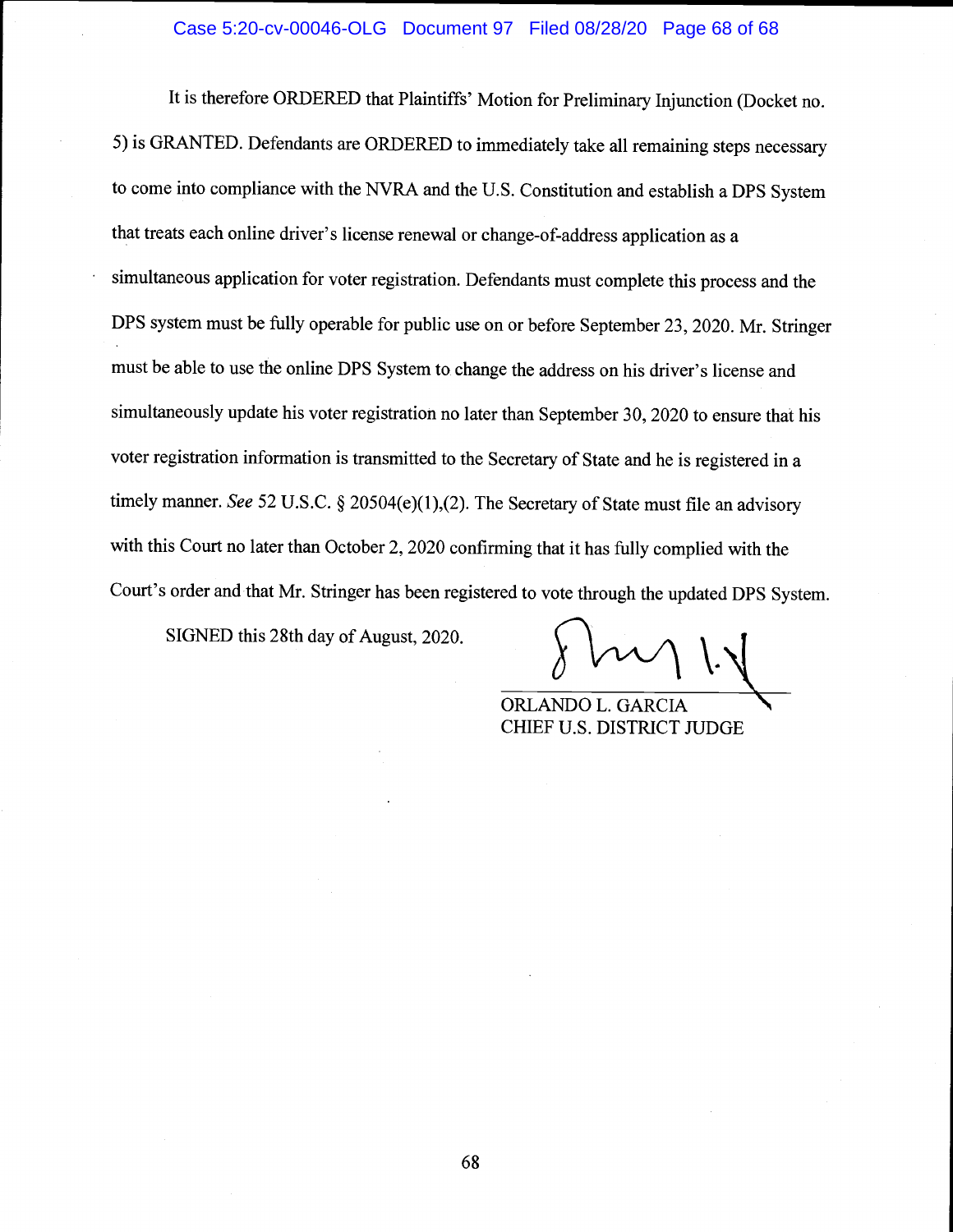It is therefore ORDERED that Plaintiffs' Motion for Preliminary Injunction (Docket no. 5) is GRANTED. Defendants are ORDERED to immediately take all remaining steps necessary to come into compliance with the NVRA and the U.S. Constitution and establish a DPS System that treats each online driver's license renewal or change-of-address application as a simultaneous application for voter registration. Defendants must complete this process and the DPS system must be fully operable for public use on or before September 23, 2020. Mr. Stringer must be able to use the online DPS System to change the address on his driver's license and simultaneously update his voter registration no later than September 30, 2020 to ensure that his voter registration information is transmitted to the Secretary of State and he is registered in a timely manner. *See* 52 U.S.C. § 20504(e)(1),(2). The Secretary of State must file an advisory with this Court no later than October 2, 2020 confirming that it has fully complied with the Court's order and that Mr. Stringer has been registered to vote through the updated DPS System.

SIGNED this 28th day of August, 2020.

ORLANDO L. GARCIA
CHIEF U.S. DISTRICT JUDGE